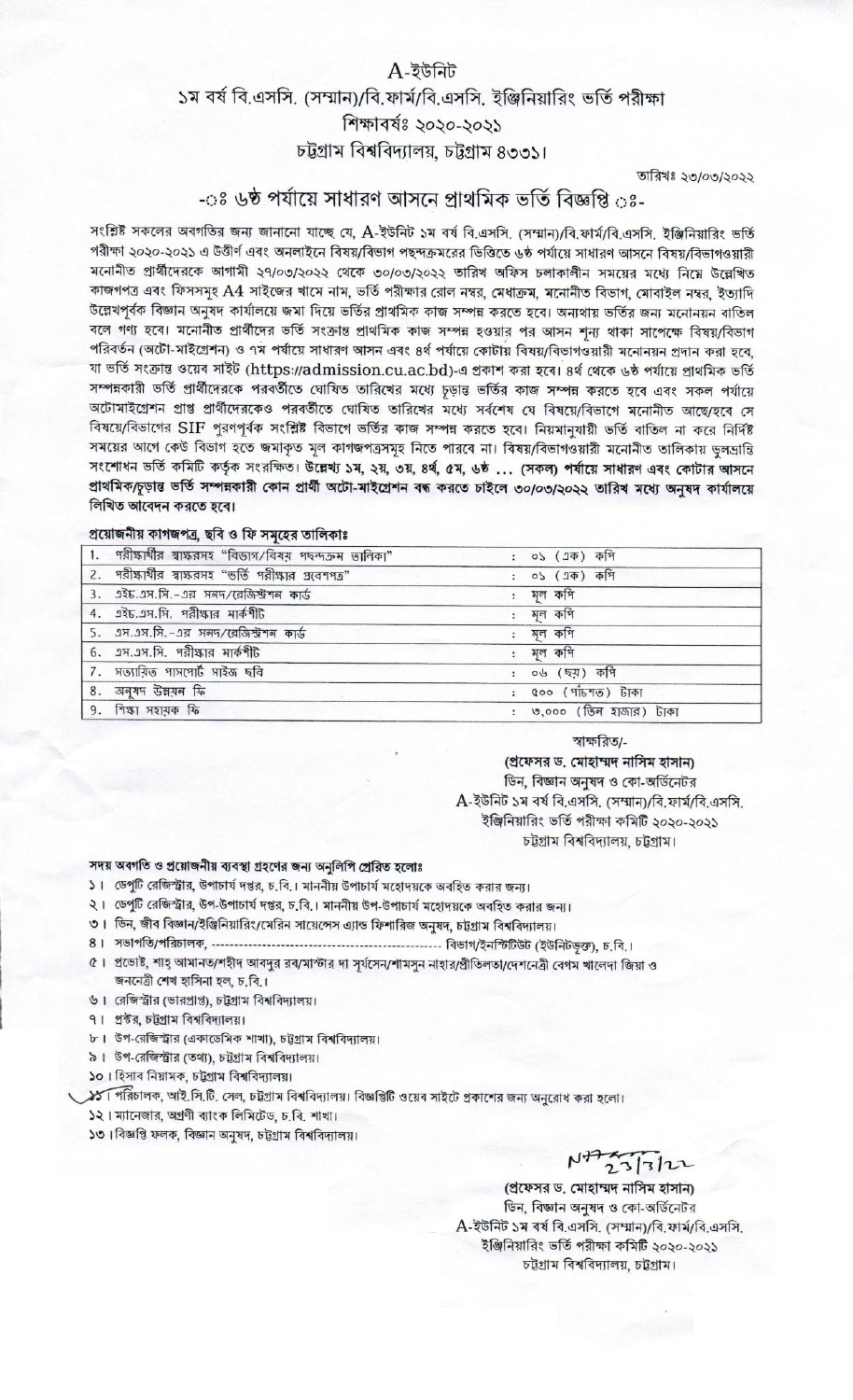# A-ইউনিট

## ১ম বর্ষ বি.এসসি. (সম্মান)/বি.ফার্ম/বি.এসসি. ইঞ্জিনিয়ারিং ভর্তি পরীক্ষা

## শিক্ষাবর্ষঃ ২০২০-২০২১

## চট্টগ্রাম বিশ্ববিদ্যালয়, চট্টগ্রাম ৪৩৩১।

তারিখঃ ২৩/০৩/২০২২

## -ঃঃ ৬ষ্ঠ পর্যায়ে সাধারণ আসনে প্রাথমিক ভর্তি বিজ্ঞপ্তি ঃঃ-

সংশ্লিষ্ট সকলের অবগতির জন্য জানানো যাচ্ছে যে, A-ইউনিট ১ম বর্ষ বি.এসসি. (সম্মান)/বি.ফার্ম/বি.এসসি. ইঞ্জিনিয়ারিং ভর্তি পরীক্ষা ২০২০-২০২১ এ উত্তীর্ণ এবং অনলাইনে বিষয়/বিভাগ পছন্দক্রমের ভিত্তিতে ৬ষ্ঠ পর্যায়ে সাধারণ আসনে বিষয়/বিভাগওয়ারী মনোনীত প্রার্থীদেরকে আগামী ২৭/০৩/২০২২ থেকে ৩০/০৩/২০২২ তারিখ অফিস চলাকালীন সময়ের মধ্যে নিম্নে উল্লেখিত কাগজপত্র এবং ফিসসমূহ A4 সাইজের খামে নাম, ভর্তি পরীক্ষার রোল নম্বর, মেধাক্রম, মনোনীত বিভাগ, মোবাইল নম্বর, ইত্যাদি উল্লেখপূর্বক বিজ্ঞান অনুষদ কার্যালয়ে জমা দিয়ে ভর্তির প্রাথমিক কাজ সম্পন্ন করতে হবে। অন্যথায় ভর্তির জন্য মনোনয়ন বাতিল বলে গণ্য হবে। মনোনীত প্রার্থীদের ভর্তি সংক্রান্ত প্রাথমিক কাজ সম্পন্ন হওয়ার পর আসন শূন্য থাকা সাপেক্ষে বিষয়/বিভাগ পরিবর্তন (অটো-মাইগ্রেশন) ও ৭ম পর্যায়ে সাধারণ আসন এবং ৪র্থ পর্যায়ে কোটায় বিষয়/বিভাগওয়ারী মনোনয়ন প্রদান করা হবে, যা ভর্তি সংক্রান্ত ওয়েব সাইট (https://admission.cu.ac.bd)-এ প্রকাশ করা হবে। ৪র্থ থেকে ৬ষ্ঠ পর্যায়ে প্রাথমিক ভর্তি সম্পন্নকারী ভর্তি প্রার্থীদেরকে পরবর্তীতে ঘোষিত তারিখের মধ্যে চূড়ান্ত ভর্তির কাজ সম্পন্ন করতে হবে এবং সকল পর্যায়ে অটোমাইগ্রেশন প্রাপ্ত প্রার্থীদেরকেও পরবর্তীতে ঘোষিত তারিখের মধ্যে সর্বশেষ যে বিষয়ে/বিভাগে মনোনীত আছে/হবে সে বিষয়ে/বিভাগের SIF পুরণপূর্বক সংশ্লিষ্ট বিভাগে ভর্তির কাজ সম্পন্ন করতে হবে। নিয়মানুযায়ী ভর্তি বাতিল না করে নির্দিষ্ট সময়ের আগে কেউ বিভাগ হতে জমাকৃত মূল কাগজপত্রসমূহ নিতে পারবে না। বিষয়/বিভাগওয়ারী মনোনীত তালিকায় ভুলভ্রান্তি সংশোধন ভর্তি কমিটি কর্তৃক সংরক্ষিত। **উল্লেখ্য ১ম, ২য়, ৩য়, ৪র্থ, ৫ম, ৬ষ্ঠ ... (সকল) পর্যায়ে সাধারণ এবং কোটার আসনে প্রাথমিক/চূড়ান্ত ভর্তি সম্পন্নকারী কোন প্রার্থী অটো-মাইগ্রেশন বন্ধ করতে চাইলে ৩০/০৩/২০২২ তারিখ মধ্যে অনুষদ কার্যালয়ে লিখিত আবেদন করতে হবে।**

**প্রয়োজনীয় কাগজপত্র, ছবি ও ফি সমূহের তালিকাঃ**

| | | | |
|---|---|---|---|
| 1. | পরীক্ষার্থীর স্বাক্ষরসহ "বিভাগ/বিষয় পছন্দক্রম তালিকা" | : | ০১ (এক) কপি |
| 2. | পরীক্ষার্থীর স্বাক্ষরসহ "ভর্তি পরীক্ষার প্রবেশপত্র" | : | ০১ (এক) কপি |
| 3. | এইচ.এস.সি.-এর সনদ/রেজিস্ট্রশন কার্ড | : | মূল কপি |
| 4. | এইচ.এস.সি. পরীক্ষার মার্কশীট | : | মূল কপি |
| 5. | এস.এস.সি.-এর সনদ/রেজিস্ট্রশন কার্ড | : | মূল কপি |
| 6. | এস.এস.সি. পরীক্ষার মার্কশীট | : | মূল কপি |
| 7. | সত্যায়িত পাসপোর্ট সাইজ ছবি | : | ০৬ (ছয়) কপি |
| 8. | অনুষদ উন্নয়ন ফি | : | ৫০০ (পাঁচশত) টাকা |
| 9. | শিক্ষা সহায়ক ফি | : | ৩,০০০ (তিন হাজার) টাকা |

স্বাক্ষরিত/-

**(প্রফেসর ড. মোহাম্মদ নাসিম হাসান)**

ডিন, বিজ্ঞান অনুষদ ও কো-অর্ডিনেটর

A-ইউনিট ১ম বর্ষ বি.এসসি. (সম্মান)/বি.ফার্ম/বি.এসসি. ইঞ্জিনিয়ারিং ভর্তি পরীক্ষা কমিটি ২০২০-২০২১

চট্টগ্রাম বিশ্ববিদ্যালয়, চট্টগ্রাম।

**সদয় অবগতি ও প্রয়োজনীয় ব্যবস্থা গ্রহণের জন্য অনুলিপি প্রেরিত হলোঃ**

১। ডেপুটি রেজিস্ট্রার, উপাচার্য দপ্তর, চ.বি.। মাননীয় উপাচার্য মহোদয়কে অবহিত করার জন্য।
২। ডেপুটি রেজিস্ট্রার, উপ-উপাচার্য দপ্তর, চ.বি.। মাননীয় উপ-উপাচার্য মহোদয়কে অবহিত করার জন্য।
৩। ডিন, জীব বিজ্ঞান/ইঞ্জিনিয়ারিং/মেরিন সায়েন্সেস এন্ড ফিশারিজ অনুষদ, চট্টগ্রাম বিশ্ববিদ্যালয়।
৪। সভাপতি/পরিচালক, ------------------------------------------------ বিভাগ/ইনস্টিটিউট (ইউনিটভুক্ত), চ.বি.।
৫। প্রভোস্ট, শাহ্ আমানত/শহীদ আবদুর রব/মাস্টার দা সূর্যসেন/শামসুন নাহার/প্রীতিলতা/দেশনেত্রী বেগম খালেদা জিয়া ও জননেত্রী শেখ হাসিনা হল, চ.বি.।
৬। রেজিস্ট্রার (ভারপ্রাপ্ত), চট্টগ্রাম বিশ্ববিদ্যালয়।
৭। প্রক্টর, চট্টগ্রাম বিশ্ববিদ্যালয়।
৮। উপ-রেজিস্ট্রার (একাডেমিক শাখা), চট্টগ্রাম বিশ্ববিদ্যালয়।
৯। উপ-রেজিস্ট্রার (তথ্য), চট্টগ্রাম বিশ্ববিদ্যালয়।
১০। হিসাব নিয়ামক, চট্টগ্রাম বিশ্ববিদ্যালয়।
১১। পরিচালক, আই.সি.টি. সেল, চট্টগ্রাম বিশ্ববিদ্যালয়। বিজ্ঞপ্তিটি ওয়েব সাইটে প্রকাশের জন্য অনুরোধ করা হলো।
১২। ম্যানেজার, অগ্রণী ব্যাংক লিমিটেড, চ.বি. শাখা।
১৩। বিজ্ঞপ্তি ফলক, বিজ্ঞান অনুষদ, চট্টগ্রাম বিশ্ববিদ্যালয়।

23/3/22

**(প্রফেসর ড. মোহাম্মদ নাসিম হাসান)**

ডিন, বিজ্ঞান অনুষদ ও কো-অর্ডিনেটর

A-ইউনিট ১ম বর্ষ বি.এসসি. (সম্মান)/বি.ফার্ম/বি.এসসি. ইঞ্জিনিয়ারিং ভর্তি পরীক্ষা কমিটি ২০২০-২০২১

চট্টগ্রাম বিশ্ববিদ্যালয়, চট্টগ্রাম।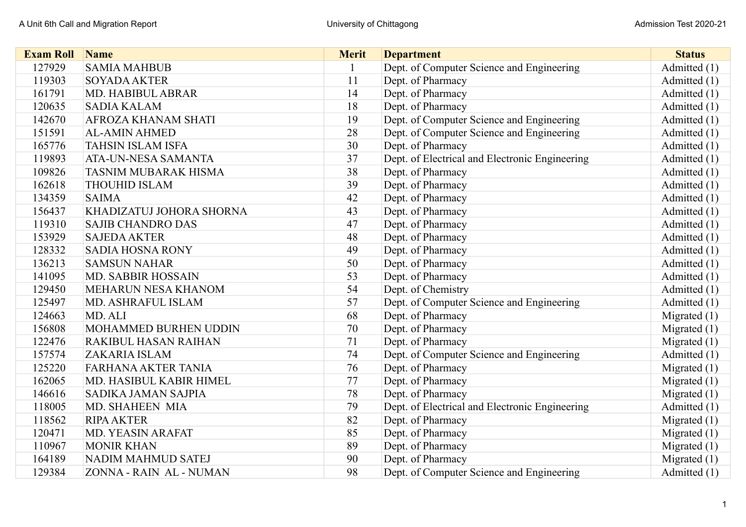| Exam Roll | Name | Merit | Department | Status |
|---|---|---|---|---|
| 127929 | SAMIA MAHBUB | 1 | Dept. of Computer Science and Engineering | Admitted (1) |
| 119303 | SOYADA AKTER | 11 | Dept. of Pharmacy | Admitted (1) |
| 161791 | MD. HABIBUL ABRAR | 14 | Dept. of Pharmacy | Admitted (1) |
| 120635 | SADIA KALAM | 18 | Dept. of Pharmacy | Admitted (1) |
| 142670 | AFROZA KHANAM SHATI | 19 | Dept. of Computer Science and Engineering | Admitted (1) |
| 151591 | AL-AMIN AHMED | 28 | Dept. of Computer Science and Engineering | Admitted (1) |
| 165776 | TAHSIN ISLAM ISFA | 30 | Dept. of Pharmacy | Admitted (1) |
| 119893 | ATA-UN-NESA SAMANTA | 37 | Dept. of Electrical and Electronic Engineering | Admitted (1) |
| 109826 | TASNIM MUBARAK HISMA | 38 | Dept. of Pharmacy | Admitted (1) |
| 162618 | THOUHID ISLAM | 39 | Dept. of Pharmacy | Admitted (1) |
| 134359 | SAIMA | 42 | Dept. of Pharmacy | Admitted (1) |
| 156437 | KHADIZATUJ JOHORA SHORNA | 43 | Dept. of Pharmacy | Admitted (1) |
| 119310 | SAJIB CHANDRO DAS | 47 | Dept. of Pharmacy | Admitted (1) |
| 153929 | SAJEDA AKTER | 48 | Dept. of Pharmacy | Admitted (1) |
| 128332 | SADIA HOSNA RONY | 49 | Dept. of Pharmacy | Admitted (1) |
| 136213 | SAMSUN NAHAR | 50 | Dept. of Pharmacy | Admitted (1) |
| 141095 | MD. SABBIR HOSSAIN | 53 | Dept. of Pharmacy | Admitted (1) |
| 129450 | MEHARUN NESA KHANOM | 54 | Dept. of Chemistry | Admitted (1) |
| 125497 | MD. ASHRAFUL ISLAM | 57 | Dept. of Computer Science and Engineering | Admitted (1) |
| 124663 | MD. ALI | 68 | Dept. of Pharmacy | Migrated (1) |
| 156808 | MOHAMMED BURHEN UDDIN | 70 | Dept. of Pharmacy | Migrated (1) |
| 122476 | RAKIBUL HASAN RAIHAN | 71 | Dept. of Pharmacy | Migrated (1) |
| 157574 | ZAKARIA ISLAM | 74 | Dept. of Computer Science and Engineering | Admitted (1) |
| 125220 | FARHANA AKTER TANIA | 76 | Dept. of Pharmacy | Migrated (1) |
| 162065 | MD. HASIBUL KABIR HIMEL | 77 | Dept. of Pharmacy | Migrated (1) |
| 146616 | SADIKA JAMAN SAJPIA | 78 | Dept. of Pharmacy | Migrated (1) |
| 118005 | MD. SHAHEEN MIA | 79 | Dept. of Electrical and Electronic Engineering | Admitted (1) |
| 118562 | RIPA AKTER | 82 | Dept. of Pharmacy | Migrated (1) |
| 120471 | MD. YEASIN ARAFAT | 85 | Dept. of Pharmacy | Migrated (1) |
| 110967 | MONIR KHAN | 89 | Dept. of Pharmacy | Migrated (1) |
| 164189 | NADIM MAHMUD SATEJ | 90 | Dept. of Pharmacy | Migrated (1) |
| 129384 | ZONNA - RAIN AL - NUMAN | 98 | Dept. of Computer Science and Engineering | Admitted (1) |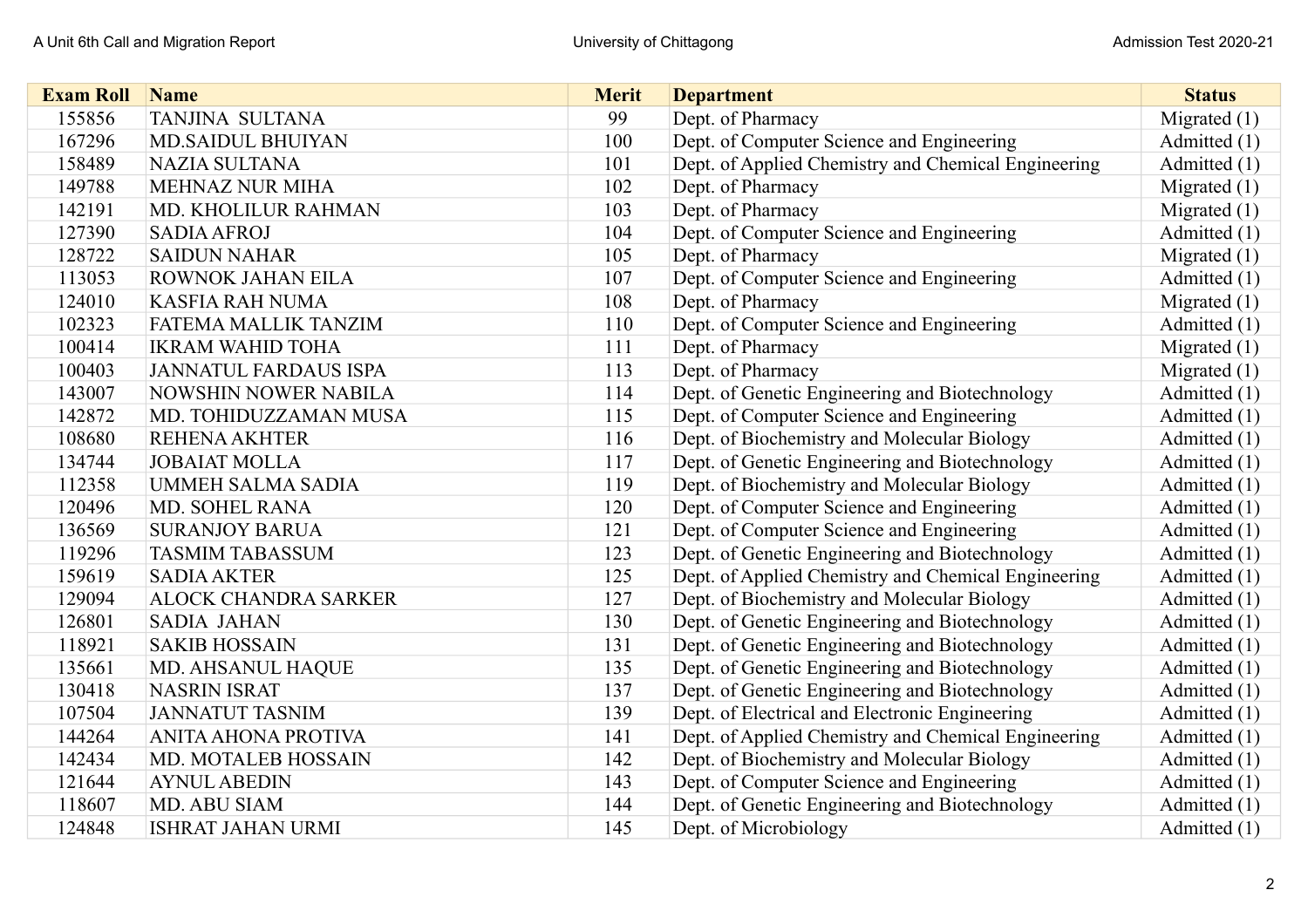| Exam Roll | Name | Merit | Department | Status |
|---|---|---|---|---|
| 155856 | TANJINA SULTANA | 99 | Dept. of Pharmacy | Migrated (1) |
| 167296 | MD.SAIDUL BHUIYAN | 100 | Dept. of Computer Science and Engineering | Admitted (1) |
| 158489 | NAZIA SULTANA | 101 | Dept. of Applied Chemistry and Chemical Engineering | Admitted (1) |
| 149788 | MEHNAZ NUR MIHA | 102 | Dept. of Pharmacy | Migrated (1) |
| 142191 | MD. KHOLILUR RAHMAN | 103 | Dept. of Pharmacy | Migrated (1) |
| 127390 | SADIA AFROJ | 104 | Dept. of Computer Science and Engineering | Admitted (1) |
| 128722 | SAIDUN NAHAR | 105 | Dept. of Pharmacy | Migrated (1) |
| 113053 | ROWNOK JAHAN EILA | 107 | Dept. of Computer Science and Engineering | Admitted (1) |
| 124010 | KASFIA RAH NUMA | 108 | Dept. of Pharmacy | Migrated (1) |
| 102323 | FATEMA MALLIK TANZIM | 110 | Dept. of Computer Science and Engineering | Admitted (1) |
| 100414 | IKRAM WAHID TOHA | 111 | Dept. of Pharmacy | Migrated (1) |
| 100403 | JANNATUL FARDAUS ISPA | 113 | Dept. of Pharmacy | Migrated (1) |
| 143007 | NOWSHIN NOWER NABILA | 114 | Dept. of Genetic Engineering and Biotechnology | Admitted (1) |
| 142872 | MD. TOHIDUZZAMAN MUSA | 115 | Dept. of Computer Science and Engineering | Admitted (1) |
| 108680 | REHENA AKHTER | 116 | Dept. of Biochemistry and Molecular Biology | Admitted (1) |
| 134744 | JOBAIAT MOLLA | 117 | Dept. of Genetic Engineering and Biotechnology | Admitted (1) |
| 112358 | UMMEH SALMA SADIA | 119 | Dept. of Biochemistry and Molecular Biology | Admitted (1) |
| 120496 | MD. SOHEL RANA | 120 | Dept. of Computer Science and Engineering | Admitted (1) |
| 136569 | SURANJOY BARUA | 121 | Dept. of Computer Science and Engineering | Admitted (1) |
| 119296 | TASMIM TABASSUM | 123 | Dept. of Genetic Engineering and Biotechnology | Admitted (1) |
| 159619 | SADIA AKTER | 125 | Dept. of Applied Chemistry and Chemical Engineering | Admitted (1) |
| 129094 | ALOCK CHANDRA SARKER | 127 | Dept. of Biochemistry and Molecular Biology | Admitted (1) |
| 126801 | SADIA JAHAN | 130 | Dept. of Genetic Engineering and Biotechnology | Admitted (1) |
| 118921 | SAKIB HOSSAIN | 131 | Dept. of Genetic Engineering and Biotechnology | Admitted (1) |
| 135661 | MD. AHSANUL HAQUE | 135 | Dept. of Genetic Engineering and Biotechnology | Admitted (1) |
| 130418 | NASRIN ISRAT | 137 | Dept. of Genetic Engineering and Biotechnology | Admitted (1) |
| 107504 | JANNATUT TASNIM | 139 | Dept. of Electrical and Electronic Engineering | Admitted (1) |
| 144264 | ANITA AHONA PROTIVA | 141 | Dept. of Applied Chemistry and Chemical Engineering | Admitted (1) |
| 142434 | MD. MOTALEB HOSSAIN | 142 | Dept. of Biochemistry and Molecular Biology | Admitted (1) |
| 121644 | AYNUL ABEDIN | 143 | Dept. of Computer Science and Engineering | Admitted (1) |
| 118607 | MD. ABU SIAM | 144 | Dept. of Genetic Engineering and Biotechnology | Admitted (1) |
| 124848 | ISHRAT JAHAN URMI | 145 | Dept. of Microbiology | Admitted (1) |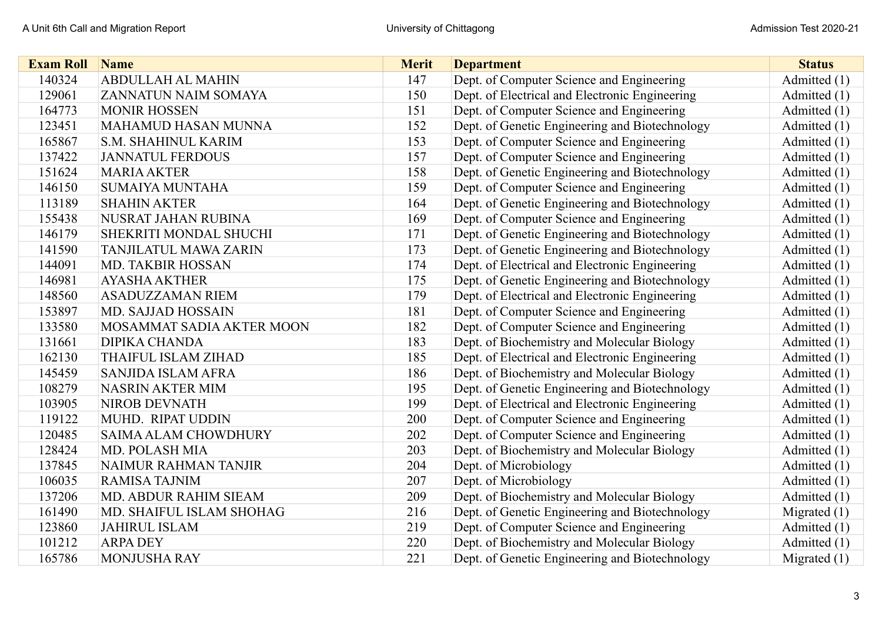| Exam Roll | Name | Merit | Department | Status |
|---|---|---|---|---|
| 140324 | ABDULLAH AL MAHIN | 147 | Dept. of Computer Science and Engineering | Admitted (1) |
| 129061 | ZANNATUN NAIM SOMAYA | 150 | Dept. of Electrical and Electronic Engineering | Admitted (1) |
| 164773 | MONIR HOSSEN | 151 | Dept. of Computer Science and Engineering | Admitted (1) |
| 123451 | MAHAMUD HASAN MUNNA | 152 | Dept. of Genetic Engineering and Biotechnology | Admitted (1) |
| 165867 | S.M. SHAHINUL KARIM | 153 | Dept. of Computer Science and Engineering | Admitted (1) |
| 137422 | JANNATUL FERDOUS | 157 | Dept. of Computer Science and Engineering | Admitted (1) |
| 151624 | MARIA AKTER | 158 | Dept. of Genetic Engineering and Biotechnology | Admitted (1) |
| 146150 | SUMAIYA MUNTAHA | 159 | Dept. of Computer Science and Engineering | Admitted (1) |
| 113189 | SHAHIN AKTER | 164 | Dept. of Genetic Engineering and Biotechnology | Admitted (1) |
| 155438 | NUSRAT JAHAN RUBINA | 169 | Dept. of Computer Science and Engineering | Admitted (1) |
| 146179 | SHEKRITI MONDAL SHUCHI | 171 | Dept. of Genetic Engineering and Biotechnology | Admitted (1) |
| 141590 | TANJILATUL MAWA ZARIN | 173 | Dept. of Genetic Engineering and Biotechnology | Admitted (1) |
| 144091 | MD. TAKBIR HOSSAN | 174 | Dept. of Electrical and Electronic Engineering | Admitted (1) |
| 146981 | AYASHA AKTHER | 175 | Dept. of Genetic Engineering and Biotechnology | Admitted (1) |
| 148560 | ASADUZZAMAN RIEM | 179 | Dept. of Electrical and Electronic Engineering | Admitted (1) |
| 153897 | MD. SAJJAD HOSSAIN | 181 | Dept. of Computer Science and Engineering | Admitted (1) |
| 133580 | MOSAMMAT SADIA AKTER MOON | 182 | Dept. of Computer Science and Engineering | Admitted (1) |
| 131661 | DIPIKA CHANDA | 183 | Dept. of Biochemistry and Molecular Biology | Admitted (1) |
| 162130 | THAIFUL ISLAM ZIHAD | 185 | Dept. of Electrical and Electronic Engineering | Admitted (1) |
| 145459 | SANJIDA ISLAM AFRA | 186 | Dept. of Biochemistry and Molecular Biology | Admitted (1) |
| 108279 | NASRIN AKTER MIM | 195 | Dept. of Genetic Engineering and Biotechnology | Admitted (1) |
| 103905 | NIROB DEVNATH | 199 | Dept. of Electrical and Electronic Engineering | Admitted (1) |
| 119122 | MUHD. RIPAT UDDIN | 200 | Dept. of Computer Science and Engineering | Admitted (1) |
| 120485 | SAIMA ALAM CHOWDHURY | 202 | Dept. of Computer Science and Engineering | Admitted (1) |
| 128424 | MD. POLASH MIA | 203 | Dept. of Biochemistry and Molecular Biology | Admitted (1) |
| 137845 | NAIMUR RAHMAN TANJIR | 204 | Dept. of Microbiology | Admitted (1) |
| 106035 | RAMISA TAJNIM | 207 | Dept. of Microbiology | Admitted (1) |
| 137206 | MD. ABDUR RAHIM SIEAM | 209 | Dept. of Biochemistry and Molecular Biology | Admitted (1) |
| 161490 | MD. SHAIFUL ISLAM SHOHAG | 216 | Dept. of Genetic Engineering and Biotechnology | Migrated (1) |
| 123860 | JAHIRUL ISLAM | 219 | Dept. of Computer Science and Engineering | Admitted (1) |
| 101212 | ARPA DEY | 220 | Dept. of Biochemistry and Molecular Biology | Admitted (1) |
| 165786 | MONJUSHA RAY | 221 | Dept. of Genetic Engineering and Biotechnology | Migrated (1) |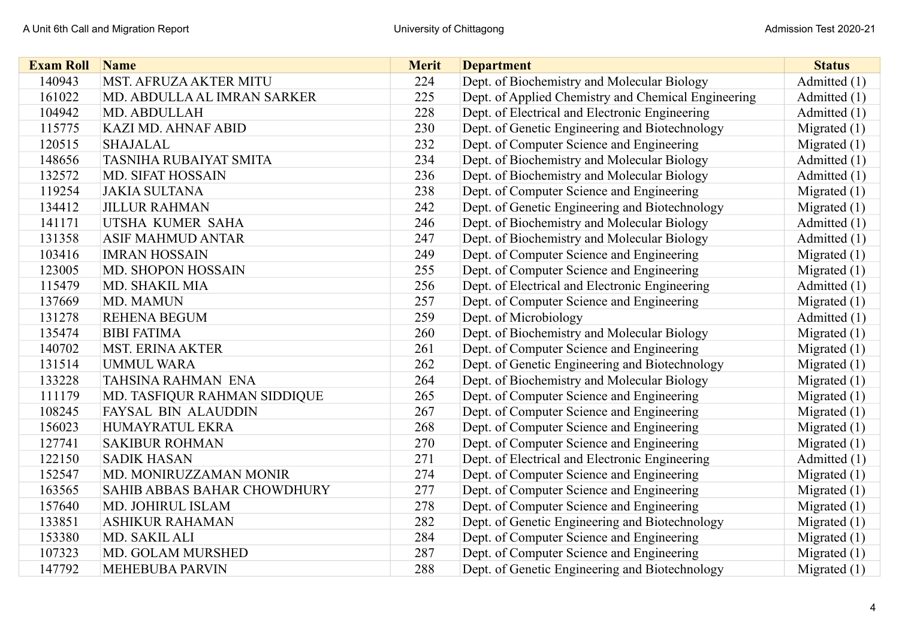| Exam Roll | Name | Merit | Department | Status |
|---|---|---|---|---|
| 140943 | MST. AFRUZA AKTER MITU | 224 | Dept. of Biochemistry and Molecular Biology | Admitted (1) |
| 161022 | MD. ABDULLA AL IMRAN SARKER | 225 | Dept. of Applied Chemistry and Chemical Engineering | Admitted (1) |
| 104942 | MD. ABDULLAH | 228 | Dept. of Electrical and Electronic Engineering | Admitted (1) |
| 115775 | KAZI MD. AHNAF ABID | 230 | Dept. of Genetic Engineering and Biotechnology | Migrated (1) |
| 120515 | SHAJALAL | 232 | Dept. of Computer Science and Engineering | Migrated (1) |
| 148656 | TASNIHA RUBAIYAT SMITA | 234 | Dept. of Biochemistry and Molecular Biology | Admitted (1) |
| 132572 | MD. SIFAT HOSSAIN | 236 | Dept. of Biochemistry and Molecular Biology | Admitted (1) |
| 119254 | JAKIA SULTANA | 238 | Dept. of Computer Science and Engineering | Migrated (1) |
| 134412 | JILLUR RAHMAN | 242 | Dept. of Genetic Engineering and Biotechnology | Migrated (1) |
| 141171 | UTSHA KUMER SAHA | 246 | Dept. of Biochemistry and Molecular Biology | Admitted (1) |
| 131358 | ASIF MAHMUD ANTAR | 247 | Dept. of Biochemistry and Molecular Biology | Admitted (1) |
| 103416 | IMRAN HOSSAIN | 249 | Dept. of Computer Science and Engineering | Migrated (1) |
| 123005 | MD. SHOPON HOSSAIN | 255 | Dept. of Computer Science and Engineering | Migrated (1) |
| 115479 | MD. SHAKIL MIA | 256 | Dept. of Electrical and Electronic Engineering | Admitted (1) |
| 137669 | MD. MAMUN | 257 | Dept. of Computer Science and Engineering | Migrated (1) |
| 131278 | REHENA BEGUM | 259 | Dept. of Microbiology | Admitted (1) |
| 135474 | BIBI FATIMA | 260 | Dept. of Biochemistry and Molecular Biology | Migrated (1) |
| 140702 | MST. ERINA AKTER | 261 | Dept. of Computer Science and Engineering | Migrated (1) |
| 131514 | UMMUL WARA | 262 | Dept. of Genetic Engineering and Biotechnology | Migrated (1) |
| 133228 | TAHSINA RAHMAN ENA | 264 | Dept. of Biochemistry and Molecular Biology | Migrated (1) |
| 111179 | MD. TASFIQUR RAHMAN SIDDIQUE | 265 | Dept. of Computer Science and Engineering | Migrated (1) |
| 108245 | FAYSAL BIN ALAUDDIN | 267 | Dept. of Computer Science and Engineering | Migrated (1) |
| 156023 | HUMAYRATUL EKRA | 268 | Dept. of Computer Science and Engineering | Migrated (1) |
| 127741 | SAKIBUR ROHMAN | 270 | Dept. of Computer Science and Engineering | Migrated (1) |
| 122150 | SADIK HASAN | 271 | Dept. of Electrical and Electronic Engineering | Admitted (1) |
| 152547 | MD. MONIRUZZAMAN MONIR | 274 | Dept. of Computer Science and Engineering | Migrated (1) |
| 163565 | SAHIB ABBAS BAHAR CHOWDHURY | 277 | Dept. of Computer Science and Engineering | Migrated (1) |
| 157640 | MD. JOHIRUL ISLAM | 278 | Dept. of Computer Science and Engineering | Migrated (1) |
| 133851 | ASHIKUR RAHAMAN | 282 | Dept. of Genetic Engineering and Biotechnology | Migrated (1) |
| 153380 | MD. SAKIL ALI | 284 | Dept. of Computer Science and Engineering | Migrated (1) |
| 107323 | MD. GOLAM MURSHED | 287 | Dept. of Computer Science and Engineering | Migrated (1) |
| 147792 | MEHEBUBA PARVIN | 288 | Dept. of Genetic Engineering and Biotechnology | Migrated (1) |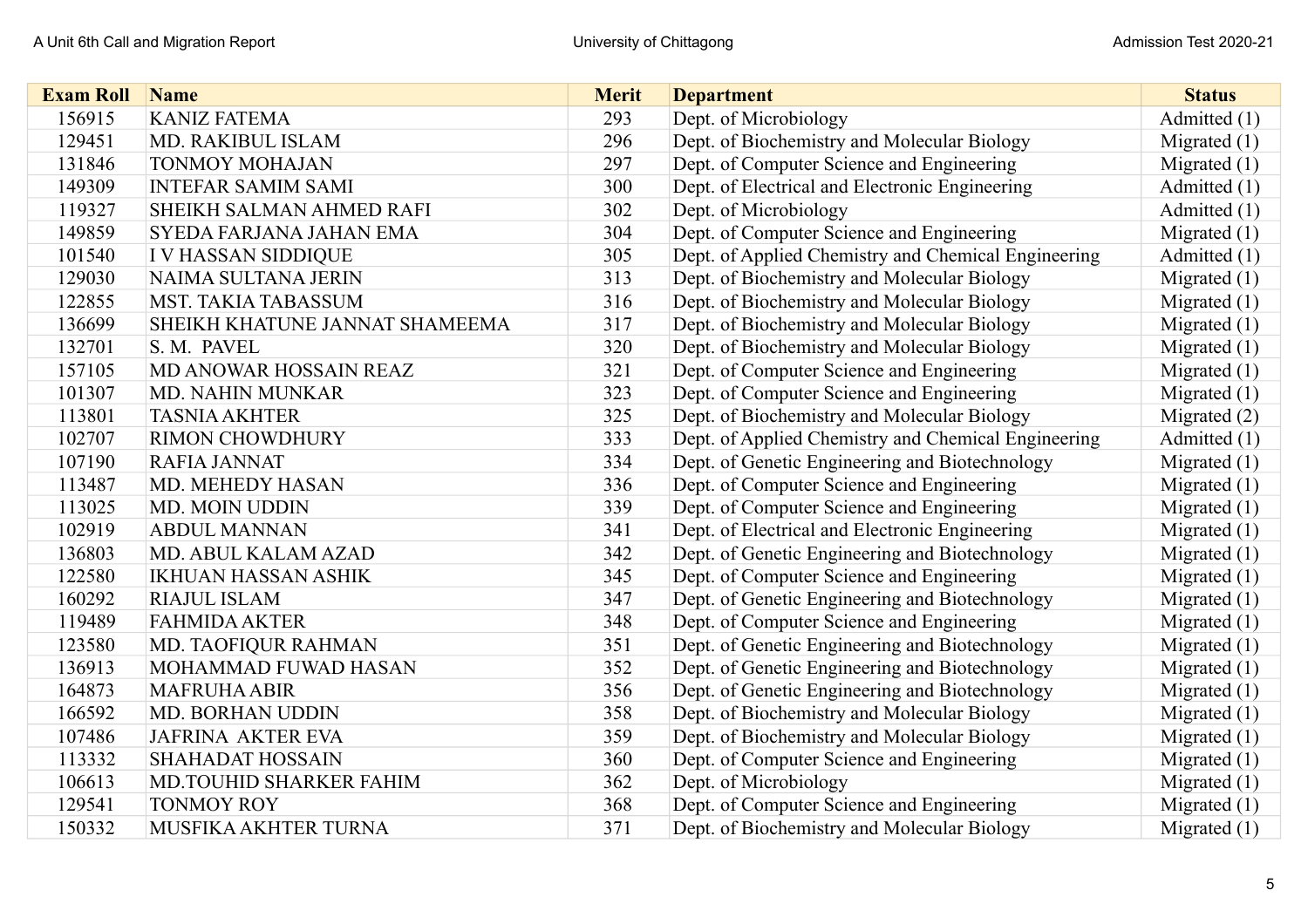| Exam Roll | Name | Merit | Department | Status |
|---|---|---|---|---|
| 156915 | KANIZ FATEMA | 293 | Dept. of Microbiology | Admitted (1) |
| 129451 | MD. RAKIBUL ISLAM | 296 | Dept. of Biochemistry and Molecular Biology | Migrated (1) |
| 131846 | TONMOY MOHAJAN | 297 | Dept. of Computer Science and Engineering | Migrated (1) |
| 149309 | INTEFAR SAMIM SAMI | 300 | Dept. of Electrical and Electronic Engineering | Admitted (1) |
| 119327 | SHEIKH SALMAN AHMED RAFI | 302 | Dept. of Microbiology | Admitted (1) |
| 149859 | SYEDA FARJANA JAHAN EMA | 304 | Dept. of Computer Science and Engineering | Migrated (1) |
| 101540 | I V HASSAN SIDDIQUE | 305 | Dept. of Applied Chemistry and Chemical Engineering | Admitted (1) |
| 129030 | NAIMA SULTANA JERIN | 313 | Dept. of Biochemistry and Molecular Biology | Migrated (1) |
| 122855 | MST. TAKIA TABASSUM | 316 | Dept. of Biochemistry and Molecular Biology | Migrated (1) |
| 136699 | SHEIKH KHATUNE JANNAT SHAMEEMA | 317 | Dept. of Biochemistry and Molecular Biology | Migrated (1) |
| 132701 | S. M. PAVEL | 320 | Dept. of Biochemistry and Molecular Biology | Migrated (1) |
| 157105 | MD ANOWAR HOSSAIN REAZ | 321 | Dept. of Computer Science and Engineering | Migrated (1) |
| 101307 | MD. NAHIN MUNKAR | 323 | Dept. of Computer Science and Engineering | Migrated (1) |
| 113801 | TASNIA AKHTER | 325 | Dept. of Biochemistry and Molecular Biology | Migrated (2) |
| 102707 | RIMON CHOWDHURY | 333 | Dept. of Applied Chemistry and Chemical Engineering | Admitted (1) |
| 107190 | RAFIA JANNAT | 334 | Dept. of Genetic Engineering and Biotechnology | Migrated (1) |
| 113487 | MD. MEHEDY HASAN | 336 | Dept. of Computer Science and Engineering | Migrated (1) |
| 113025 | MD. MOIN UDDIN | 339 | Dept. of Computer Science and Engineering | Migrated (1) |
| 102919 | ABDUL MANNAN | 341 | Dept. of Electrical and Electronic Engineering | Migrated (1) |
| 136803 | MD. ABUL KALAM AZAD | 342 | Dept. of Genetic Engineering and Biotechnology | Migrated (1) |
| 122580 | IKHUAN HASSAN ASHIK | 345 | Dept. of Computer Science and Engineering | Migrated (1) |
| 160292 | RIAJUL ISLAM | 347 | Dept. of Genetic Engineering and Biotechnology | Migrated (1) |
| 119489 | FAHMIDA AKTER | 348 | Dept. of Computer Science and Engineering | Migrated (1) |
| 123580 | MD. TAOFIQUR RAHMAN | 351 | Dept. of Genetic Engineering and Biotechnology | Migrated (1) |
| 136913 | MOHAMMAD FUWAD HASAN | 352 | Dept. of Genetic Engineering and Biotechnology | Migrated (1) |
| 164873 | MAFRUHA ABIR | 356 | Dept. of Genetic Engineering and Biotechnology | Migrated (1) |
| 166592 | MD. BORHAN UDDIN | 358 | Dept. of Biochemistry and Molecular Biology | Migrated (1) |
| 107486 | JAFRINA AKTER EVA | 359 | Dept. of Biochemistry and Molecular Biology | Migrated (1) |
| 113332 | SHAHADAT HOSSAIN | 360 | Dept. of Computer Science and Engineering | Migrated (1) |
| 106613 | MD.TOUHID SHARKER FAHIM | 362 | Dept. of Microbiology | Migrated (1) |
| 129541 | TONMOY ROY | 368 | Dept. of Computer Science and Engineering | Migrated (1) |
| 150332 | MUSFIKA AKHTER TURNA | 371 | Dept. of Biochemistry and Molecular Biology | Migrated (1) |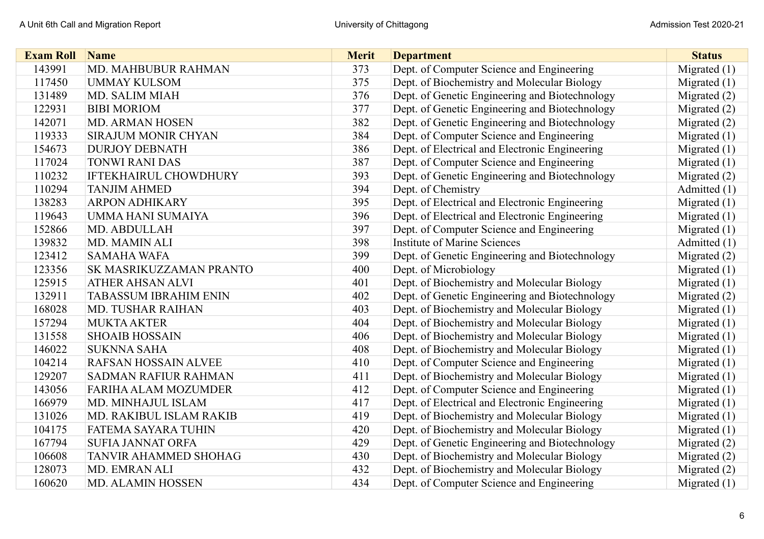| Exam Roll | Name | Merit | Department | Status |
|---|---|---|---|---|
| 143991 | MD. MAHBUBUR RAHMAN | 373 | Dept. of Computer Science and Engineering | Migrated (1) |
| 117450 | UMMAY KULSOM | 375 | Dept. of Biochemistry and Molecular Biology | Migrated (1) |
| 131489 | MD. SALIM MIAH | 376 | Dept. of Genetic Engineering and Biotechnology | Migrated (2) |
| 122931 | BIBI MORIOM | 377 | Dept. of Genetic Engineering and Biotechnology | Migrated (2) |
| 142071 | MD. ARMAN HOSEN | 382 | Dept. of Genetic Engineering and Biotechnology | Migrated (2) |
| 119333 | SIRAJUM MONIR CHYAN | 384 | Dept. of Computer Science and Engineering | Migrated (1) |
| 154673 | DURJOY DEBNATH | 386 | Dept. of Electrical and Electronic Engineering | Migrated (1) |
| 117024 | TONWI RANI DAS | 387 | Dept. of Computer Science and Engineering | Migrated (1) |
| 110232 | IFTEKHAIRUL CHOWDHURY | 393 | Dept. of Genetic Engineering and Biotechnology | Migrated (2) |
| 110294 | TANJIM AHMED | 394 | Dept. of Chemistry | Admitted (1) |
| 138283 | ARPON ADHIKARY | 395 | Dept. of Electrical and Electronic Engineering | Migrated (1) |
| 119643 | UMMA HANI SUMAIYA | 396 | Dept. of Electrical and Electronic Engineering | Migrated (1) |
| 152866 | MD. ABDULLAH | 397 | Dept. of Computer Science and Engineering | Migrated (1) |
| 139832 | MD. MAMIN ALI | 398 | Institute of Marine Sciences | Admitted (1) |
| 123412 | SAMAHA WAFA | 399 | Dept. of Genetic Engineering and Biotechnology | Migrated (2) |
| 123356 | SK MASRIKUZZAMAN PRANTO | 400 | Dept. of Microbiology | Migrated (1) |
| 125915 | ATHER AHSAN ALVI | 401 | Dept. of Biochemistry and Molecular Biology | Migrated (1) |
| 132911 | TABASSUM IBRAHIM ENIN | 402 | Dept. of Genetic Engineering and Biotechnology | Migrated (2) |
| 168028 | MD. TUSHAR RAIHAN | 403 | Dept. of Biochemistry and Molecular Biology | Migrated (1) |
| 157294 | MUKTA AKTER | 404 | Dept. of Biochemistry and Molecular Biology | Migrated (1) |
| 131558 | SHOAIB HOSSAIN | 406 | Dept. of Biochemistry and Molecular Biology | Migrated (1) |
| 146022 | SUKNNA SAHA | 408 | Dept. of Biochemistry and Molecular Biology | Migrated (1) |
| 104214 | RAFSAN HOSSAIN ALVEE | 410 | Dept. of Computer Science and Engineering | Migrated (1) |
| 129207 | SADMAN RAFIUR RAHMAN | 411 | Dept. of Biochemistry and Molecular Biology | Migrated (1) |
| 143056 | FARIHA ALAM MOZUMDER | 412 | Dept. of Computer Science and Engineering | Migrated (1) |
| 166979 | MD. MINHAJUL ISLAM | 417 | Dept. of Electrical and Electronic Engineering | Migrated (1) |
| 131026 | MD. RAKIBUL ISLAM RAKIB | 419 | Dept. of Biochemistry and Molecular Biology | Migrated (1) |
| 104175 | FATEMA SAYARA TUHIN | 420 | Dept. of Biochemistry and Molecular Biology | Migrated (1) |
| 167794 | SUFIA JANNAT ORFA | 429 | Dept. of Genetic Engineering and Biotechnology | Migrated (2) |
| 106608 | TANVIR AHAMMED SHOHAG | 430 | Dept. of Biochemistry and Molecular Biology | Migrated (2) |
| 128073 | MD. EMRAN ALI | 432 | Dept. of Biochemistry and Molecular Biology | Migrated (2) |
| 160620 | MD. ALAMIN HOSSEN | 434 | Dept. of Computer Science and Engineering | Migrated (1) |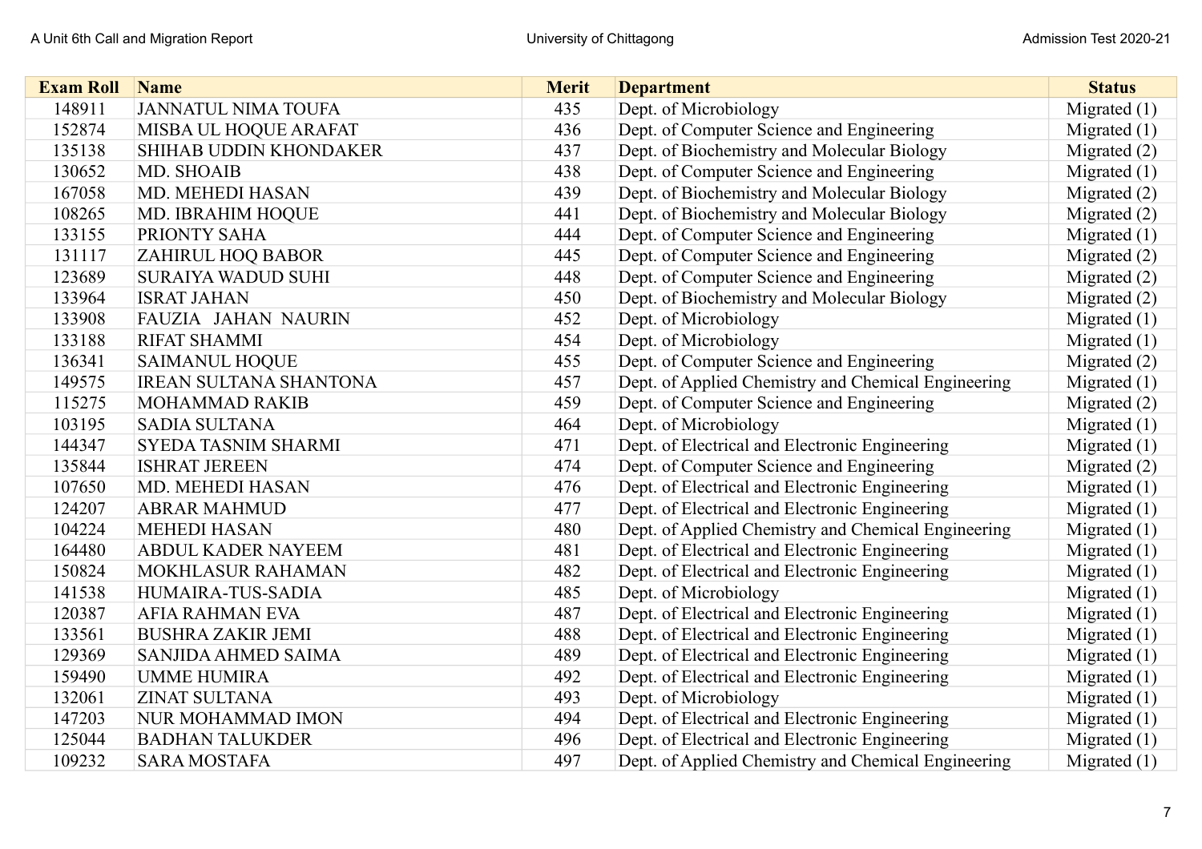| Exam Roll | Name | Merit | Department | Status |
|---|---|---|---|---|
| 148911 | JANNATUL NIMA TOUFA | 435 | Dept. of Microbiology | Migrated (1) |
| 152874 | MISBA UL HOQUE ARAFAT | 436 | Dept. of Computer Science and Engineering | Migrated (1) |
| 135138 | SHIHAB UDDIN KHONDAKER | 437 | Dept. of Biochemistry and Molecular Biology | Migrated (2) |
| 130652 | MD. SHOAIB | 438 | Dept. of Computer Science and Engineering | Migrated (1) |
| 167058 | MD. MEHEDI HASAN | 439 | Dept. of Biochemistry and Molecular Biology | Migrated (2) |
| 108265 | MD. IBRAHIM HOQUE | 441 | Dept. of Biochemistry and Molecular Biology | Migrated (2) |
| 133155 | PRIONTY SAHA | 444 | Dept. of Computer Science and Engineering | Migrated (1) |
| 131117 | ZAHIRUL HOQ BABOR | 445 | Dept. of Computer Science and Engineering | Migrated (2) |
| 123689 | SURAIYA WADUD SUHI | 448 | Dept. of Computer Science and Engineering | Migrated (2) |
| 133964 | ISRAT JAHAN | 450 | Dept. of Biochemistry and Molecular Biology | Migrated (2) |
| 133908 | FAUZIA JAHAN NAURIN | 452 | Dept. of Microbiology | Migrated (1) |
| 133188 | RIFAT SHAMMI | 454 | Dept. of Microbiology | Migrated (1) |
| 136341 | SAIMANUL HOQUE | 455 | Dept. of Computer Science and Engineering | Migrated (2) |
| 149575 | IREAN SULTANA SHANTONA | 457 | Dept. of Applied Chemistry and Chemical Engineering | Migrated (1) |
| 115275 | MOHAMMAD RAKIB | 459 | Dept. of Computer Science and Engineering | Migrated (2) |
| 103195 | SADIA SULTANA | 464 | Dept. of Microbiology | Migrated (1) |
| 144347 | SYEDA TASNIM SHARMI | 471 | Dept. of Electrical and Electronic Engineering | Migrated (1) |
| 135844 | ISHRAT JEREEN | 474 | Dept. of Computer Science and Engineering | Migrated (2) |
| 107650 | MD. MEHEDI HASAN | 476 | Dept. of Electrical and Electronic Engineering | Migrated (1) |
| 124207 | ABRAR MAHMUD | 477 | Dept. of Electrical and Electronic Engineering | Migrated (1) |
| 104224 | MEHEDI HASAN | 480 | Dept. of Applied Chemistry and Chemical Engineering | Migrated (1) |
| 164480 | ABDUL KADER NAYEEM | 481 | Dept. of Electrical and Electronic Engineering | Migrated (1) |
| 150824 | MOKHLASUR RAHAMAN | 482 | Dept. of Electrical and Electronic Engineering | Migrated (1) |
| 141538 | HUMAIRA-TUS-SADIA | 485 | Dept. of Microbiology | Migrated (1) |
| 120387 | AFIA RAHMAN EVA | 487 | Dept. of Electrical and Electronic Engineering | Migrated (1) |
| 133561 | BUSHRA ZAKIR JEMI | 488 | Dept. of Electrical and Electronic Engineering | Migrated (1) |
| 129369 | SANJIDA AHMED SAIMA | 489 | Dept. of Electrical and Electronic Engineering | Migrated (1) |
| 159490 | UMME HUMIRA | 492 | Dept. of Electrical and Electronic Engineering | Migrated (1) |
| 132061 | ZINAT SULTANA | 493 | Dept. of Microbiology | Migrated (1) |
| 147203 | NUR MOHAMMAD IMON | 494 | Dept. of Electrical and Electronic Engineering | Migrated (1) |
| 125044 | BADHAN TALUKDER | 496 | Dept. of Electrical and Electronic Engineering | Migrated (1) |
| 109232 | SARA MOSTAFA | 497 | Dept. of Applied Chemistry and Chemical Engineering | Migrated (1) |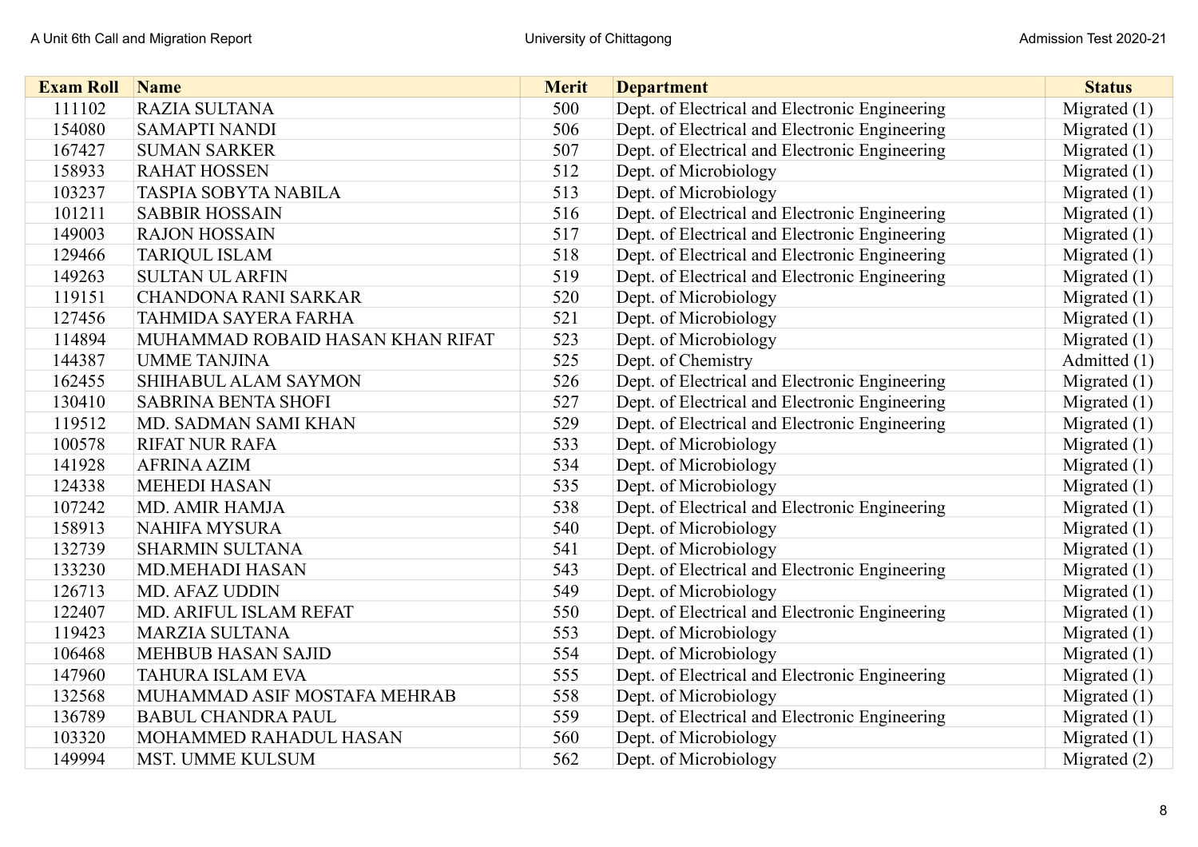| Exam Roll | Name | Merit | Department | Status |
|---|---|---|---|---|
| 111102 | RAZIA SULTANA | 500 | Dept. of Electrical and Electronic Engineering | Migrated (1) |
| 154080 | SAMAPTI NANDI | 506 | Dept. of Electrical and Electronic Engineering | Migrated (1) |
| 167427 | SUMAN SARKER | 507 | Dept. of Electrical and Electronic Engineering | Migrated (1) |
| 158933 | RAHAT HOSSEN | 512 | Dept. of Microbiology | Migrated (1) |
| 103237 | TASPIA SOBYTA NABILA | 513 | Dept. of Microbiology | Migrated (1) |
| 101211 | SABBIR HOSSAIN | 516 | Dept. of Electrical and Electronic Engineering | Migrated (1) |
| 149003 | RAJON HOSSAIN | 517 | Dept. of Electrical and Electronic Engineering | Migrated (1) |
| 129466 | TARIQUL ISLAM | 518 | Dept. of Electrical and Electronic Engineering | Migrated (1) |
| 149263 | SULTAN UL ARFIN | 519 | Dept. of Electrical and Electronic Engineering | Migrated (1) |
| 119151 | CHANDONA RANI SARKAR | 520 | Dept. of Microbiology | Migrated (1) |
| 127456 | TAHMIDA SAYERA FARHA | 521 | Dept. of Microbiology | Migrated (1) |
| 114894 | MUHAMMAD ROBAID HASAN KHAN RIFAT | 523 | Dept. of Microbiology | Migrated (1) |
| 144387 | UMME TANJINA | 525 | Dept. of Chemistry | Admitted (1) |
| 162455 | SHIHABUL ALAM SAYMON | 526 | Dept. of Electrical and Electronic Engineering | Migrated (1) |
| 130410 | SABRINA BENTA SHOFI | 527 | Dept. of Electrical and Electronic Engineering | Migrated (1) |
| 119512 | MD. SADMAN SAMI KHAN | 529 | Dept. of Electrical and Electronic Engineering | Migrated (1) |
| 100578 | RIFAT NUR RAFA | 533 | Dept. of Microbiology | Migrated (1) |
| 141928 | AFRINA AZIM | 534 | Dept. of Microbiology | Migrated (1) |
| 124338 | MEHEDI HASAN | 535 | Dept. of Microbiology | Migrated (1) |
| 107242 | MD. AMIR HAMJA | 538 | Dept. of Electrical and Electronic Engineering | Migrated (1) |
| 158913 | NAHIFA MYSURA | 540 | Dept. of Microbiology | Migrated (1) |
| 132739 | SHARMIN SULTANA | 541 | Dept. of Microbiology | Migrated (1) |
| 133230 | MD.MEHADI HASAN | 543 | Dept. of Electrical and Electronic Engineering | Migrated (1) |
| 126713 | MD. AFAZ UDDIN | 549 | Dept. of Microbiology | Migrated (1) |
| 122407 | MD. ARIFUL ISLAM REFAT | 550 | Dept. of Electrical and Electronic Engineering | Migrated (1) |
| 119423 | MARZIA SULTANA | 553 | Dept. of Microbiology | Migrated (1) |
| 106468 | MEHBUB HASAN SAJID | 554 | Dept. of Microbiology | Migrated (1) |
| 147960 | TAHURA ISLAM EVA | 555 | Dept. of Electrical and Electronic Engineering | Migrated (1) |
| 132568 | MUHAMMAD ASIF MOSTAFA MEHRAB | 558 | Dept. of Microbiology | Migrated (1) |
| 136789 | BABUL CHANDRA PAUL | 559 | Dept. of Electrical and Electronic Engineering | Migrated (1) |
| 103320 | MOHAMMED RAHADUL HASAN | 560 | Dept. of Microbiology | Migrated (1) |
| 149994 | MST. UMME KULSUM | 562 | Dept. of Microbiology | Migrated (2) |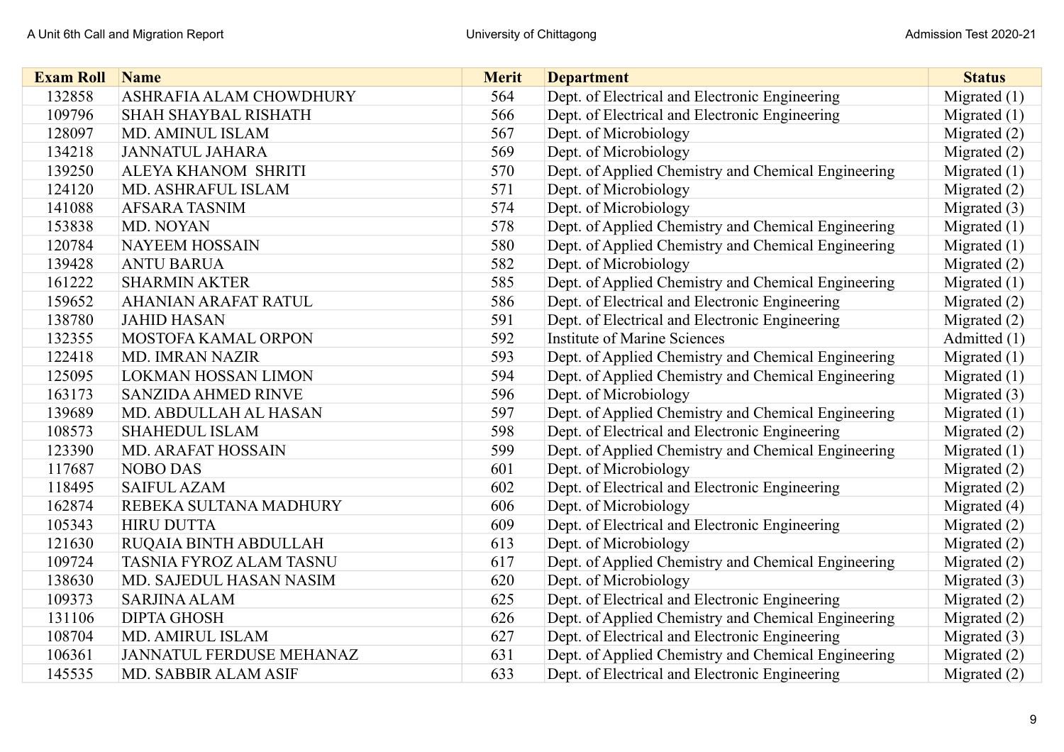| Exam Roll | Name | Merit | Department | Status |
|---|---|---|---|---|
| 132858 | ASHRAFIA ALAM CHOWDHURY | 564 | Dept. of Electrical and Electronic Engineering | Migrated (1) |
| 109796 | SHAH SHAYBAL RISHATH | 566 | Dept. of Electrical and Electronic Engineering | Migrated (1) |
| 128097 | MD. AMINUL ISLAM | 567 | Dept. of Microbiology | Migrated (2) |
| 134218 | JANNATUL JAHARA | 569 | Dept. of Microbiology | Migrated (2) |
| 139250 | ALEYA KHANOM SHRITI | 570 | Dept. of Applied Chemistry and Chemical Engineering | Migrated (1) |
| 124120 | MD. ASHRAFUL ISLAM | 571 | Dept. of Microbiology | Migrated (2) |
| 141088 | AFSARA TASNIM | 574 | Dept. of Microbiology | Migrated (3) |
| 153838 | MD. NOYAN | 578 | Dept. of Applied Chemistry and Chemical Engineering | Migrated (1) |
| 120784 | NAYEEM HOSSAIN | 580 | Dept. of Applied Chemistry and Chemical Engineering | Migrated (1) |
| 139428 | ANTU BARUA | 582 | Dept. of Microbiology | Migrated (2) |
| 161222 | SHARMIN AKTER | 585 | Dept. of Applied Chemistry and Chemical Engineering | Migrated (1) |
| 159652 | AHANIAN ARAFAT RATUL | 586 | Dept. of Electrical and Electronic Engineering | Migrated (2) |
| 138780 | JAHID HASAN | 591 | Dept. of Electrical and Electronic Engineering | Migrated (2) |
| 132355 | MOSTOFA KAMAL ORPON | 592 | Institute of Marine Sciences | Admitted (1) |
| 122418 | MD. IMRAN NAZIR | 593 | Dept. of Applied Chemistry and Chemical Engineering | Migrated (1) |
| 125095 | LOKMAN HOSSAN LIMON | 594 | Dept. of Applied Chemistry and Chemical Engineering | Migrated (1) |
| 163173 | SANZIDA AHMED RINVE | 596 | Dept. of Microbiology | Migrated (3) |
| 139689 | MD. ABDULLAH AL HASAN | 597 | Dept. of Applied Chemistry and Chemical Engineering | Migrated (1) |
| 108573 | SHAHEDUL ISLAM | 598 | Dept. of Electrical and Electronic Engineering | Migrated (2) |
| 123390 | MD. ARAFAT HOSSAIN | 599 | Dept. of Applied Chemistry and Chemical Engineering | Migrated (1) |
| 117687 | NOBO DAS | 601 | Dept. of Microbiology | Migrated (2) |
| 118495 | SAIFUL AZAM | 602 | Dept. of Electrical and Electronic Engineering | Migrated (2) |
| 162874 | REBEKA SULTANA MADHURY | 606 | Dept. of Microbiology | Migrated (4) |
| 105343 | HIRU DUTTA | 609 | Dept. of Electrical and Electronic Engineering | Migrated (2) |
| 121630 | RUQAIA BINTH ABDULLAH | 613 | Dept. of Microbiology | Migrated (2) |
| 109724 | TASNIA FYROZ ALAM TASNU | 617 | Dept. of Applied Chemistry and Chemical Engineering | Migrated (2) |
| 138630 | MD. SAJEDUL HASAN NASIM | 620 | Dept. of Microbiology | Migrated (3) |
| 109373 | SARJINA ALAM | 625 | Dept. of Electrical and Electronic Engineering | Migrated (2) |
| 131106 | DIPTA GHOSH | 626 | Dept. of Applied Chemistry and Chemical Engineering | Migrated (2) |
| 108704 | MD. AMIRUL ISLAM | 627 | Dept. of Electrical and Electronic Engineering | Migrated (3) |
| 106361 | JANNATUL FERDUSE MEHANAZ | 631 | Dept. of Applied Chemistry and Chemical Engineering | Migrated (2) |
| 145535 | MD. SABBIR ALAM ASIF | 633 | Dept. of Electrical and Electronic Engineering | Migrated (2) |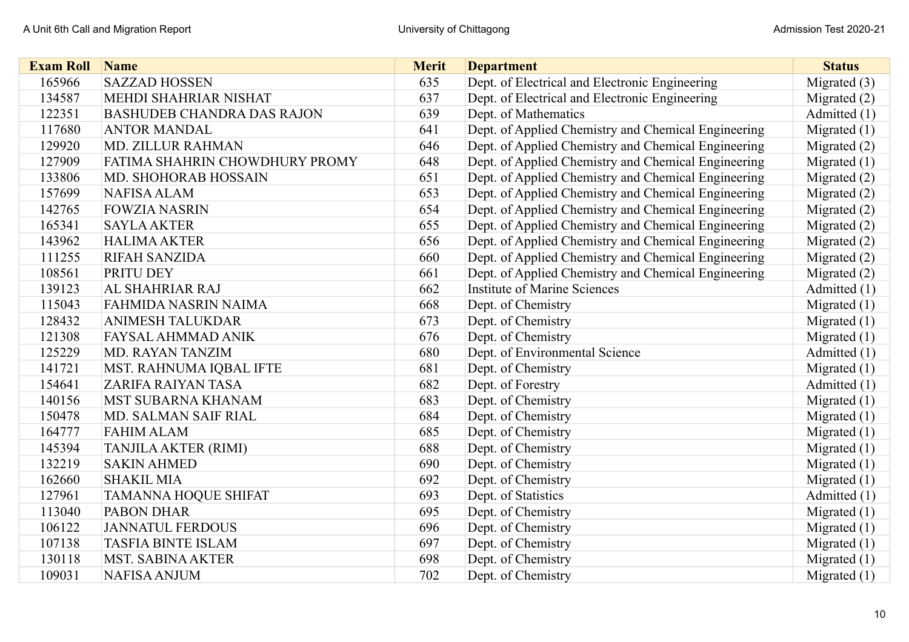| Exam Roll | Name | Merit | Department | Status |
|---|---|---|---|---|
| 165966 | SAZZAD HOSSEN | 635 | Dept. of Electrical and Electronic Engineering | Migrated (3) |
| 134587 | MEHDI SHAHRIAR NISHAT | 637 | Dept. of Electrical and Electronic Engineering | Migrated (2) |
| 122351 | BASHUDEB CHANDRA DAS RAJON | 639 | Dept. of Mathematics | Admitted (1) |
| 117680 | ANTOR MANDAL | 641 | Dept. of Applied Chemistry and Chemical Engineering | Migrated (1) |
| 129920 | MD. ZILLUR RAHMAN | 646 | Dept. of Applied Chemistry and Chemical Engineering | Migrated (2) |
| 127909 | FATIMA SHAHRIN CHOWDHURY PROMY | 648 | Dept. of Applied Chemistry and Chemical Engineering | Migrated (1) |
| 133806 | MD. SHOHORAB HOSSAIN | 651 | Dept. of Applied Chemistry and Chemical Engineering | Migrated (2) |
| 157699 | NAFISA ALAM | 653 | Dept. of Applied Chemistry and Chemical Engineering | Migrated (2) |
| 142765 | FOWZIA NASRIN | 654 | Dept. of Applied Chemistry and Chemical Engineering | Migrated (2) |
| 165341 | SAYLA AKTER | 655 | Dept. of Applied Chemistry and Chemical Engineering | Migrated (2) |
| 143962 | HALIMA AKTER | 656 | Dept. of Applied Chemistry and Chemical Engineering | Migrated (2) |
| 111255 | RIFAH SANZIDA | 660 | Dept. of Applied Chemistry and Chemical Engineering | Migrated (2) |
| 108561 | PRITU DEY | 661 | Dept. of Applied Chemistry and Chemical Engineering | Migrated (2) |
| 139123 | AL SHAHRIAR RAJ | 662 | Institute of Marine Sciences | Admitted (1) |
| 115043 | FAHMIDA NASRIN NAIMA | 668 | Dept. of Chemistry | Migrated (1) |
| 128432 | ANIMESH TALUKDAR | 673 | Dept. of Chemistry | Migrated (1) |
| 121308 | FAYSAL AHMMAD ANIK | 676 | Dept. of Chemistry | Migrated (1) |
| 125229 | MD. RAYAN TANZIM | 680 | Dept. of Environmental Science | Admitted (1) |
| 141721 | MST. RAHNUMA IQBAL IFTE | 681 | Dept. of Chemistry | Migrated (1) |
| 154641 | ZARIFA RAIYAN TASA | 682 | Dept. of Forestry | Admitted (1) |
| 140156 | MST SUBARNA KHANAM | 683 | Dept. of Chemistry | Migrated (1) |
| 150478 | MD. SALMAN SAIF RIAL | 684 | Dept. of Chemistry | Migrated (1) |
| 164777 | FAHIM ALAM | 685 | Dept. of Chemistry | Migrated (1) |
| 145394 | TANJILA AKTER (RIMI) | 688 | Dept. of Chemistry | Migrated (1) |
| 132219 | SAKIN AHMED | 690 | Dept. of Chemistry | Migrated (1) |
| 162660 | SHAKIL MIA | 692 | Dept. of Chemistry | Migrated (1) |
| 127961 | TAMANNA HOQUE SHIFAT | 693 | Dept. of Statistics | Admitted (1) |
| 113040 | PABON DHAR | 695 | Dept. of Chemistry | Migrated (1) |
| 106122 | JANNATUL FERDOUS | 696 | Dept. of Chemistry | Migrated (1) |
| 107138 | TASFIA BINTE ISLAM | 697 | Dept. of Chemistry | Migrated (1) |
| 130118 | MST. SABINA AKTER | 698 | Dept. of Chemistry | Migrated (1) |
| 109031 | NAFISA ANJUM | 702 | Dept. of Chemistry | Migrated (1) |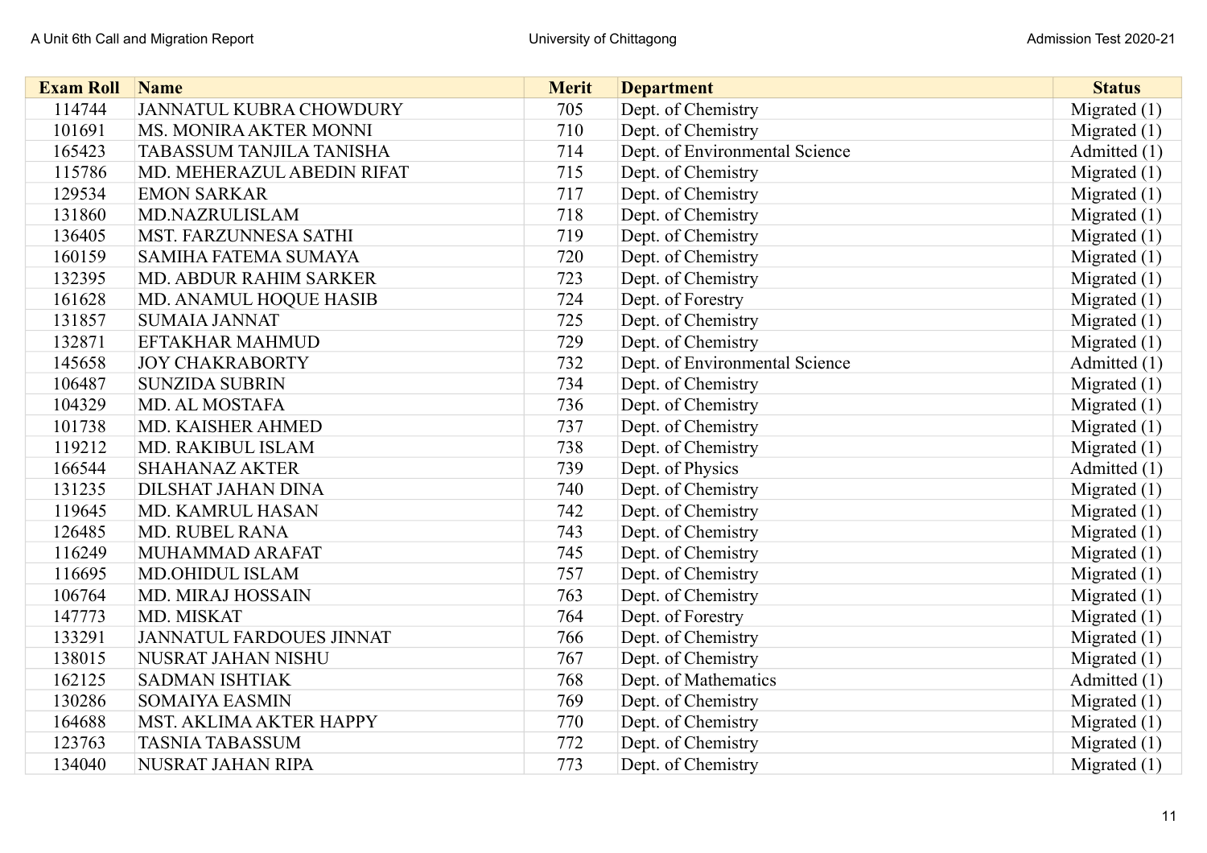| Exam Roll | Name | Merit | Department | Status |
|---|---|---|---|---|
| 114744 | JANNATUL KUBRA CHOWDURY | 705 | Dept. of Chemistry | Migrated (1) |
| 101691 | MS. MONIRA AKTER MONNI | 710 | Dept. of Chemistry | Migrated (1) |
| 165423 | TABASSUM TANJILA TANISHA | 714 | Dept. of Environmental Science | Admitted (1) |
| 115786 | MD. MEHERAZUL ABEDIN RIFAT | 715 | Dept. of Chemistry | Migrated (1) |
| 129534 | EMON SARKAR | 717 | Dept. of Chemistry | Migrated (1) |
| 131860 | MD.NAZRULISLAM | 718 | Dept. of Chemistry | Migrated (1) |
| 136405 | MST. FARZUNNESA SATHI | 719 | Dept. of Chemistry | Migrated (1) |
| 160159 | SAMIHA FATEMA SUMAYA | 720 | Dept. of Chemistry | Migrated (1) |
| 132395 | MD. ABDUR RAHIM SARKER | 723 | Dept. of Chemistry | Migrated (1) |
| 161628 | MD. ANAMUL HOQUE HASIB | 724 | Dept. of Forestry | Migrated (1) |
| 131857 | SUMAIA JANNAT | 725 | Dept. of Chemistry | Migrated (1) |
| 132871 | EFTAKHAR MAHMUD | 729 | Dept. of Chemistry | Migrated (1) |
| 145658 | JOY CHAKRABORTY | 732 | Dept. of Environmental Science | Admitted (1) |
| 106487 | SUNZIDA SUBRIN | 734 | Dept. of Chemistry | Migrated (1) |
| 104329 | MD. AL MOSTAFA | 736 | Dept. of Chemistry | Migrated (1) |
| 101738 | MD. KAISHER AHMED | 737 | Dept. of Chemistry | Migrated (1) |
| 119212 | MD. RAKIBUL ISLAM | 738 | Dept. of Chemistry | Migrated (1) |
| 166544 | SHAHANAZ AKTER | 739 | Dept. of Physics | Admitted (1) |
| 131235 | DILSHAT JAHAN DINA | 740 | Dept. of Chemistry | Migrated (1) |
| 119645 | MD. KAMRUL HASAN | 742 | Dept. of Chemistry | Migrated (1) |
| 126485 | MD. RUBEL RANA | 743 | Dept. of Chemistry | Migrated (1) |
| 116249 | MUHAMMAD ARAFAT | 745 | Dept. of Chemistry | Migrated (1) |
| 116695 | MD.OHIDUL ISLAM | 757 | Dept. of Chemistry | Migrated (1) |
| 106764 | MD. MIRAJ HOSSAIN | 763 | Dept. of Chemistry | Migrated (1) |
| 147773 | MD. MISKAT | 764 | Dept. of Forestry | Migrated (1) |
| 133291 | JANNATUL FARDOUES JINNAT | 766 | Dept. of Chemistry | Migrated (1) |
| 138015 | NUSRAT JAHAN NISHU | 767 | Dept. of Chemistry | Migrated (1) |
| 162125 | SADMAN ISHTIAK | 768 | Dept. of Mathematics | Admitted (1) |
| 130286 | SOMAIYA EASMIN | 769 | Dept. of Chemistry | Migrated (1) |
| 164688 | MST. AKLIMA AKTER HAPPY | 770 | Dept. of Chemistry | Migrated (1) |
| 123763 | TASNIA TABASSUM | 772 | Dept. of Chemistry | Migrated (1) |
| 134040 | NUSRAT JAHAN RIPA | 773 | Dept. of Chemistry | Migrated (1) |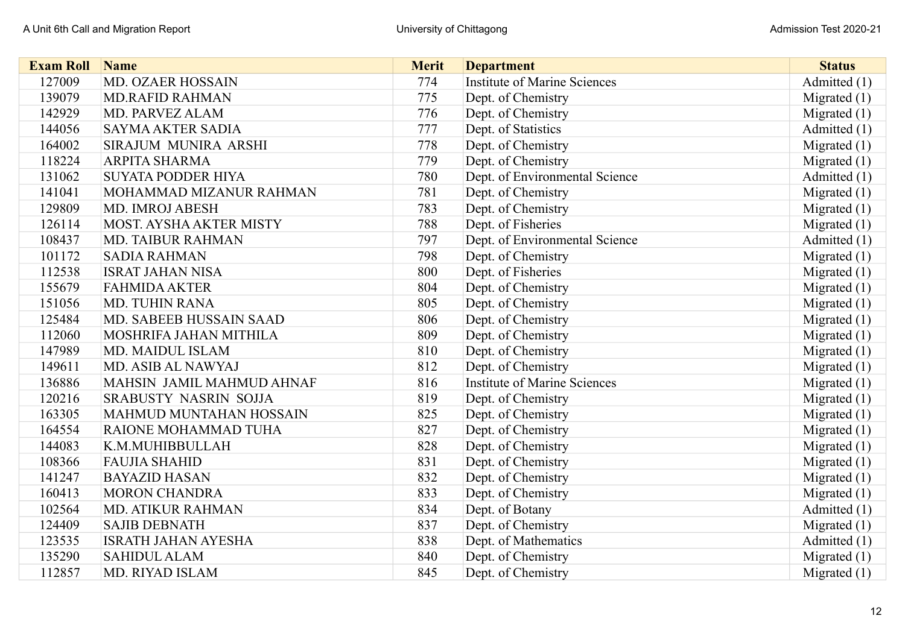| Exam Roll | Name | Merit | Department | Status |
|---|---|---|---|---|
| 127009 | MD. OZAER HOSSAIN | 774 | Institute of Marine Sciences | Admitted (1) |
| 139079 | MD.RAFID RAHMAN | 775 | Dept. of Chemistry | Migrated (1) |
| 142929 | MD. PARVEZ ALAM | 776 | Dept. of Chemistry | Migrated (1) |
| 144056 | SAYMA AKTER SADIA | 777 | Dept. of Statistics | Admitted (1) |
| 164002 | SIRAJUM MUNIRA ARSHI | 778 | Dept. of Chemistry | Migrated (1) |
| 118224 | ARPITA SHARMA | 779 | Dept. of Chemistry | Migrated (1) |
| 131062 | SUYATA PODDER HIYA | 780 | Dept. of Environmental Science | Admitted (1) |
| 141041 | MOHAMMAD MIZANUR RAHMAN | 781 | Dept. of Chemistry | Migrated (1) |
| 129809 | MD. IMROJ ABESH | 783 | Dept. of Chemistry | Migrated (1) |
| 126114 | MOST. AYSHA AKTER MISTY | 788 | Dept. of Fisheries | Migrated (1) |
| 108437 | MD. TAIBUR RAHMAN | 797 | Dept. of Environmental Science | Admitted (1) |
| 101172 | SADIA RAHMAN | 798 | Dept. of Chemistry | Migrated (1) |
| 112538 | ISRAT JAHAN NISA | 800 | Dept. of Fisheries | Migrated (1) |
| 155679 | FAHMIDA AKTER | 804 | Dept. of Chemistry | Migrated (1) |
| 151056 | MD. TUHIN RANA | 805 | Dept. of Chemistry | Migrated (1) |
| 125484 | MD. SABEEB HUSSAIN SAAD | 806 | Dept. of Chemistry | Migrated (1) |
| 112060 | MOSHRIFA JAHAN MITHILA | 809 | Dept. of Chemistry | Migrated (1) |
| 147989 | MD. MAIDUL ISLAM | 810 | Dept. of Chemistry | Migrated (1) |
| 149611 | MD. ASIB AL NAWYAJ | 812 | Dept. of Chemistry | Migrated (1) |
| 136886 | MAHSIN JAMIL MAHMUD AHNAF | 816 | Institute of Marine Sciences | Migrated (1) |
| 120216 | SRABUSTY NASRIN SOJJA | 819 | Dept. of Chemistry | Migrated (1) |
| 163305 | MAHMUD MUNTAHAN HOSSAIN | 825 | Dept. of Chemistry | Migrated (1) |
| 164554 | RAIONE MOHAMMAD TUHA | 827 | Dept. of Chemistry | Migrated (1) |
| 144083 | K.M.MUHIBBULLAH | 828 | Dept. of Chemistry | Migrated (1) |
| 108366 | FAUJIA SHAHID | 831 | Dept. of Chemistry | Migrated (1) |
| 141247 | BAYAZID HASAN | 832 | Dept. of Chemistry | Migrated (1) |
| 160413 | MORON CHANDRA | 833 | Dept. of Chemistry | Migrated (1) |
| 102564 | MD. ATIKUR RAHMAN | 834 | Dept. of Botany | Admitted (1) |
| 124409 | SAJIB DEBNATH | 837 | Dept. of Chemistry | Migrated (1) |
| 123535 | ISRATH JAHAN AYESHA | 838 | Dept. of Mathematics | Admitted (1) |
| 135290 | SAHIDUL ALAM | 840 | Dept. of Chemistry | Migrated (1) |
| 112857 | MD. RIYAD ISLAM | 845 | Dept. of Chemistry | Migrated (1) |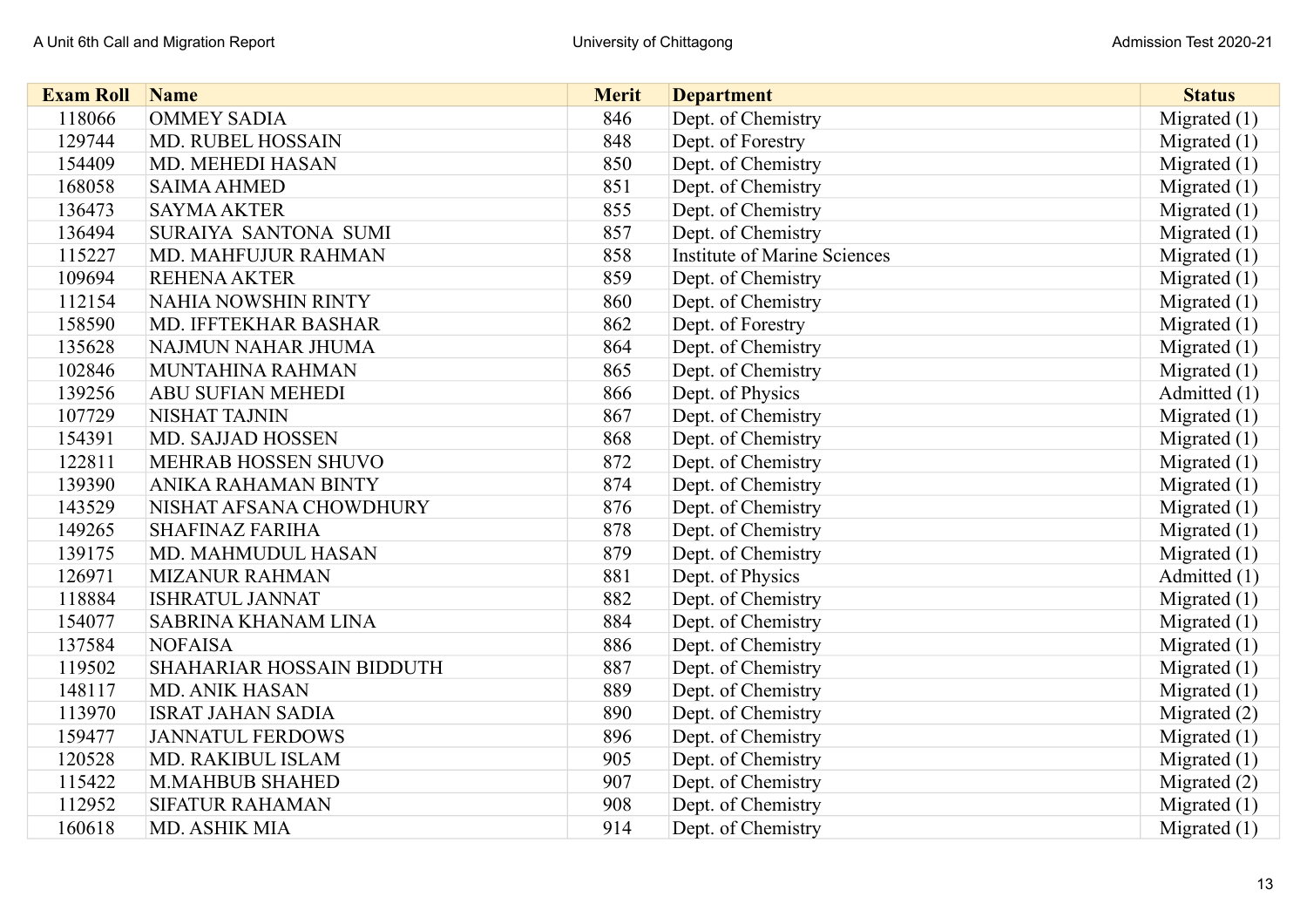| Exam Roll | Name | Merit | Department | Status |
|---|---|---|---|---|
| 118066 | OMMEY SADIA | 846 | Dept. of Chemistry | Migrated (1) |
| 129744 | MD. RUBEL HOSSAIN | 848 | Dept. of Forestry | Migrated (1) |
| 154409 | MD. MEHEDI HASAN | 850 | Dept. of Chemistry | Migrated (1) |
| 168058 | SAIMA AHMED | 851 | Dept. of Chemistry | Migrated (1) |
| 136473 | SAYMA AKTER | 855 | Dept. of Chemistry | Migrated (1) |
| 136494 | SURAIYA SANTONA SUMI | 857 | Dept. of Chemistry | Migrated (1) |
| 115227 | MD. MAHFUJUR RAHMAN | 858 | Institute of Marine Sciences | Migrated (1) |
| 109694 | REHENA AKTER | 859 | Dept. of Chemistry | Migrated (1) |
| 112154 | NAHIA NOWSHIN RINTY | 860 | Dept. of Chemistry | Migrated (1) |
| 158590 | MD. IFFTEKHAR BASHAR | 862 | Dept. of Forestry | Migrated (1) |
| 135628 | NAJMUN NAHAR JHUMA | 864 | Dept. of Chemistry | Migrated (1) |
| 102846 | MUNTAHINA RAHMAN | 865 | Dept. of Chemistry | Migrated (1) |
| 139256 | ABU SUFIAN MEHEDI | 866 | Dept. of Physics | Admitted (1) |
| 107729 | NISHAT TAJNIN | 867 | Dept. of Chemistry | Migrated (1) |
| 154391 | MD. SAJJAD HOSSEN | 868 | Dept. of Chemistry | Migrated (1) |
| 122811 | MEHRAB HOSSEN SHUVO | 872 | Dept. of Chemistry | Migrated (1) |
| 139390 | ANIKA RAHAMAN BINTY | 874 | Dept. of Chemistry | Migrated (1) |
| 143529 | NISHAT AFSANA CHOWDHURY | 876 | Dept. of Chemistry | Migrated (1) |
| 149265 | SHAFINAZ FARIHA | 878 | Dept. of Chemistry | Migrated (1) |
| 139175 | MD. MAHMUDUL HASAN | 879 | Dept. of Chemistry | Migrated (1) |
| 126971 | MIZANUR RAHMAN | 881 | Dept. of Physics | Admitted (1) |
| 118884 | ISHRATUL JANNAT | 882 | Dept. of Chemistry | Migrated (1) |
| 154077 | SABRINA KHANAM LINA | 884 | Dept. of Chemistry | Migrated (1) |
| 137584 | NOFAISA | 886 | Dept. of Chemistry | Migrated (1) |
| 119502 | SHAHARIAR HOSSAIN BIDDUTH | 887 | Dept. of Chemistry | Migrated (1) |
| 148117 | MD. ANIK HASAN | 889 | Dept. of Chemistry | Migrated (1) |
| 113970 | ISRAT JAHAN SADIA | 890 | Dept. of Chemistry | Migrated (2) |
| 159477 | JANNATUL FERDOWS | 896 | Dept. of Chemistry | Migrated (1) |
| 120528 | MD. RAKIBUL ISLAM | 905 | Dept. of Chemistry | Migrated (1) |
| 115422 | M.MAHBUB SHAHED | 907 | Dept. of Chemistry | Migrated (2) |
| 112952 | SIFATUR RAHAMAN | 908 | Dept. of Chemistry | Migrated (1) |
| 160618 | MD. ASHIK MIA | 914 | Dept. of Chemistry | Migrated (1) |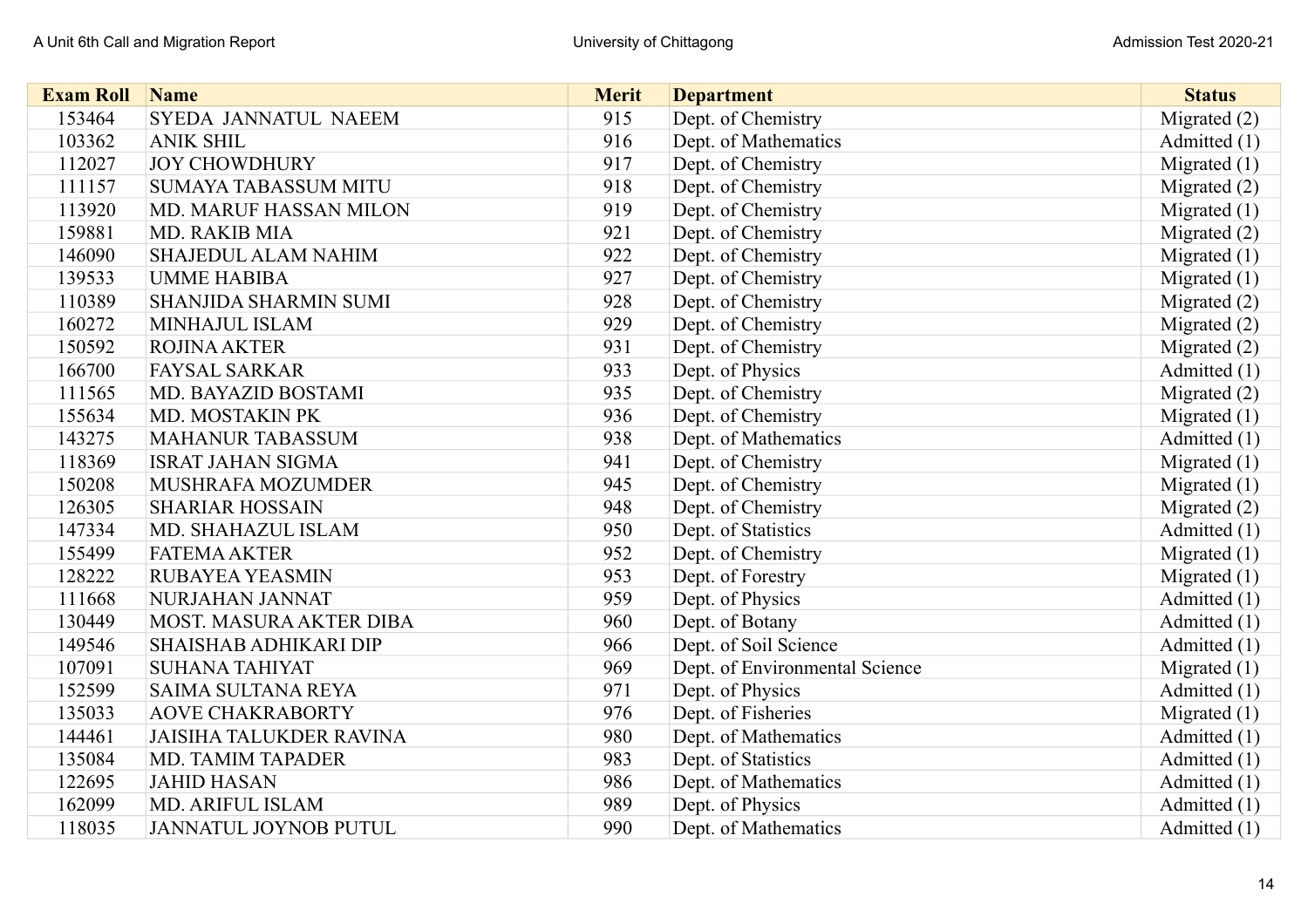| Exam Roll | Name | Merit | Department | Status |
|---|---|---|---|---|
| 153464 | SYEDA JANNATUL NAEEM | 915 | Dept. of Chemistry | Migrated (2) |
| 103362 | ANIK SHIL | 916 | Dept. of Mathematics | Admitted (1) |
| 112027 | JOY CHOWDHURY | 917 | Dept. of Chemistry | Migrated (1) |
| 111157 | SUMAYA TABASSUM MITU | 918 | Dept. of Chemistry | Migrated (2) |
| 113920 | MD. MARUF HASSAN MILON | 919 | Dept. of Chemistry | Migrated (1) |
| 159881 | MD. RAKIB MIA | 921 | Dept. of Chemistry | Migrated (2) |
| 146090 | SHAJEDUL ALAM NAHIM | 922 | Dept. of Chemistry | Migrated (1) |
| 139533 | UMME HABIBA | 927 | Dept. of Chemistry | Migrated (1) |
| 110389 | SHANJIDA SHARMIN SUMI | 928 | Dept. of Chemistry | Migrated (2) |
| 160272 | MINHAJUL ISLAM | 929 | Dept. of Chemistry | Migrated (2) |
| 150592 | ROJINA AKTER | 931 | Dept. of Chemistry | Migrated (2) |
| 166700 | FAYSAL SARKAR | 933 | Dept. of Physics | Admitted (1) |
| 111565 | MD. BAYAZID BOSTAMI | 935 | Dept. of Chemistry | Migrated (2) |
| 155634 | MD. MOSTAKIN PK | 936 | Dept. of Chemistry | Migrated (1) |
| 143275 | MAHANUR TABASSUM | 938 | Dept. of Mathematics | Admitted (1) |
| 118369 | ISRAT JAHAN SIGMA | 941 | Dept. of Chemistry | Migrated (1) |
| 150208 | MUSHRAFA MOZUMDER | 945 | Dept. of Chemistry | Migrated (1) |
| 126305 | SHARIAR HOSSAIN | 948 | Dept. of Chemistry | Migrated (2) |
| 147334 | MD. SHAHAZUL ISLAM | 950 | Dept. of Statistics | Admitted (1) |
| 155499 | FATEMA AKTER | 952 | Dept. of Chemistry | Migrated (1) |
| 128222 | RUBAYEA YEASMIN | 953 | Dept. of Forestry | Migrated (1) |
| 111668 | NURJAHAN JANNAT | 959 | Dept. of Physics | Admitted (1) |
| 130449 | MOST. MASURA AKTER DIBA | 960 | Dept. of Botany | Admitted (1) |
| 149546 | SHAISHAB ADHIKARI DIP | 966 | Dept. of Soil Science | Admitted (1) |
| 107091 | SUHANA TAHIYAT | 969 | Dept. of Environmental Science | Migrated (1) |
| 152599 | SAIMA SULTANA REYA | 971 | Dept. of Physics | Admitted (1) |
| 135033 | AOVE CHAKRABORTY | 976 | Dept. of Fisheries | Migrated (1) |
| 144461 | JAISIHA TALUKDER RAVINA | 980 | Dept. of Mathematics | Admitted (1) |
| 135084 | MD. TAMIM TAPADER | 983 | Dept. of Statistics | Admitted (1) |
| 122695 | JAHID HASAN | 986 | Dept. of Mathematics | Admitted (1) |
| 162099 | MD. ARIFUL ISLAM | 989 | Dept. of Physics | Admitted (1) |
| 118035 | JANNATUL JOYNOB PUTUL | 990 | Dept. of Mathematics | Admitted (1) |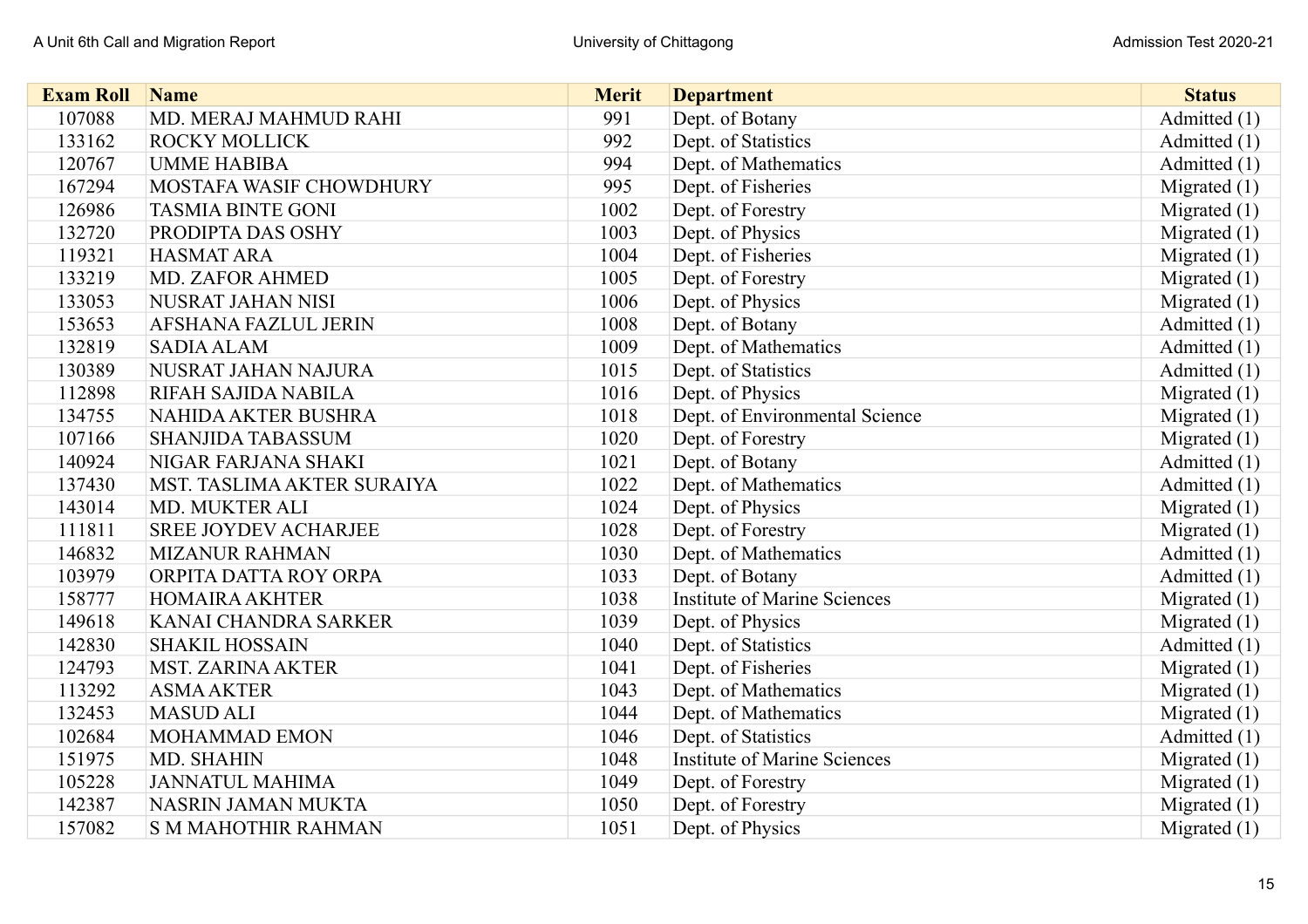| Exam Roll | Name | Merit | Department | Status |
|---|---|---|---|---|
| 107088 | MD. MERAJ MAHMUD RAHI | 991 | Dept. of Botany | Admitted (1) |
| 133162 | ROCKY MOLLICK | 992 | Dept. of Statistics | Admitted (1) |
| 120767 | UMME HABIBA | 994 | Dept. of Mathematics | Admitted (1) |
| 167294 | MOSTAFA WASIF CHOWDHURY | 995 | Dept. of Fisheries | Migrated (1) |
| 126986 | TASMIA BINTE GONI | 1002 | Dept. of Forestry | Migrated (1) |
| 132720 | PRODIPTA DAS OSHY | 1003 | Dept. of Physics | Migrated (1) |
| 119321 | HASMAT ARA | 1004 | Dept. of Fisheries | Migrated (1) |
| 133219 | MD. ZAFOR AHMED | 1005 | Dept. of Forestry | Migrated (1) |
| 133053 | NUSRAT JAHAN NISI | 1006 | Dept. of Physics | Migrated (1) |
| 153653 | AFSHANA FAZLUL JERIN | 1008 | Dept. of Botany | Admitted (1) |
| 132819 | SADIA ALAM | 1009 | Dept. of Mathematics | Admitted (1) |
| 130389 | NUSRAT JAHAN NAJURA | 1015 | Dept. of Statistics | Admitted (1) |
| 112898 | RIFAH SAJIDA NABILA | 1016 | Dept. of Physics | Migrated (1) |
| 134755 | NAHIDA AKTER BUSHRA | 1018 | Dept. of Environmental Science | Migrated (1) |
| 107166 | SHANJIDA TABASSUM | 1020 | Dept. of Forestry | Migrated (1) |
| 140924 | NIGAR FARJANA SHAKI | 1021 | Dept. of Botany | Admitted (1) |
| 137430 | MST. TASLIMA AKTER SURAIYA | 1022 | Dept. of Mathematics | Admitted (1) |
| 143014 | MD. MUKTER ALI | 1024 | Dept. of Physics | Migrated (1) |
| 111811 | SREE JOYDEV ACHARJEE | 1028 | Dept. of Forestry | Migrated (1) |
| 146832 | MIZANUR RAHMAN | 1030 | Dept. of Mathematics | Admitted (1) |
| 103979 | ORPITA DATTA ROY ORPA | 1033 | Dept. of Botany | Admitted (1) |
| 158777 | HOMAIRA AKHTER | 1038 | Institute of Marine Sciences | Migrated (1) |
| 149618 | KANAI CHANDRA SARKER | 1039 | Dept. of Physics | Migrated (1) |
| 142830 | SHAKIL HOSSAIN | 1040 | Dept. of Statistics | Admitted (1) |
| 124793 | MST. ZARINA AKTER | 1041 | Dept. of Fisheries | Migrated (1) |
| 113292 | ASMA AKTER | 1043 | Dept. of Mathematics | Migrated (1) |
| 132453 | MASUD ALI | 1044 | Dept. of Mathematics | Migrated (1) |
| 102684 | MOHAMMAD EMON | 1046 | Dept. of Statistics | Admitted (1) |
| 151975 | MD. SHAHIN | 1048 | Institute of Marine Sciences | Migrated (1) |
| 105228 | JANNATUL MAHIMA | 1049 | Dept. of Forestry | Migrated (1) |
| 142387 | NASRIN JAMAN MUKTA | 1050 | Dept. of Forestry | Migrated (1) |
| 157082 | S M MAHOTHIR RAHMAN | 1051 | Dept. of Physics | Migrated (1) |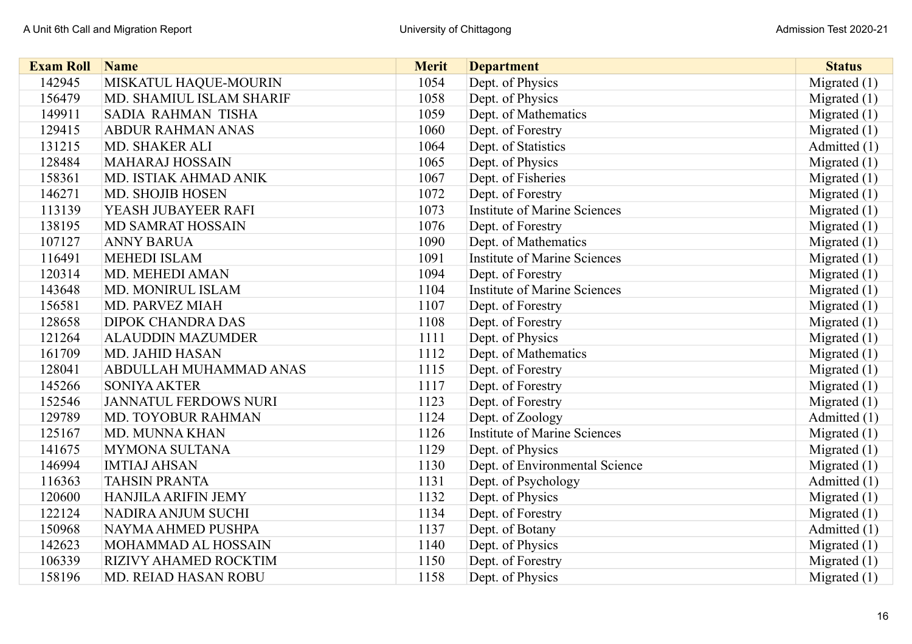| Exam Roll | Name | Merit | Department | Status |
|---|---|---|---|---|
| 142945 | MISKATUL HAQUE-MOURIN | 1054 | Dept. of Physics | Migrated (1) |
| 156479 | MD. SHAMIUL ISLAM SHARIF | 1058 | Dept. of Physics | Migrated (1) |
| 149911 | SADIA RAHMAN TISHA | 1059 | Dept. of Mathematics | Migrated (1) |
| 129415 | ABDUR RAHMAN ANAS | 1060 | Dept. of Forestry | Migrated (1) |
| 131215 | MD. SHAKER ALI | 1064 | Dept. of Statistics | Admitted (1) |
| 128484 | MAHARAJ HOSSAIN | 1065 | Dept. of Physics | Migrated (1) |
| 158361 | MD. ISTIAK AHMAD ANIK | 1067 | Dept. of Fisheries | Migrated (1) |
| 146271 | MD. SHOJIB HOSEN | 1072 | Dept. of Forestry | Migrated (1) |
| 113139 | YEASH JUBAYEER RAFI | 1073 | Institute of Marine Sciences | Migrated (1) |
| 138195 | MD SAMRAT HOSSAIN | 1076 | Dept. of Forestry | Migrated (1) |
| 107127 | ANNY BARUA | 1090 | Dept. of Mathematics | Migrated (1) |
| 116491 | MEHEDI ISLAM | 1091 | Institute of Marine Sciences | Migrated (1) |
| 120314 | MD. MEHEDI AMAN | 1094 | Dept. of Forestry | Migrated (1) |
| 143648 | MD. MONIRUL ISLAM | 1104 | Institute of Marine Sciences | Migrated (1) |
| 156581 | MD. PARVEZ MIAH | 1107 | Dept. of Forestry | Migrated (1) |
| 128658 | DIPOK CHANDRA DAS | 1108 | Dept. of Forestry | Migrated (1) |
| 121264 | ALAUDDIN MAZUMDER | 1111 | Dept. of Physics | Migrated (1) |
| 161709 | MD. JAHID HASAN | 1112 | Dept. of Mathematics | Migrated (1) |
| 128041 | ABDULLAH MUHAMMAD ANAS | 1115 | Dept. of Forestry | Migrated (1) |
| 145266 | SONIYA AKTER | 1117 | Dept. of Forestry | Migrated (1) |
| 152546 | JANNATUL FERDOWS NURI | 1123 | Dept. of Forestry | Migrated (1) |
| 129789 | MD. TOYOBUR RAHMAN | 1124 | Dept. of Zoology | Admitted (1) |
| 125167 | MD. MUNNA KHAN | 1126 | Institute of Marine Sciences | Migrated (1) |
| 141675 | MYMONA SULTANA | 1129 | Dept. of Physics | Migrated (1) |
| 146994 | IMTIAJ AHSAN | 1130 | Dept. of Environmental Science | Migrated (1) |
| 116363 | TAHSIN PRANTA | 1131 | Dept. of Psychology | Admitted (1) |
| 120600 | HANJILA ARIFIN JEMY | 1132 | Dept. of Physics | Migrated (1) |
| 122124 | NADIRA ANJUM SUCHI | 1134 | Dept. of Forestry | Migrated (1) |
| 150968 | NAYMA AHMED PUSHPA | 1137 | Dept. of Botany | Admitted (1) |
| 142623 | MOHAMMAD AL HOSSAIN | 1140 | Dept. of Physics | Migrated (1) |
| 106339 | RIZIVY AHAMED ROCKTIM | 1150 | Dept. of Forestry | Migrated (1) |
| 158196 | MD. REIAD HASAN ROBU | 1158 | Dept. of Physics | Migrated (1) |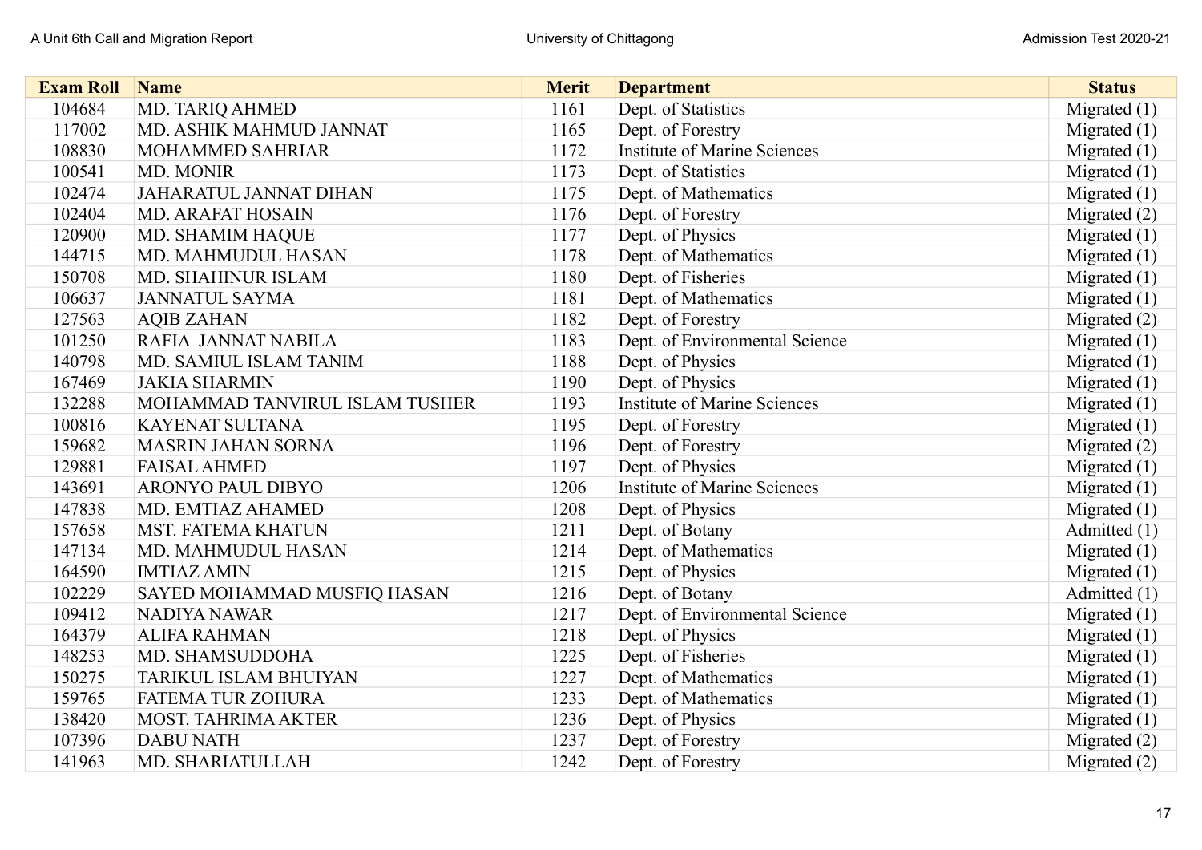| Exam Roll | Name | Merit | Department | Status |
|---|---|---|---|---|
| 104684 | MD. TARIQ AHMED | 1161 | Dept. of Statistics | Migrated (1) |
| 117002 | MD. ASHIK MAHMUD JANNAT | 1165 | Dept. of Forestry | Migrated (1) |
| 108830 | MOHAMMED SAHRIAR | 1172 | Institute of Marine Sciences | Migrated (1) |
| 100541 | MD. MONIR | 1173 | Dept. of Statistics | Migrated (1) |
| 102474 | JAHARATUL JANNAT DIHAN | 1175 | Dept. of Mathematics | Migrated (1) |
| 102404 | MD. ARAFAT HOSAIN | 1176 | Dept. of Forestry | Migrated (2) |
| 120900 | MD. SHAMIM HAQUE | 1177 | Dept. of Physics | Migrated (1) |
| 144715 | MD. MAHMUDUL HASAN | 1178 | Dept. of Mathematics | Migrated (1) |
| 150708 | MD. SHAHINUR ISLAM | 1180 | Dept. of Fisheries | Migrated (1) |
| 106637 | JANNATUL SAYMA | 1181 | Dept. of Mathematics | Migrated (1) |
| 127563 | AQIB ZAHAN | 1182 | Dept. of Forestry | Migrated (2) |
| 101250 | RAFIA JANNAT NABILA | 1183 | Dept. of Environmental Science | Migrated (1) |
| 140798 | MD. SAMIUL ISLAM TANIM | 1188 | Dept. of Physics | Migrated (1) |
| 167469 | JAKIA SHARMIN | 1190 | Dept. of Physics | Migrated (1) |
| 132288 | MOHAMMAD TANVIRUL ISLAM TUSHER | 1193 | Institute of Marine Sciences | Migrated (1) |
| 100816 | KAYENAT SULTANA | 1195 | Dept. of Forestry | Migrated (1) |
| 159682 | MASRIN JAHAN SORNA | 1196 | Dept. of Forestry | Migrated (2) |
| 129881 | FAISAL AHMED | 1197 | Dept. of Physics | Migrated (1) |
| 143691 | ARONYO PAUL DIBYO | 1206 | Institute of Marine Sciences | Migrated (1) |
| 147838 | MD. EMTIAZ AHAMED | 1208 | Dept. of Physics | Migrated (1) |
| 157658 | MST. FATEMA KHATUN | 1211 | Dept. of Botany | Admitted (1) |
| 147134 | MD. MAHMUDUL HASAN | 1214 | Dept. of Mathematics | Migrated (1) |
| 164590 | IMTIAZ AMIN | 1215 | Dept. of Physics | Migrated (1) |
| 102229 | SAYED MOHAMMAD MUSFIQ HASAN | 1216 | Dept. of Botany | Admitted (1) |
| 109412 | NADIYA NAWAR | 1217 | Dept. of Environmental Science | Migrated (1) |
| 164379 | ALIFA RAHMAN | 1218 | Dept. of Physics | Migrated (1) |
| 148253 | MD. SHAMSUDDOHA | 1225 | Dept. of Fisheries | Migrated (1) |
| 150275 | TARIKUL ISLAM BHUIYAN | 1227 | Dept. of Mathematics | Migrated (1) |
| 159765 | FATEMA TUR ZOHURA | 1233 | Dept. of Mathematics | Migrated (1) |
| 138420 | MOST. TAHRIMA AKTER | 1236 | Dept. of Physics | Migrated (1) |
| 107396 | DABU NATH | 1237 | Dept. of Forestry | Migrated (2) |
| 141963 | MD. SHARIATULLAH | 1242 | Dept. of Forestry | Migrated (2) |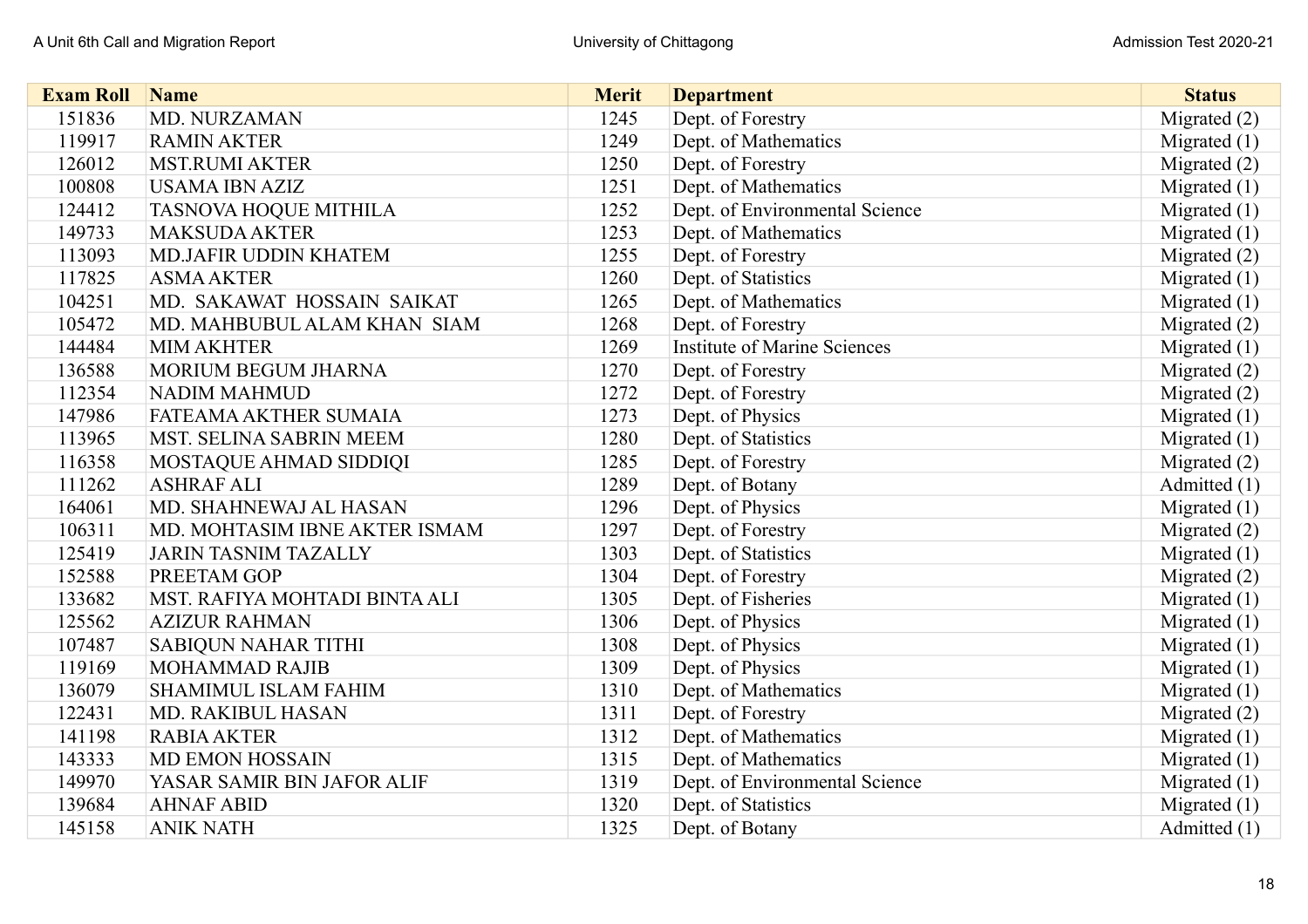| Exam Roll | Name | Merit | Department | Status |
|---|---|---|---|---|
| 151836 | MD. NURZAMAN | 1245 | Dept. of Forestry | Migrated (2) |
| 119917 | RAMIN AKTER | 1249 | Dept. of Mathematics | Migrated (1) |
| 126012 | MST.RUMI AKTER | 1250 | Dept. of Forestry | Migrated (2) |
| 100808 | USAMA IBN AZIZ | 1251 | Dept. of Mathematics | Migrated (1) |
| 124412 | TASNOVA HOQUE MITHILA | 1252 | Dept. of Environmental Science | Migrated (1) |
| 149733 | MAKSUDA AKTER | 1253 | Dept. of Mathematics | Migrated (1) |
| 113093 | MD.JAFIR UDDIN KHATEM | 1255 | Dept. of Forestry | Migrated (2) |
| 117825 | ASMA AKTER | 1260 | Dept. of Statistics | Migrated (1) |
| 104251 | MD. SAKAWAT HOSSAIN SAIKAT | 1265 | Dept. of Mathematics | Migrated (1) |
| 105472 | MD. MAHBUBUL ALAM KHAN SIAM | 1268 | Dept. of Forestry | Migrated (2) |
| 144484 | MIM AKHTER | 1269 | Institute of Marine Sciences | Migrated (1) |
| 136588 | MORIUM BEGUM JHARNA | 1270 | Dept. of Forestry | Migrated (2) |
| 112354 | NADIM MAHMUD | 1272 | Dept. of Forestry | Migrated (2) |
| 147986 | FATEAMA AKTHER SUMAIA | 1273 | Dept. of Physics | Migrated (1) |
| 113965 | MST. SELINA SABRIN MEEM | 1280 | Dept. of Statistics | Migrated (1) |
| 116358 | MOSTAQUE AHMAD SIDDIQI | 1285 | Dept. of Forestry | Migrated (2) |
| 111262 | ASHRAF ALI | 1289 | Dept. of Botany | Admitted (1) |
| 164061 | MD. SHAHNEWAJ AL HASAN | 1296 | Dept. of Physics | Migrated (1) |
| 106311 | MD. MOHTASIM IBNE AKTER ISMAM | 1297 | Dept. of Forestry | Migrated (2) |
| 125419 | JARIN TASNIM TAZALLY | 1303 | Dept. of Statistics | Migrated (1) |
| 152588 | PREETAM GOP | 1304 | Dept. of Forestry | Migrated (2) |
| 133682 | MST. RAFIYA MOHTADI BINTA ALI | 1305 | Dept. of Fisheries | Migrated (1) |
| 125562 | AZIZUR RAHMAN | 1306 | Dept. of Physics | Migrated (1) |
| 107487 | SABIQUN NAHAR TITHI | 1308 | Dept. of Physics | Migrated (1) |
| 119169 | MOHAMMAD RAJIB | 1309 | Dept. of Physics | Migrated (1) |
| 136079 | SHAMIMUL ISLAM FAHIM | 1310 | Dept. of Mathematics | Migrated (1) |
| 122431 | MD. RAKIBUL HASAN | 1311 | Dept. of Forestry | Migrated (2) |
| 141198 | RABIA AKTER | 1312 | Dept. of Mathematics | Migrated (1) |
| 143333 | MD EMON HOSSAIN | 1315 | Dept. of Mathematics | Migrated (1) |
| 149970 | YASAR SAMIR BIN JAFOR ALIF | 1319 | Dept. of Environmental Science | Migrated (1) |
| 139684 | AHNAF ABID | 1320 | Dept. of Statistics | Migrated (1) |
| 145158 | ANIK NATH | 1325 | Dept. of Botany | Admitted (1) |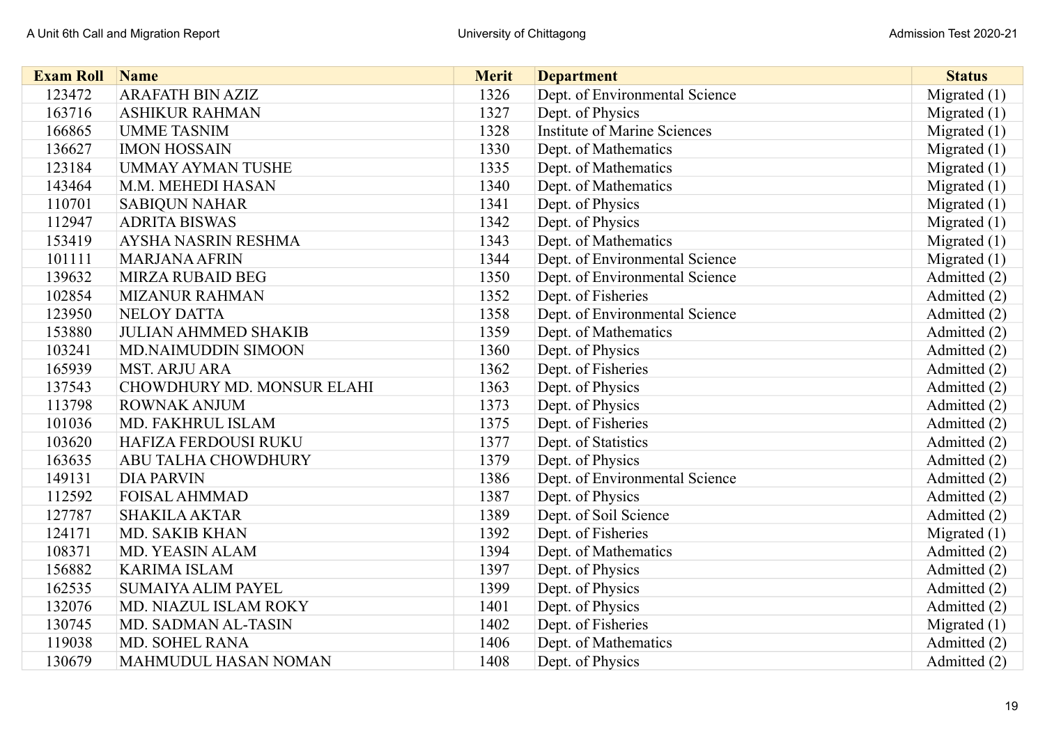| Exam Roll | Name | Merit | Department | Status |
|---|---|---|---|---|
| 123472 | ARAFATH BIN AZIZ | 1326 | Dept. of Environmental Science | Migrated (1) |
| 163716 | ASHIKUR RAHMAN | 1327 | Dept. of Physics | Migrated (1) |
| 166865 | UMME TASNIM | 1328 | Institute of Marine Sciences | Migrated (1) |
| 136627 | IMON HOSSAIN | 1330 | Dept. of Mathematics | Migrated (1) |
| 123184 | UMMAY AYMAN TUSHE | 1335 | Dept. of Mathematics | Migrated (1) |
| 143464 | M.M. MEHEDI HASAN | 1340 | Dept. of Mathematics | Migrated (1) |
| 110701 | SABIQUN NAHAR | 1341 | Dept. of Physics | Migrated (1) |
| 112947 | ADRITA BISWAS | 1342 | Dept. of Physics | Migrated (1) |
| 153419 | AYSHA NASRIN RESHMA | 1343 | Dept. of Mathematics | Migrated (1) |
| 101111 | MARJANA AFRIN | 1344 | Dept. of Environmental Science | Migrated (1) |
| 139632 | MIRZA RUBAID BEG | 1350 | Dept. of Environmental Science | Admitted (2) |
| 102854 | MIZANUR RAHMAN | 1352 | Dept. of Fisheries | Admitted (2) |
| 123950 | NELOY DATTA | 1358 | Dept. of Environmental Science | Admitted (2) |
| 153880 | JULIAN AHMMED SHAKIB | 1359 | Dept. of Mathematics | Admitted (2) |
| 103241 | MD.NAIMUDDIN SIMOON | 1360 | Dept. of Physics | Admitted (2) |
| 165939 | MST. ARJU ARA | 1362 | Dept. of Fisheries | Admitted (2) |
| 137543 | CHOWDHURY MD. MONSUR ELAHI | 1363 | Dept. of Physics | Admitted (2) |
| 113798 | ROWNAK ANJUM | 1373 | Dept. of Physics | Admitted (2) |
| 101036 | MD. FAKHRUL ISLAM | 1375 | Dept. of Fisheries | Admitted (2) |
| 103620 | HAFIZA FERDOUSI RUKU | 1377 | Dept. of Statistics | Admitted (2) |
| 163635 | ABU TALHA CHOWDHURY | 1379 | Dept. of Physics | Admitted (2) |
| 149131 | DIA PARVIN | 1386 | Dept. of Environmental Science | Admitted (2) |
| 112592 | FOISAL AHMMAD | 1387 | Dept. of Physics | Admitted (2) |
| 127787 | SHAKILA AKTAR | 1389 | Dept. of Soil Science | Admitted (2) |
| 124171 | MD. SAKIB KHAN | 1392 | Dept. of Fisheries | Migrated (1) |
| 108371 | MD. YEASIN ALAM | 1394 | Dept. of Mathematics | Admitted (2) |
| 156882 | KARIMA ISLAM | 1397 | Dept. of Physics | Admitted (2) |
| 162535 | SUMAIYA ALIM PAYEL | 1399 | Dept. of Physics | Admitted (2) |
| 132076 | MD. NIAZUL ISLAM ROKY | 1401 | Dept. of Physics | Admitted (2) |
| 130745 | MD. SADMAN AL-TASIN | 1402 | Dept. of Fisheries | Migrated (1) |
| 119038 | MD. SOHEL RANA | 1406 | Dept. of Mathematics | Admitted (2) |
| 130679 | MAHMUDUL HASAN NOMAN | 1408 | Dept. of Physics | Admitted (2) |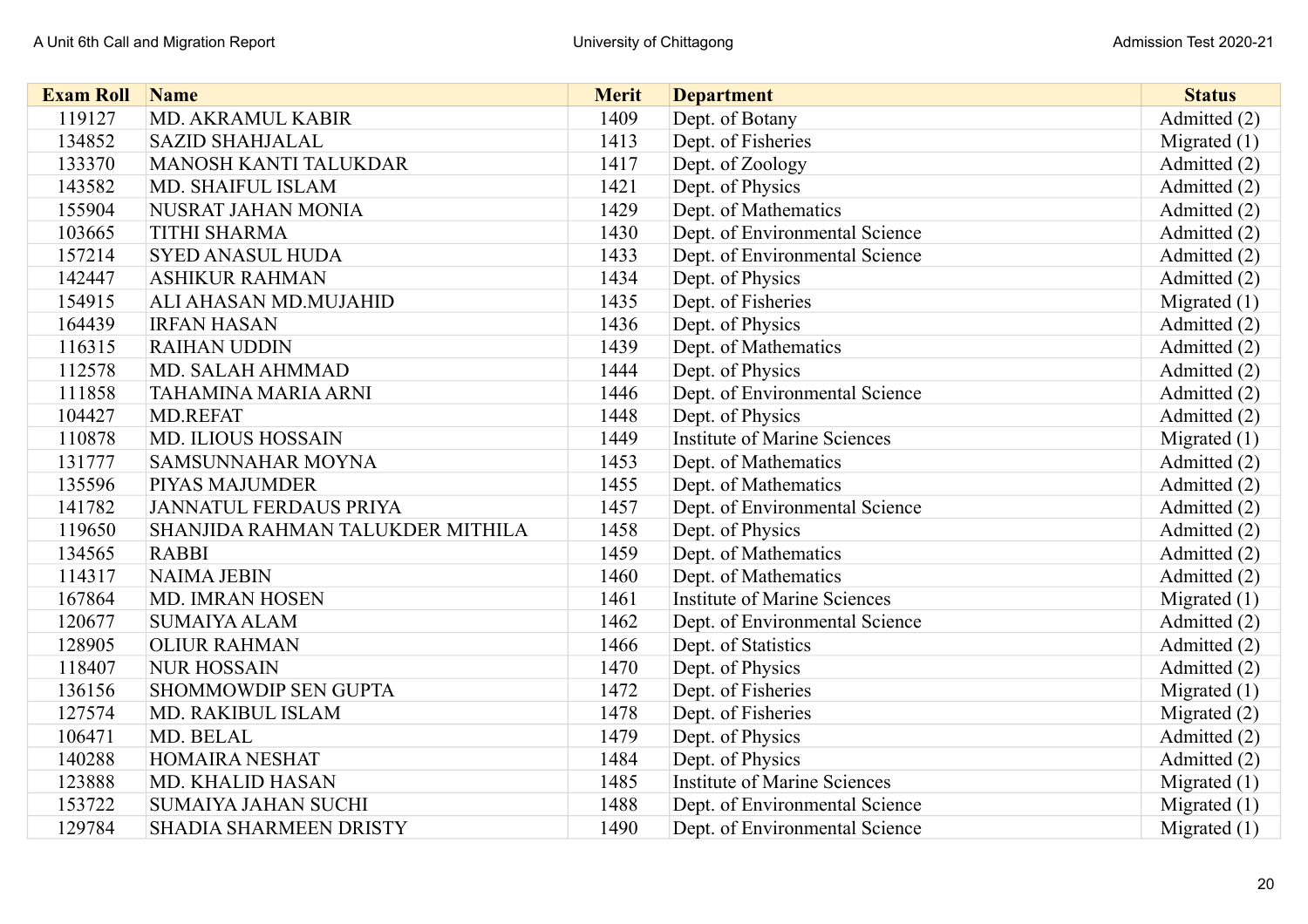| Exam Roll | Name | Merit | Department | Status |
|---|---|---|---|---|
| 119127 | MD. AKRAMUL KABIR | 1409 | Dept. of Botany | Admitted (2) |
| 134852 | SAZID SHAHJALAL | 1413 | Dept. of Fisheries | Migrated (1) |
| 133370 | MANOSH KANTI TALUKDAR | 1417 | Dept. of Zoology | Admitted (2) |
| 143582 | MD. SHAIFUL ISLAM | 1421 | Dept. of Physics | Admitted (2) |
| 155904 | NUSRAT JAHAN MONIA | 1429 | Dept. of Mathematics | Admitted (2) |
| 103665 | TITHI SHARMA | 1430 | Dept. of Environmental Science | Admitted (2) |
| 157214 | SYED ANASUL HUDA | 1433 | Dept. of Environmental Science | Admitted (2) |
| 142447 | ASHIKUR RAHMAN | 1434 | Dept. of Physics | Admitted (2) |
| 154915 | ALI AHASAN MD.MUJAHID | 1435 | Dept. of Fisheries | Migrated (1) |
| 164439 | IRFAN HASAN | 1436 | Dept. of Physics | Admitted (2) |
| 116315 | RAIHAN UDDIN | 1439 | Dept. of Mathematics | Admitted (2) |
| 112578 | MD. SALAH AHMMAD | 1444 | Dept. of Physics | Admitted (2) |
| 111858 | TAHAMINA MARIA ARNI | 1446 | Dept. of Environmental Science | Admitted (2) |
| 104427 | MD.REFAT | 1448 | Dept. of Physics | Admitted (2) |
| 110878 | MD. ILIOUS HOSSAIN | 1449 | Institute of Marine Sciences | Migrated (1) |
| 131777 | SAMSUNNAHAR MOYNA | 1453 | Dept. of Mathematics | Admitted (2) |
| 135596 | PIYAS MAJUMDER | 1455 | Dept. of Mathematics | Admitted (2) |
| 141782 | JANNATUL FERDAUS PRIYA | 1457 | Dept. of Environmental Science | Admitted (2) |
| 119650 | SHANJIDA RAHMAN TALUKDER MITHILA | 1458 | Dept. of Physics | Admitted (2) |
| 134565 | RABBI | 1459 | Dept. of Mathematics | Admitted (2) |
| 114317 | NAIMA JEBIN | 1460 | Dept. of Mathematics | Admitted (2) |
| 167864 | MD. IMRAN HOSEN | 1461 | Institute of Marine Sciences | Migrated (1) |
| 120677 | SUMAIYA ALAM | 1462 | Dept. of Environmental Science | Admitted (2) |
| 128905 | OLIUR RAHMAN | 1466 | Dept. of Statistics | Admitted (2) |
| 118407 | NUR HOSSAIN | 1470 | Dept. of Physics | Admitted (2) |
| 136156 | SHOMMOWDIP SEN GUPTA | 1472 | Dept. of Fisheries | Migrated (1) |
| 127574 | MD. RAKIBUL ISLAM | 1478 | Dept. of Fisheries | Migrated (2) |
| 106471 | MD. BELAL | 1479 | Dept. of Physics | Admitted (2) |
| 140288 | HOMAIRA NESHAT | 1484 | Dept. of Physics | Admitted (2) |
| 123888 | MD. KHALID HASAN | 1485 | Institute of Marine Sciences | Migrated (1) |
| 153722 | SUMAIYA JAHAN SUCHI | 1488 | Dept. of Environmental Science | Migrated (1) |
| 129784 | SHADIA SHARMEEN DRISTY | 1490 | Dept. of Environmental Science | Migrated (1) |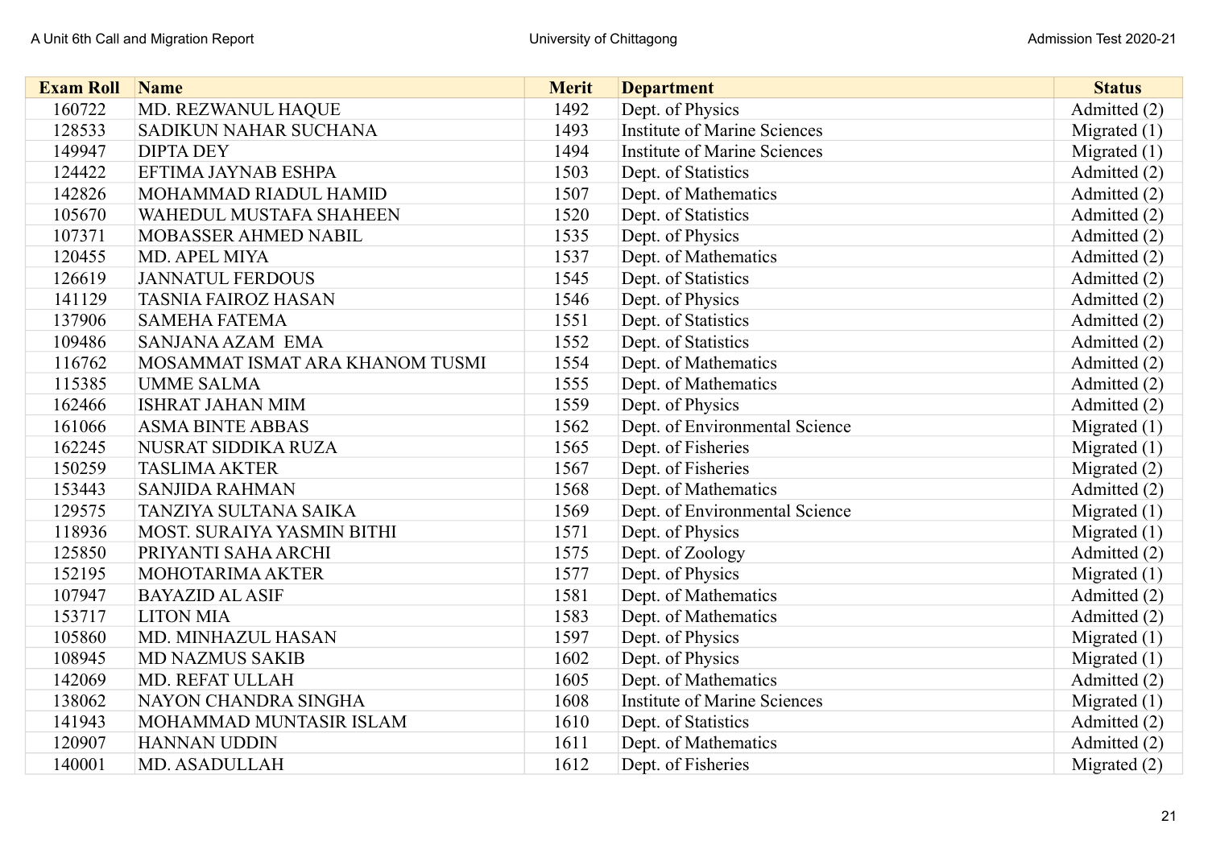| Exam Roll | Name | Merit | Department | Status |
|---|---|---|---|---|
| 160722 | MD. REZWANUL HAQUE | 1492 | Dept. of Physics | Admitted (2) |
| 128533 | SADIKUN NAHAR SUCHANA | 1493 | Institute of Marine Sciences | Migrated (1) |
| 149947 | DIPTA DEY | 1494 | Institute of Marine Sciences | Migrated (1) |
| 124422 | EFTIMA JAYNAB ESHPA | 1503 | Dept. of Statistics | Admitted (2) |
| 142826 | MOHAMMAD RIADUL HAMID | 1507 | Dept. of Mathematics | Admitted (2) |
| 105670 | WAHEDUL MUSTAFA SHAHEEN | 1520 | Dept. of Statistics | Admitted (2) |
| 107371 | MOBASSER AHMED NABIL | 1535 | Dept. of Physics | Admitted (2) |
| 120455 | MD. APEL MIYA | 1537 | Dept. of Mathematics | Admitted (2) |
| 126619 | JANNATUL FERDOUS | 1545 | Dept. of Statistics | Admitted (2) |
| 141129 | TASNIA FAIROZ HASAN | 1546 | Dept. of Physics | Admitted (2) |
| 137906 | SAMEHA FATEMA | 1551 | Dept. of Statistics | Admitted (2) |
| 109486 | SANJANA AZAM EMA | 1552 | Dept. of Statistics | Admitted (2) |
| 116762 | MOSAMMAT ISMAT ARA KHANOM TUSMI | 1554 | Dept. of Mathematics | Admitted (2) |
| 115385 | UMME SALMA | 1555 | Dept. of Mathematics | Admitted (2) |
| 162466 | ISHRAT JAHAN MIM | 1559 | Dept. of Physics | Admitted (2) |
| 161066 | ASMA BINTE ABBAS | 1562 | Dept. of Environmental Science | Migrated (1) |
| 162245 | NUSRAT SIDDIKA RUZA | 1565 | Dept. of Fisheries | Migrated (1) |
| 150259 | TASLIMA AKTER | 1567 | Dept. of Fisheries | Migrated (2) |
| 153443 | SANJIDA RAHMAN | 1568 | Dept. of Mathematics | Admitted (2) |
| 129575 | TANZIYA SULTANA SAIKA | 1569 | Dept. of Environmental Science | Migrated (1) |
| 118936 | MOST. SURAIYA YASMIN BITHI | 1571 | Dept. of Physics | Migrated (1) |
| 125850 | PRIYANTI SAHA ARCHI | 1575 | Dept. of Zoology | Admitted (2) |
| 152195 | MOHOTARIMA AKTER | 1577 | Dept. of Physics | Migrated (1) |
| 107947 | BAYAZID AL ASIF | 1581 | Dept. of Mathematics | Admitted (2) |
| 153717 | LITON MIA | 1583 | Dept. of Mathematics | Admitted (2) |
| 105860 | MD. MINHAZUL HASAN | 1597 | Dept. of Physics | Migrated (1) |
| 108945 | MD NAZMUS SAKIB | 1602 | Dept. of Physics | Migrated (1) |
| 142069 | MD. REFAT ULLAH | 1605 | Dept. of Mathematics | Admitted (2) |
| 138062 | NAYON CHANDRA SINGHA | 1608 | Institute of Marine Sciences | Migrated (1) |
| 141943 | MOHAMMAD MUNTASIR ISLAM | 1610 | Dept. of Statistics | Admitted (2) |
| 120907 | HANNAN UDDIN | 1611 | Dept. of Mathematics | Admitted (2) |
| 140001 | MD. ASADULLAH | 1612 | Dept. of Fisheries | Migrated (2) |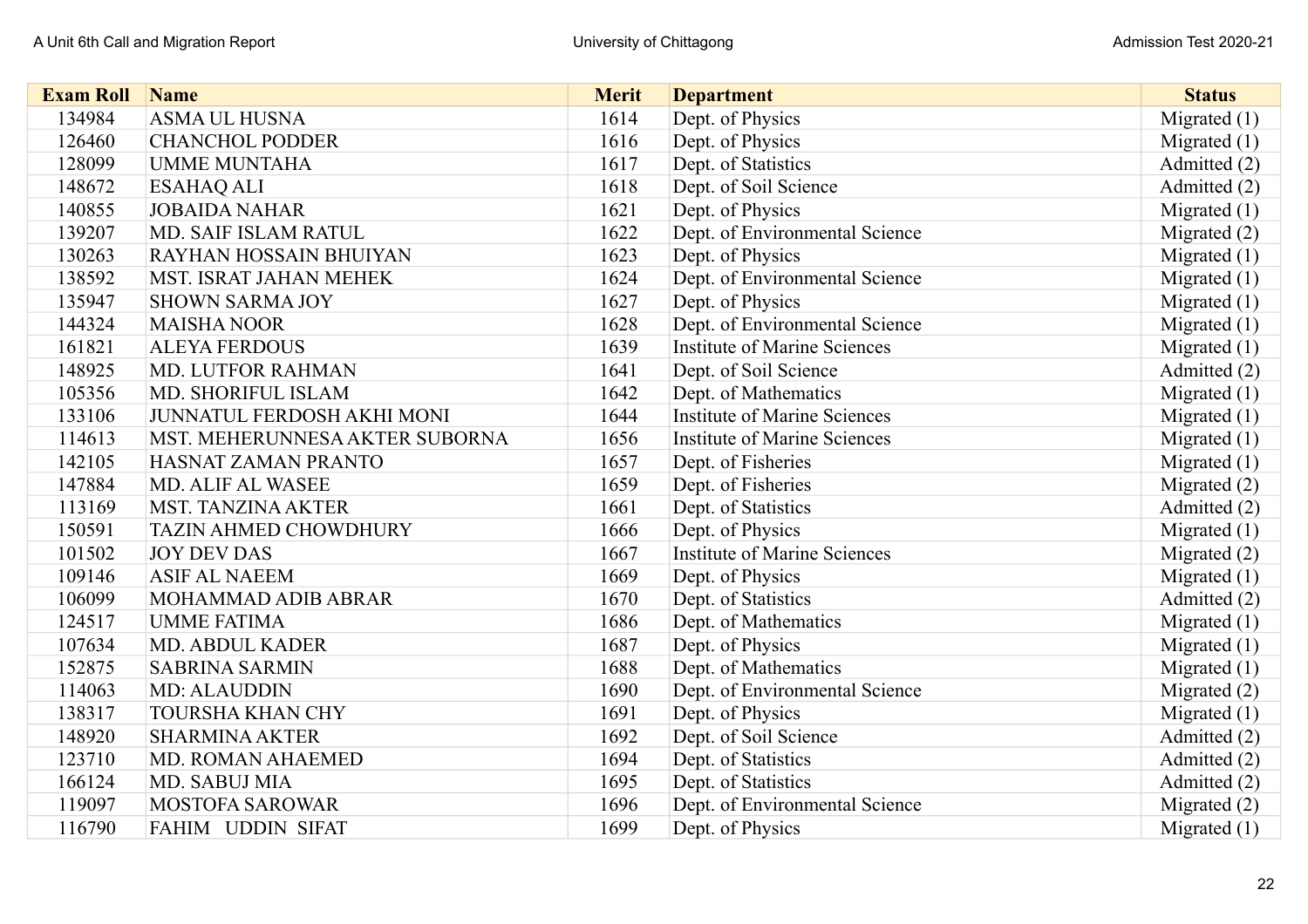| Exam Roll | Name | Merit | Department | Status |
|---|---|---|---|---|
| 134984 | ASMA UL HUSNA | 1614 | Dept. of Physics | Migrated (1) |
| 126460 | CHANCHOL PODDER | 1616 | Dept. of Physics | Migrated (1) |
| 128099 | UMME MUNTAHA | 1617 | Dept. of Statistics | Admitted (2) |
| 148672 | ESAHAQ ALI | 1618 | Dept. of Soil Science | Admitted (2) |
| 140855 | JOBAIDA NAHAR | 1621 | Dept. of Physics | Migrated (1) |
| 139207 | MD. SAIF ISLAM RATUL | 1622 | Dept. of Environmental Science | Migrated (2) |
| 130263 | RAYHAN HOSSAIN BHUIYAN | 1623 | Dept. of Physics | Migrated (1) |
| 138592 | MST. ISRAT JAHAN MEHEK | 1624 | Dept. of Environmental Science | Migrated (1) |
| 135947 | SHOWN SARMA JOY | 1627 | Dept. of Physics | Migrated (1) |
| 144324 | MAISHA NOOR | 1628 | Dept. of Environmental Science | Migrated (1) |
| 161821 | ALEYA FERDOUS | 1639 | Institute of Marine Sciences | Migrated (1) |
| 148925 | MD. LUTFOR RAHMAN | 1641 | Dept. of Soil Science | Admitted (2) |
| 105356 | MD. SHORIFUL ISLAM | 1642 | Dept. of Mathematics | Migrated (1) |
| 133106 | JUNNATUL FERDOSH AKHI MONI | 1644 | Institute of Marine Sciences | Migrated (1) |
| 114613 | MST. MEHERUNNESA AKTER SUBORNA | 1656 | Institute of Marine Sciences | Migrated (1) |
| 142105 | HASNAT ZAMAN PRANTO | 1657 | Dept. of Fisheries | Migrated (1) |
| 147884 | MD. ALIF AL WASEE | 1659 | Dept. of Fisheries | Migrated (2) |
| 113169 | MST. TANZINA AKTER | 1661 | Dept. of Statistics | Admitted (2) |
| 150591 | TAZIN AHMED CHOWDHURY | 1666 | Dept. of Physics | Migrated (1) |
| 101502 | JOY DEV DAS | 1667 | Institute of Marine Sciences | Migrated (2) |
| 109146 | ASIF AL NAEEM | 1669 | Dept. of Physics | Migrated (1) |
| 106099 | MOHAMMAD ADIB ABRAR | 1670 | Dept. of Statistics | Admitted (2) |
| 124517 | UMME FATIMA | 1686 | Dept. of Mathematics | Migrated (1) |
| 107634 | MD. ABDUL KADER | 1687 | Dept. of Physics | Migrated (1) |
| 152875 | SABRINA SARMIN | 1688 | Dept. of Mathematics | Migrated (1) |
| 114063 | MD: ALAUDDIN | 1690 | Dept. of Environmental Science | Migrated (2) |
| 138317 | TOURSHA KHAN CHY | 1691 | Dept. of Physics | Migrated (1) |
| 148920 | SHARMINA AKTER | 1692 | Dept. of Soil Science | Admitted (2) |
| 123710 | MD. ROMAN AHAEMED | 1694 | Dept. of Statistics | Admitted (2) |
| 166124 | MD. SABUJ MIA | 1695 | Dept. of Statistics | Admitted (2) |
| 119097 | MOSTOFA SAROWAR | 1696 | Dept. of Environmental Science | Migrated (2) |
| 116790 | FAHIM UDDIN SIFAT | 1699 | Dept. of Physics | Migrated (1) |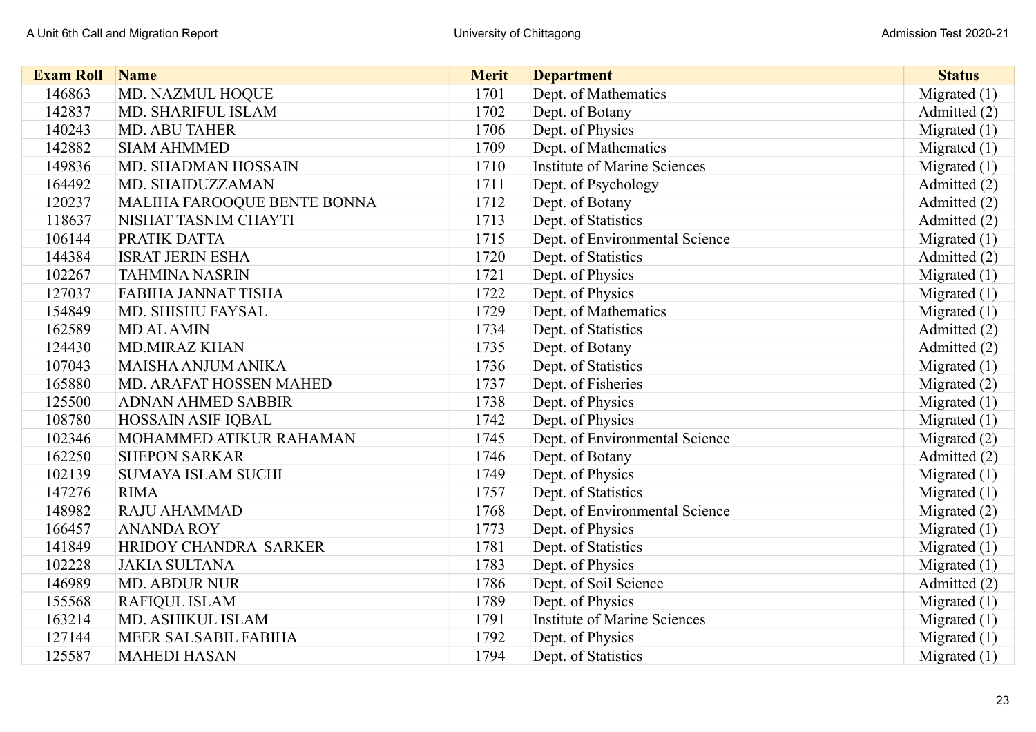| Exam Roll | Name | Merit | Department | Status |
|---|---|---|---|---|
| 146863 | MD. NAZMUL HOQUE | 1701 | Dept. of Mathematics | Migrated (1) |
| 142837 | MD. SHARIFUL ISLAM | 1702 | Dept. of Botany | Admitted (2) |
| 140243 | MD. ABU TAHER | 1706 | Dept. of Physics | Migrated (1) |
| 142882 | SIAM AHMMED | 1709 | Dept. of Mathematics | Migrated (1) |
| 149836 | MD. SHADMAN HOSSAIN | 1710 | Institute of Marine Sciences | Migrated (1) |
| 164492 | MD. SHAIDUZZAMAN | 1711 | Dept. of Psychology | Admitted (2) |
| 120237 | MALIHA FAROOQUE BENTE BONNA | 1712 | Dept. of Botany | Admitted (2) |
| 118637 | NISHAT TASNIM CHAYTI | 1713 | Dept. of Statistics | Admitted (2) |
| 106144 | PRATIK DATTA | 1715 | Dept. of Environmental Science | Migrated (1) |
| 144384 | ISRAT JERIN ESHA | 1720 | Dept. of Statistics | Admitted (2) |
| 102267 | TAHMINA NASRIN | 1721 | Dept. of Physics | Migrated (1) |
| 127037 | FABIHA JANNAT TISHA | 1722 | Dept. of Physics | Migrated (1) |
| 154849 | MD. SHISHU FAYSAL | 1729 | Dept. of Mathematics | Migrated (1) |
| 162589 | MD AL AMIN | 1734 | Dept. of Statistics | Admitted (2) |
| 124430 | MD.MIRAZ KHAN | 1735 | Dept. of Botany | Admitted (2) |
| 107043 | MAISHA ANJUM ANIKA | 1736 | Dept. of Statistics | Migrated (1) |
| 165880 | MD. ARAFAT HOSSEN MAHED | 1737 | Dept. of Fisheries | Migrated (2) |
| 125500 | ADNAN AHMED SABBIR | 1738 | Dept. of Physics | Migrated (1) |
| 108780 | HOSSAIN ASIF IQBAL | 1742 | Dept. of Physics | Migrated (1) |
| 102346 | MOHAMMED ATIKUR RAHAMAN | 1745 | Dept. of Environmental Science | Migrated (2) |
| 162250 | SHEPON SARKAR | 1746 | Dept. of Botany | Admitted (2) |
| 102139 | SUMAYA ISLAM SUCHI | 1749 | Dept. of Physics | Migrated (1) |
| 147276 | RIMA | 1757 | Dept. of Statistics | Migrated (1) |
| 148982 | RAJU AHAMMAD | 1768 | Dept. of Environmental Science | Migrated (2) |
| 166457 | ANANDA ROY | 1773 | Dept. of Physics | Migrated (1) |
| 141849 | HRIDOY CHANDRA SARKER | 1781 | Dept. of Statistics | Migrated (1) |
| 102228 | JAKIA SULTANA | 1783 | Dept. of Physics | Migrated (1) |
| 146989 | MD. ABDUR NUR | 1786 | Dept. of Soil Science | Admitted (2) |
| 155568 | RAFIQUL ISLAM | 1789 | Dept. of Physics | Migrated (1) |
| 163214 | MD. ASHIKUL ISLAM | 1791 | Institute of Marine Sciences | Migrated (1) |
| 127144 | MEER SALSABIL FABIHA | 1792 | Dept. of Physics | Migrated (1) |
| 125587 | MAHEDI HASAN | 1794 | Dept. of Statistics | Migrated (1) |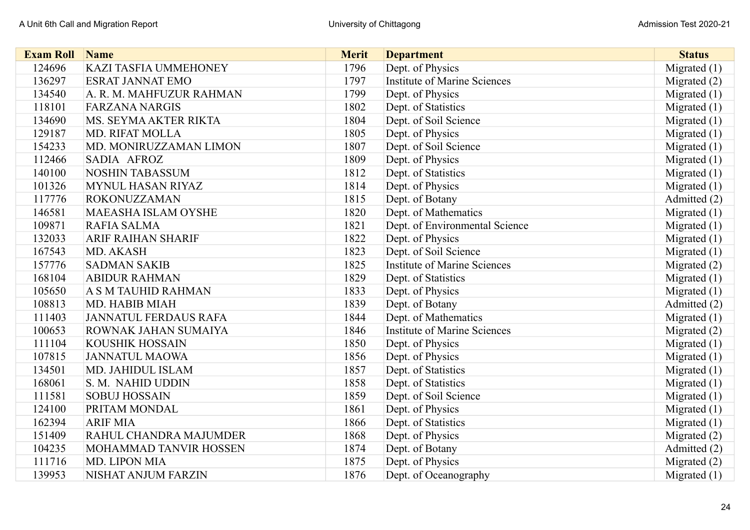| Exam Roll | Name | Merit | Department | Status |
|---|---|---|---|---|
| 124696 | KAZI TASFIA UMMEHONEY | 1796 | Dept. of Physics | Migrated (1) |
| 136297 | ESRAT JANNAT EMO | 1797 | Institute of Marine Sciences | Migrated (2) |
| 134540 | A. R. M. MAHFUZUR RAHMAN | 1799 | Dept. of Physics | Migrated (1) |
| 118101 | FARZANA NARGIS | 1802 | Dept. of Statistics | Migrated (1) |
| 134690 | MS. SEYMA AKTER RIKTA | 1804 | Dept. of Soil Science | Migrated (1) |
| 129187 | MD. RIFAT MOLLA | 1805 | Dept. of Physics | Migrated (1) |
| 154233 | MD. MONIRUZZAMAN LIMON | 1807 | Dept. of Soil Science | Migrated (1) |
| 112466 | SADIA AFROZ | 1809 | Dept. of Physics | Migrated (1) |
| 140100 | NOSHIN TABASSUM | 1812 | Dept. of Statistics | Migrated (1) |
| 101326 | MYNUL HASAN RIYAZ | 1814 | Dept. of Physics | Migrated (1) |
| 117776 | ROKONUZZAMAN | 1815 | Dept. of Botany | Admitted (2) |
| 146581 | MAEASHA ISLAM OYSHE | 1820 | Dept. of Mathematics | Migrated (1) |
| 109871 | RAFIA SALMA | 1821 | Dept. of Environmental Science | Migrated (1) |
| 132033 | ARIF RAIHAN SHARIF | 1822 | Dept. of Physics | Migrated (1) |
| 167543 | MD. AKASH | 1823 | Dept. of Soil Science | Migrated (1) |
| 157776 | SADMAN SAKIB | 1825 | Institute of Marine Sciences | Migrated (2) |
| 168104 | ABIDUR RAHMAN | 1829 | Dept. of Statistics | Migrated (1) |
| 105650 | A S M TAUHID RAHMAN | 1833 | Dept. of Physics | Migrated (1) |
| 108813 | MD. HABIB MIAH | 1839 | Dept. of Botany | Admitted (2) |
| 111403 | JANNATUL FERDAUS RAFA | 1844 | Dept. of Mathematics | Migrated (1) |
| 100653 | ROWNAK JAHAN SUMAIYA | 1846 | Institute of Marine Sciences | Migrated (2) |
| 111104 | KOUSHIK HOSSAIN | 1850 | Dept. of Physics | Migrated (1) |
| 107815 | JANNATUL MAOWA | 1856 | Dept. of Physics | Migrated (1) |
| 134501 | MD. JAHIDUL ISLAM | 1857 | Dept. of Statistics | Migrated (1) |
| 168061 | S. M. NAHID UDDIN | 1858 | Dept. of Statistics | Migrated (1) |
| 111581 | SOBUJ HOSSAIN | 1859 | Dept. of Soil Science | Migrated (1) |
| 124100 | PRITAM MONDAL | 1861 | Dept. of Physics | Migrated (1) |
| 162394 | ARIF MIA | 1866 | Dept. of Statistics | Migrated (1) |
| 151409 | RAHUL CHANDRA MAJUMDER | 1868 | Dept. of Physics | Migrated (2) |
| 104235 | MOHAMMAD TANVIR HOSSEN | 1874 | Dept. of Botany | Admitted (2) |
| 111716 | MD. LIPON MIA | 1875 | Dept. of Physics | Migrated (2) |
| 139953 | NISHAT ANJUM FARZIN | 1876 | Dept. of Oceanography | Migrated (1) |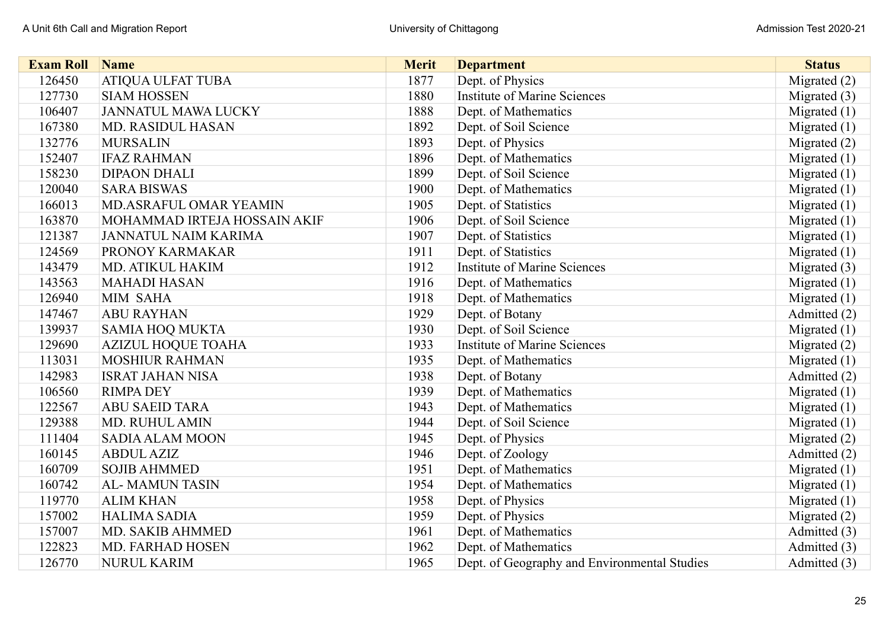| Exam Roll | Name | Merit | Department | Status |
|---|---|---|---|---|
| 126450 | ATIQUA ULFAT TUBA | 1877 | Dept. of Physics | Migrated (2) |
| 127730 | SIAM HOSSEN | 1880 | Institute of Marine Sciences | Migrated (3) |
| 106407 | JANNATUL MAWA LUCKY | 1888 | Dept. of Mathematics | Migrated (1) |
| 167380 | MD. RASIDUL HASAN | 1892 | Dept. of Soil Science | Migrated (1) |
| 132776 | MURSALIN | 1893 | Dept. of Physics | Migrated (2) |
| 152407 | IFAZ RAHMAN | 1896 | Dept. of Mathematics | Migrated (1) |
| 158230 | DIPAON DHALI | 1899 | Dept. of Soil Science | Migrated (1) |
| 120040 | SARA BISWAS | 1900 | Dept. of Mathematics | Migrated (1) |
| 166013 | MD.ASRAFUL OMAR YEAMIN | 1905 | Dept. of Statistics | Migrated (1) |
| 163870 | MOHAMMAD IRTEJA HOSSAIN AKIF | 1906 | Dept. of Soil Science | Migrated (1) |
| 121387 | JANNATUL NAIM KARIMA | 1907 | Dept. of Statistics | Migrated (1) |
| 124569 | PRONOY KARMAKAR | 1911 | Dept. of Statistics | Migrated (1) |
| 143479 | MD. ATIKUL HAKIM | 1912 | Institute of Marine Sciences | Migrated (3) |
| 143563 | MAHADI HASAN | 1916 | Dept. of Mathematics | Migrated (1) |
| 126940 | MIM SAHA | 1918 | Dept. of Mathematics | Migrated (1) |
| 147467 | ABU RAYHAN | 1929 | Dept. of Botany | Admitted (2) |
| 139937 | SAMIA HOQ MUKTA | 1930 | Dept. of Soil Science | Migrated (1) |
| 129690 | AZIZUL HOQUE TOAHA | 1933 | Institute of Marine Sciences | Migrated (2) |
| 113031 | MOSHIUR RAHMAN | 1935 | Dept. of Mathematics | Migrated (1) |
| 142983 | ISRAT JAHAN NISA | 1938 | Dept. of Botany | Admitted (2) |
| 106560 | RIMPA DEY | 1939 | Dept. of Mathematics | Migrated (1) |
| 122567 | ABU SAEID TARA | 1943 | Dept. of Mathematics | Migrated (1) |
| 129388 | MD. RUHUL AMIN | 1944 | Dept. of Soil Science | Migrated (1) |
| 111404 | SADIA ALAM MOON | 1945 | Dept. of Physics | Migrated (2) |
| 160145 | ABDUL AZIZ | 1946 | Dept. of Zoology | Admitted (2) |
| 160709 | SOJIB AHMMED | 1951 | Dept. of Mathematics | Migrated (1) |
| 160742 | AL- MAMUN TASIN | 1954 | Dept. of Mathematics | Migrated (1) |
| 119770 | ALIM KHAN | 1958 | Dept. of Physics | Migrated (1) |
| 157002 | HALIMA SADIA | 1959 | Dept. of Physics | Migrated (2) |
| 157007 | MD. SAKIB AHMMED | 1961 | Dept. of Mathematics | Admitted (3) |
| 122823 | MD. FARHAD HOSEN | 1962 | Dept. of Mathematics | Admitted (3) |
| 126770 | NURUL KARIM | 1965 | Dept. of Geography and Environmental Studies | Admitted (3) |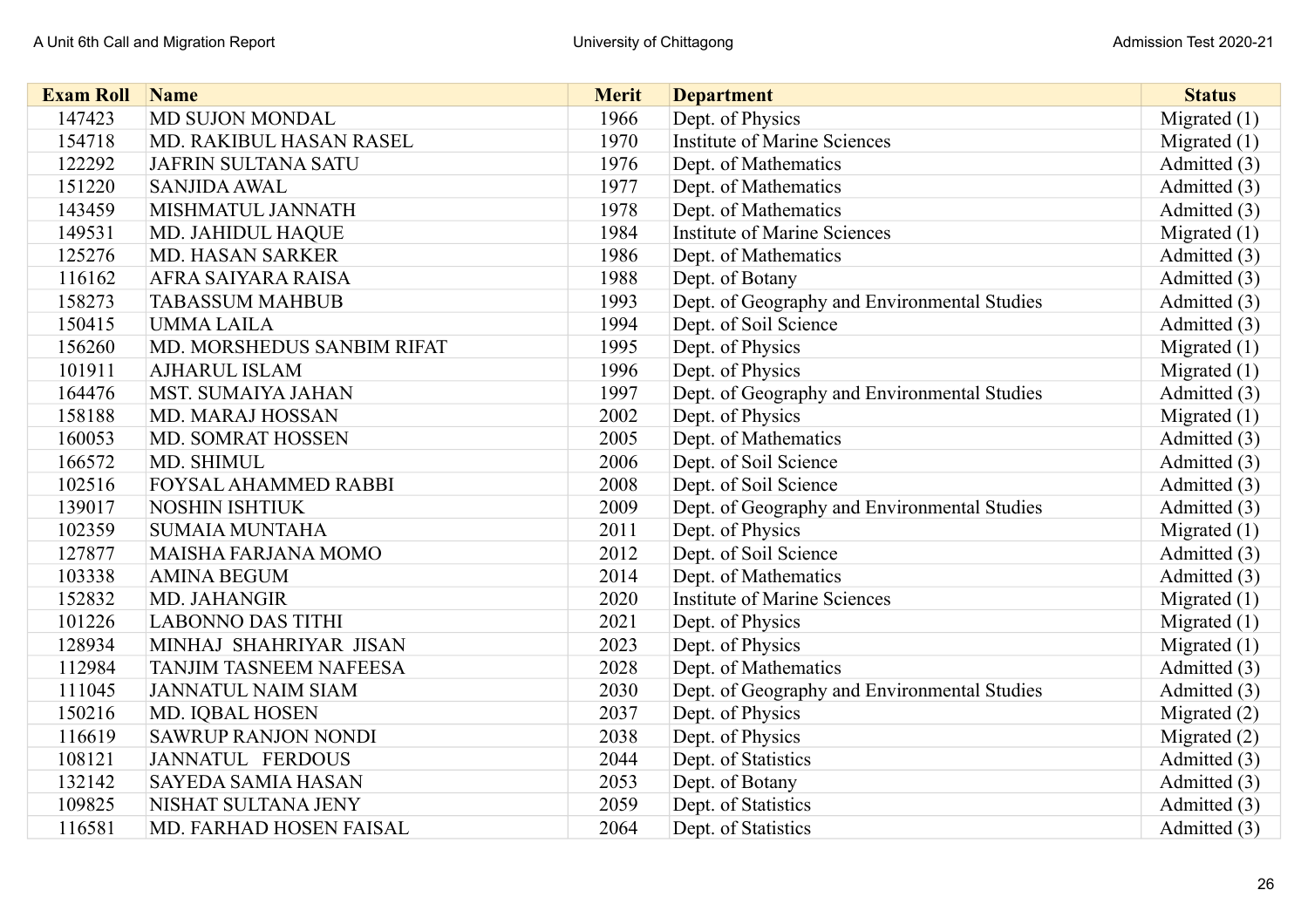| Exam Roll | Name | Merit | Department | Status |
|---|---|---|---|---|
| 147423 | MD SUJON MONDAL | 1966 | Dept. of Physics | Migrated (1) |
| 154718 | MD. RAKIBUL HASAN RASEL | 1970 | Institute of Marine Sciences | Migrated (1) |
| 122292 | JAFRIN SULTANA SATU | 1976 | Dept. of Mathematics | Admitted (3) |
| 151220 | SANJIDA AWAL | 1977 | Dept. of Mathematics | Admitted (3) |
| 143459 | MISHMATUL JANNATH | 1978 | Dept. of Mathematics | Admitted (3) |
| 149531 | MD. JAHIDUL HAQUE | 1984 | Institute of Marine Sciences | Migrated (1) |
| 125276 | MD. HASAN SARKER | 1986 | Dept. of Mathematics | Admitted (3) |
| 116162 | AFRA SAIYARA RAISA | 1988 | Dept. of Botany | Admitted (3) |
| 158273 | TABASSUM MAHBUB | 1993 | Dept. of Geography and Environmental Studies | Admitted (3) |
| 150415 | UMMA LAILA | 1994 | Dept. of Soil Science | Admitted (3) |
| 156260 | MD. MORSHEDUS SANBIM RIFAT | 1995 | Dept. of Physics | Migrated (1) |
| 101911 | AJHARUL ISLAM | 1996 | Dept. of Physics | Migrated (1) |
| 164476 | MST. SUMAIYA JAHAN | 1997 | Dept. of Geography and Environmental Studies | Admitted (3) |
| 158188 | MD. MARAJ HOSSAN | 2002 | Dept. of Physics | Migrated (1) |
| 160053 | MD. SOMRAT HOSSEN | 2005 | Dept. of Mathematics | Admitted (3) |
| 166572 | MD. SHIMUL | 2006 | Dept. of Soil Science | Admitted (3) |
| 102516 | FOYSAL AHAMMED RABBI | 2008 | Dept. of Soil Science | Admitted (3) |
| 139017 | NOSHIN ISHTIUK | 2009 | Dept. of Geography and Environmental Studies | Admitted (3) |
| 102359 | SUMAIA MUNTAHA | 2011 | Dept. of Physics | Migrated (1) |
| 127877 | MAISHA FARJANA MOMO | 2012 | Dept. of Soil Science | Admitted (3) |
| 103338 | AMINA BEGUM | 2014 | Dept. of Mathematics | Admitted (3) |
| 152832 | MD. JAHANGIR | 2020 | Institute of Marine Sciences | Migrated (1) |
| 101226 | LABONNO DAS TITHI | 2021 | Dept. of Physics | Migrated (1) |
| 128934 | MINHAJ SHAHRIYAR JISAN | 2023 | Dept. of Physics | Migrated (1) |
| 112984 | TANJIM TASNEEM NAFEESA | 2028 | Dept. of Mathematics | Admitted (3) |
| 111045 | JANNATUL NAIM SIAM | 2030 | Dept. of Geography and Environmental Studies | Admitted (3) |
| 150216 | MD. IQBAL HOSEN | 2037 | Dept. of Physics | Migrated (2) |
| 116619 | SAWRUP RANJON NONDI | 2038 | Dept. of Physics | Migrated (2) |
| 108121 | JANNATUL FERDOUS | 2044 | Dept. of Statistics | Admitted (3) |
| 132142 | SAYEDA SAMIA HASAN | 2053 | Dept. of Botany | Admitted (3) |
| 109825 | NISHAT SULTANA JENY | 2059 | Dept. of Statistics | Admitted (3) |
| 116581 | MD. FARHAD HOSEN FAISAL | 2064 | Dept. of Statistics | Admitted (3) |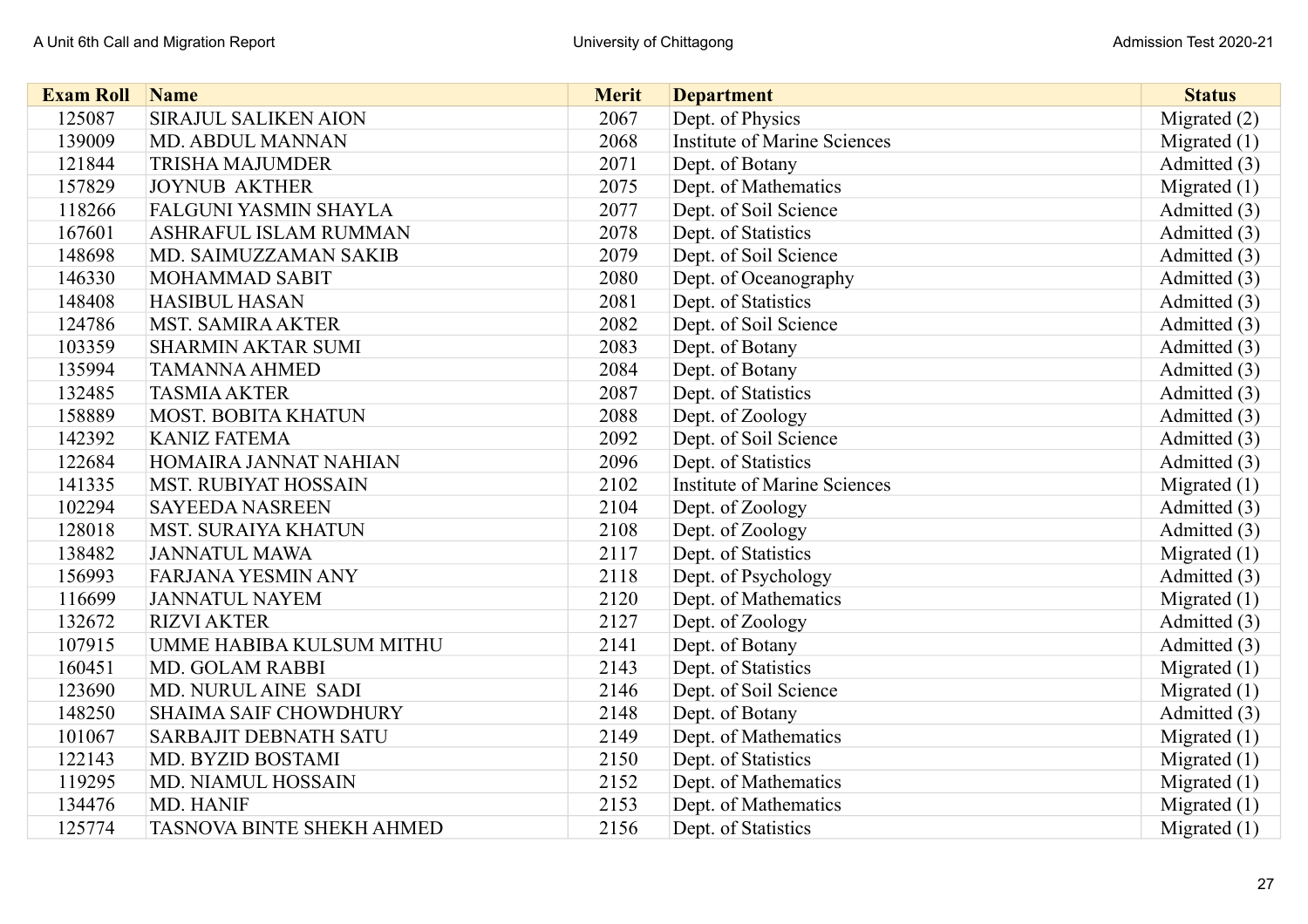| Exam Roll | Name | Merit | Department | Status |
|---|---|---|---|---|
| 125087 | SIRAJUL SALIKEN AION | 2067 | Dept. of Physics | Migrated (2) |
| 139009 | MD. ABDUL MANNAN | 2068 | Institute of Marine Sciences | Migrated (1) |
| 121844 | TRISHA MAJUMDER | 2071 | Dept. of Botany | Admitted (3) |
| 157829 | JOYNUB AKTHER | 2075 | Dept. of Mathematics | Migrated (1) |
| 118266 | FALGUNI YASMIN SHAYLA | 2077 | Dept. of Soil Science | Admitted (3) |
| 167601 | ASHRAFUL ISLAM RUMMAN | 2078 | Dept. of Statistics | Admitted (3) |
| 148698 | MD. SAIMUZZAMAN SAKIB | 2079 | Dept. of Soil Science | Admitted (3) |
| 146330 | MOHAMMAD SABIT | 2080 | Dept. of Oceanography | Admitted (3) |
| 148408 | HASIBUL HASAN | 2081 | Dept. of Statistics | Admitted (3) |
| 124786 | MST. SAMIRA AKTER | 2082 | Dept. of Soil Science | Admitted (3) |
| 103359 | SHARMIN AKTAR SUMI | 2083 | Dept. of Botany | Admitted (3) |
| 135994 | TAMANNA AHMED | 2084 | Dept. of Botany | Admitted (3) |
| 132485 | TASMIA AKTER | 2087 | Dept. of Statistics | Admitted (3) |
| 158889 | MOST. BOBITA KHATUN | 2088 | Dept. of Zoology | Admitted (3) |
| 142392 | KANIZ FATEMA | 2092 | Dept. of Soil Science | Admitted (3) |
| 122684 | HOMAIRA JANNAT NAHIAN | 2096 | Dept. of Statistics | Admitted (3) |
| 141335 | MST. RUBIYAT HOSSAIN | 2102 | Institute of Marine Sciences | Migrated (1) |
| 102294 | SAYEEDA NASREEN | 2104 | Dept. of Zoology | Admitted (3) |
| 128018 | MST. SURAIYA KHATUN | 2108 | Dept. of Zoology | Admitted (3) |
| 138482 | JANNATUL MAWA | 2117 | Dept. of Statistics | Migrated (1) |
| 156993 | FARJANA YESMIN ANY | 2118 | Dept. of Psychology | Admitted (3) |
| 116699 | JANNATUL NAYEM | 2120 | Dept. of Mathematics | Migrated (1) |
| 132672 | RIZVI AKTER | 2127 | Dept. of Zoology | Admitted (3) |
| 107915 | UMME HABIBA KULSUM MITHU | 2141 | Dept. of Botany | Admitted (3) |
| 160451 | MD. GOLAM RABBI | 2143 | Dept. of Statistics | Migrated (1) |
| 123690 | MD. NURUL AINE SADI | 2146 | Dept. of Soil Science | Migrated (1) |
| 148250 | SHAIMA SAIF CHOWDHURY | 2148 | Dept. of Botany | Admitted (3) |
| 101067 | SARBAJIT DEBNATH SATU | 2149 | Dept. of Mathematics | Migrated (1) |
| 122143 | MD. BYZID BOSTAMI | 2150 | Dept. of Statistics | Migrated (1) |
| 119295 | MD. NIAMUL HOSSAIN | 2152 | Dept. of Mathematics | Migrated (1) |
| 134476 | MD. HANIF | 2153 | Dept. of Mathematics | Migrated (1) |
| 125774 | TASNOVA BINTE SHEKH AHMED | 2156 | Dept. of Statistics | Migrated (1) |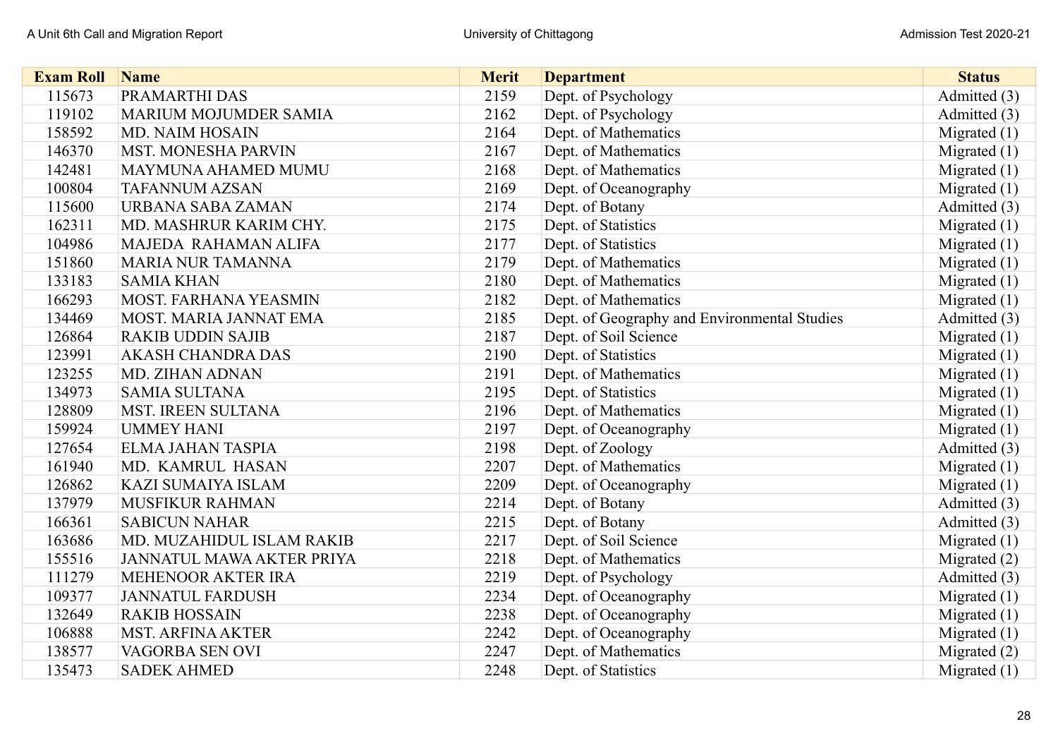| Exam Roll | Name | Merit | Department | Status |
|---|---|---|---|---|
| 115673 | PRAMARTHI DAS | 2159 | Dept. of Psychology | Admitted (3) |
| 119102 | MARIUM MOJUMDER SAMIA | 2162 | Dept. of Psychology | Admitted (3) |
| 158592 | MD. NAIM HOSAIN | 2164 | Dept. of Mathematics | Migrated (1) |
| 146370 | MST. MONESHA PARVIN | 2167 | Dept. of Mathematics | Migrated (1) |
| 142481 | MAYMUNA AHAMED MUMU | 2168 | Dept. of Mathematics | Migrated (1) |
| 100804 | TAFANNUM AZSAN | 2169 | Dept. of Oceanography | Migrated (1) |
| 115600 | URBANA SABA ZAMAN | 2174 | Dept. of Botany | Admitted (3) |
| 162311 | MD. MASHRUR KARIM CHY. | 2175 | Dept. of Statistics | Migrated (1) |
| 104986 | MAJEDA RAHAMAN ALIFA | 2177 | Dept. of Statistics | Migrated (1) |
| 151860 | MARIA NUR TAMANNA | 2179 | Dept. of Mathematics | Migrated (1) |
| 133183 | SAMIA KHAN | 2180 | Dept. of Mathematics | Migrated (1) |
| 166293 | MOST. FARHANA YEASMIN | 2182 | Dept. of Mathematics | Migrated (1) |
| 134469 | MOST. MARIA JANNAT EMA | 2185 | Dept. of Geography and Environmental Studies | Admitted (3) |
| 126864 | RAKIB UDDIN SAJIB | 2187 | Dept. of Soil Science | Migrated (1) |
| 123991 | AKASH CHANDRA DAS | 2190 | Dept. of Statistics | Migrated (1) |
| 123255 | MD. ZIHAN ADNAN | 2191 | Dept. of Mathematics | Migrated (1) |
| 134973 | SAMIA SULTANA | 2195 | Dept. of Statistics | Migrated (1) |
| 128809 | MST. IREEN SULTANA | 2196 | Dept. of Mathematics | Migrated (1) |
| 159924 | UMMEY HANI | 2197 | Dept. of Oceanography | Migrated (1) |
| 127654 | ELMA JAHAN TASPIA | 2198 | Dept. of Zoology | Admitted (3) |
| 161940 | MD. KAMRUL HASAN | 2207 | Dept. of Mathematics | Migrated (1) |
| 126862 | KAZI SUMAIYA ISLAM | 2209 | Dept. of Oceanography | Migrated (1) |
| 137979 | MUSFIKUR RAHMAN | 2214 | Dept. of Botany | Admitted (3) |
| 166361 | SABICUN NAHAR | 2215 | Dept. of Botany | Admitted (3) |
| 163686 | MD. MUZAHIDUL ISLAM RAKIB | 2217 | Dept. of Soil Science | Migrated (1) |
| 155516 | JANNATUL MAWA AKTER PRIYA | 2218 | Dept. of Mathematics | Migrated (2) |
| 111279 | MEHENOOR AKTER IRA | 2219 | Dept. of Psychology | Admitted (3) |
| 109377 | JANNATUL FARDUSH | 2234 | Dept. of Oceanography | Migrated (1) |
| 132649 | RAKIB HOSSAIN | 2238 | Dept. of Oceanography | Migrated (1) |
| 106888 | MST. ARFINA AKTER | 2242 | Dept. of Oceanography | Migrated (1) |
| 138577 | VAGORBA SEN OVI | 2247 | Dept. of Mathematics | Migrated (2) |
| 135473 | SADEK AHMED | 2248 | Dept. of Statistics | Migrated (1) |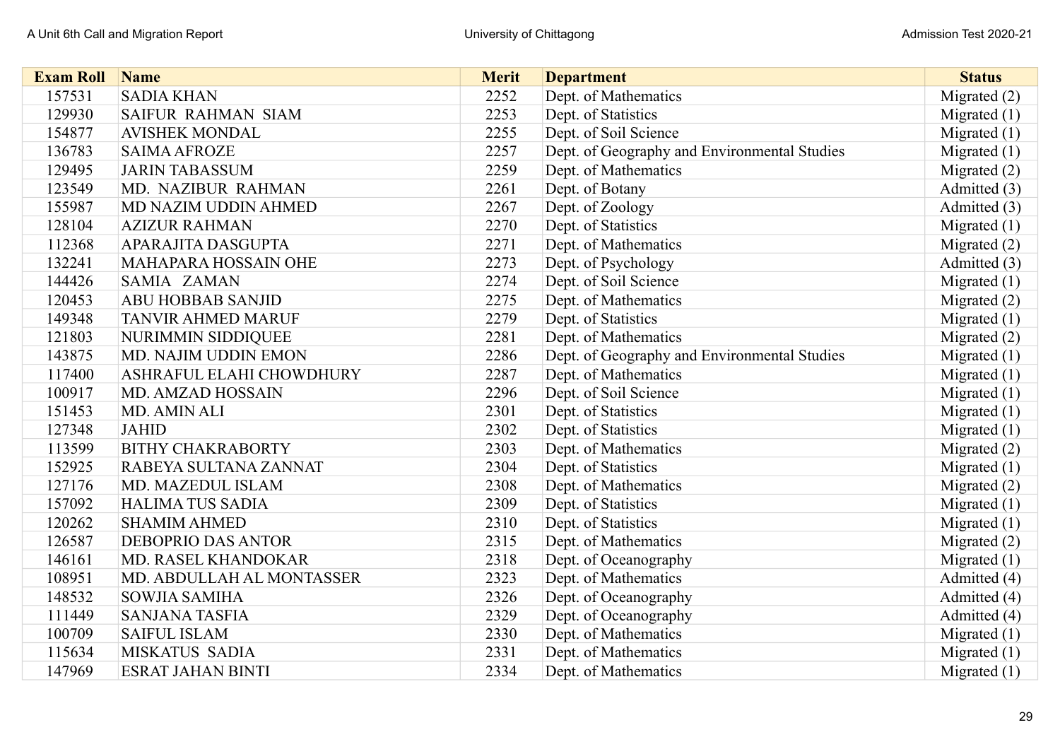| Exam Roll | Name | Merit | Department | Status |
|---|---|---|---|---|
| 157531 | SADIA KHAN | 2252 | Dept. of Mathematics | Migrated (2) |
| 129930 | SAIFUR RAHMAN SIAM | 2253 | Dept. of Statistics | Migrated (1) |
| 154877 | AVISHEK MONDAL | 2255 | Dept. of Soil Science | Migrated (1) |
| 136783 | SAIMA AFROZE | 2257 | Dept. of Geography and Environmental Studies | Migrated (1) |
| 129495 | JARIN TABASSUM | 2259 | Dept. of Mathematics | Migrated (2) |
| 123549 | MD. NAZIBUR RAHMAN | 2261 | Dept. of Botany | Admitted (3) |
| 155987 | MD NAZIM UDDIN AHMED | 2267 | Dept. of Zoology | Admitted (3) |
| 128104 | AZIZUR RAHMAN | 2270 | Dept. of Statistics | Migrated (1) |
| 112368 | APARAJITA DASGUPTA | 2271 | Dept. of Mathematics | Migrated (2) |
| 132241 | MAHAPARA HOSSAIN OHE | 2273 | Dept. of Psychology | Admitted (3) |
| 144426 | SAMIA ZAMAN | 2274 | Dept. of Soil Science | Migrated (1) |
| 120453 | ABU HOBBAB SANJID | 2275 | Dept. of Mathematics | Migrated (2) |
| 149348 | TANVIR AHMED MARUF | 2279 | Dept. of Statistics | Migrated (1) |
| 121803 | NURIMMIN SIDDIQUEE | 2281 | Dept. of Mathematics | Migrated (2) |
| 143875 | MD. NAJIM UDDIN EMON | 2286 | Dept. of Geography and Environmental Studies | Migrated (1) |
| 117400 | ASHRAFUL ELAHI CHOWDHURY | 2287 | Dept. of Mathematics | Migrated (1) |
| 100917 | MD. AMZAD HOSSAIN | 2296 | Dept. of Soil Science | Migrated (1) |
| 151453 | MD. AMIN ALI | 2301 | Dept. of Statistics | Migrated (1) |
| 127348 | JAHID | 2302 | Dept. of Statistics | Migrated (1) |
| 113599 | BITHY CHAKRABORTY | 2303 | Dept. of Mathematics | Migrated (2) |
| 152925 | RABEYA SULTANA ZANNAT | 2304 | Dept. of Statistics | Migrated (1) |
| 127176 | MD. MAZEDUL ISLAM | 2308 | Dept. of Mathematics | Migrated (2) |
| 157092 | HALIMA TUS SADIA | 2309 | Dept. of Statistics | Migrated (1) |
| 120262 | SHAMIM AHMED | 2310 | Dept. of Statistics | Migrated (1) |
| 126587 | DEBOPRIO DAS ANTOR | 2315 | Dept. of Mathematics | Migrated (2) |
| 146161 | MD. RASEL KHANDOKAR | 2318 | Dept. of Oceanography | Migrated (1) |
| 108951 | MD. ABDULLAH AL MONTASSER | 2323 | Dept. of Mathematics | Admitted (4) |
| 148532 | SOWJIA SAMIHA | 2326 | Dept. of Oceanography | Admitted (4) |
| 111449 | SANJANA TASFIA | 2329 | Dept. of Oceanography | Admitted (4) |
| 100709 | SAIFUL ISLAM | 2330 | Dept. of Mathematics | Migrated (1) |
| 115634 | MISKATUS SADIA | 2331 | Dept. of Mathematics | Migrated (1) |
| 147969 | ESRAT JAHAN BINTI | 2334 | Dept. of Mathematics | Migrated (1) |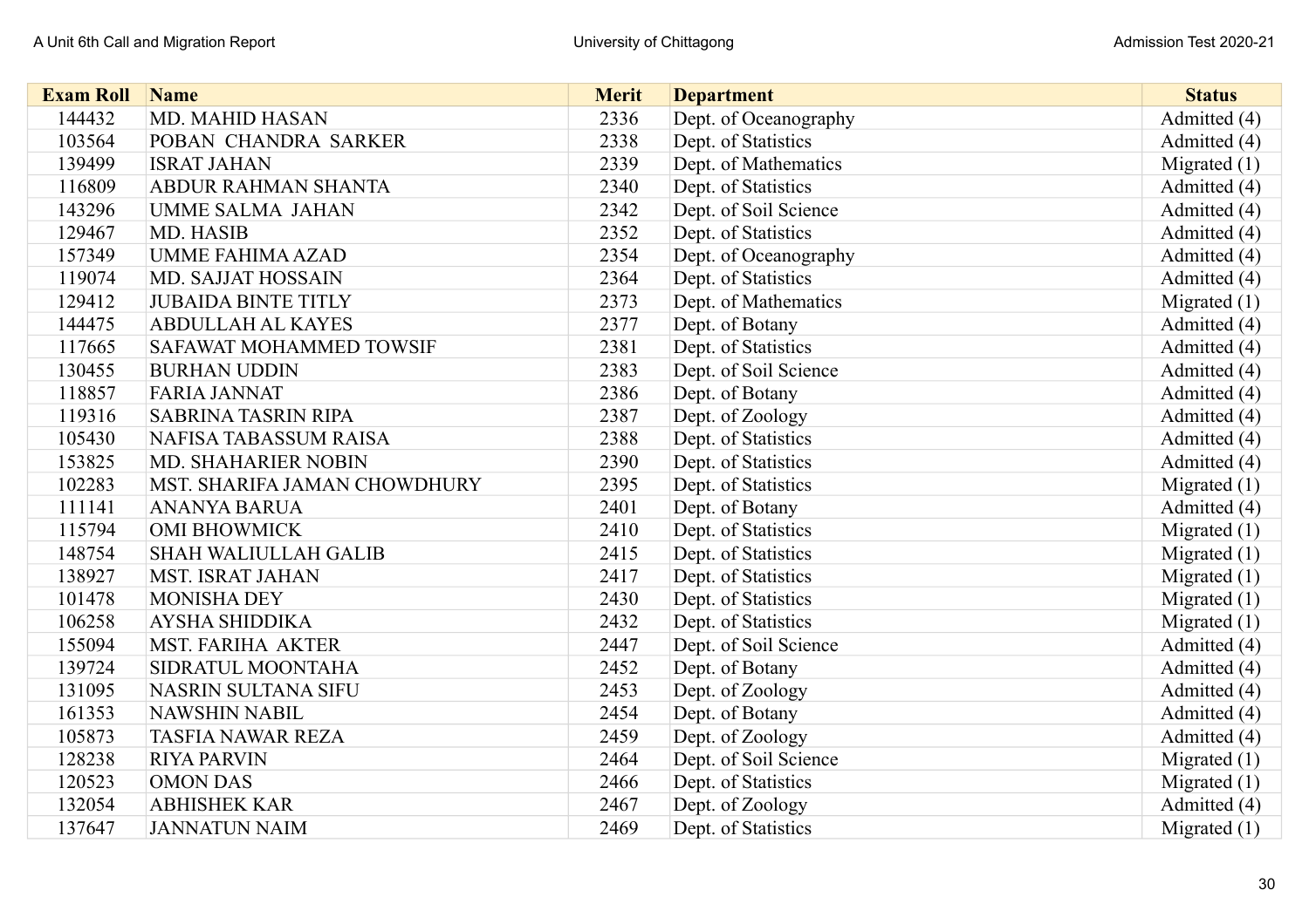| Exam Roll | Name | Merit | Department | Status |
|---|---|---|---|---|
| 144432 | MD. MAHID HASAN | 2336 | Dept. of Oceanography | Admitted (4) |
| 103564 | POBAN  CHANDRA  SARKER | 2338 | Dept. of Statistics | Admitted (4) |
| 139499 | ISRAT JAHAN | 2339 | Dept. of Mathematics | Migrated (1) |
| 116809 | ABDUR RAHMAN SHANTA | 2340 | Dept. of Statistics | Admitted (4) |
| 143296 | UMME SALMA  JAHAN | 2342 | Dept. of Soil Science | Admitted (4) |
| 129467 | MD. HASIB | 2352 | Dept. of Statistics | Admitted (4) |
| 157349 | UMME FAHIMA AZAD | 2354 | Dept. of Oceanography | Admitted (4) |
| 119074 | MD. SAJJAT HOSSAIN | 2364 | Dept. of Statistics | Admitted (4) |
| 129412 | JUBAIDA BINTE TITLY | 2373 | Dept. of Mathematics | Migrated (1) |
| 144475 | ABDULLAH AL KAYES | 2377 | Dept. of Botany | Admitted (4) |
| 117665 | SAFAWAT MOHAMMED TOWSIF | 2381 | Dept. of Statistics | Admitted (4) |
| 130455 | BURHAN UDDIN | 2383 | Dept. of Soil Science | Admitted (4) |
| 118857 | FARIA JANNAT | 2386 | Dept. of Botany | Admitted (4) |
| 119316 | SABRINA TASRIN RIPA | 2387 | Dept. of Zoology | Admitted (4) |
| 105430 | NAFISA TABASSUM RAISA | 2388 | Dept. of Statistics | Admitted (4) |
| 153825 | MD. SHAHARIER NOBIN | 2390 | Dept. of Statistics | Admitted (4) |
| 102283 | MST. SHARIFA JAMAN CHOWDHURY | 2395 | Dept. of Statistics | Migrated (1) |
| 111141 | ANANYA BARUA | 2401 | Dept. of Botany | Admitted (4) |
| 115794 | OMI BHOWMICK | 2410 | Dept. of Statistics | Migrated (1) |
| 148754 | SHAH WALIULLAH GALIB | 2415 | Dept. of Statistics | Migrated (1) |
| 138927 | MST. ISRAT JAHAN | 2417 | Dept. of Statistics | Migrated (1) |
| 101478 | MONISHA DEY | 2430 | Dept. of Statistics | Migrated (1) |
| 106258 | AYSHA SHIDDIKA | 2432 | Dept. of Statistics | Migrated (1) |
| 155094 | MST. FARIHA  AKTER | 2447 | Dept. of Soil Science | Admitted (4) |
| 139724 | SIDRATUL MOONTAHA | 2452 | Dept. of Botany | Admitted (4) |
| 131095 | NASRIN SULTANA SIFU | 2453 | Dept. of Zoology | Admitted (4) |
| 161353 | NAWSHIN NABIL | 2454 | Dept. of Botany | Admitted (4) |
| 105873 | TASFIA NAWAR REZA | 2459 | Dept. of Zoology | Admitted (4) |
| 128238 | RIYA PARVIN | 2464 | Dept. of Soil Science | Migrated (1) |
| 120523 | OMON DAS | 2466 | Dept. of Statistics | Migrated (1) |
| 132054 | ABHISHEK KAR | 2467 | Dept. of Zoology | Admitted (4) |
| 137647 | JANNATUN NAIM | 2469 | Dept. of Statistics | Migrated (1) |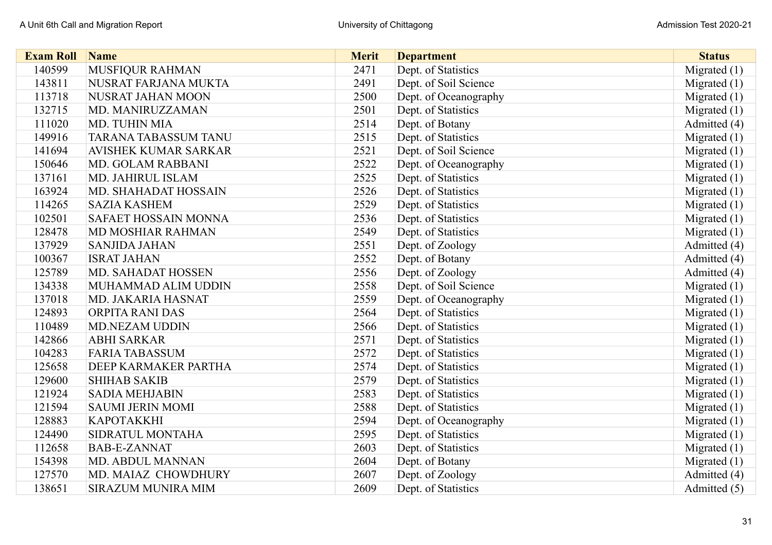| Exam Roll | Name | Merit | Department | Status |
|---|---|---|---|---|
| 140599 | MUSFIQUR RAHMAN | 2471 | Dept. of Statistics | Migrated (1) |
| 143811 | NUSRAT FARJANA MUKTA | 2491 | Dept. of Soil Science | Migrated (1) |
| 113718 | NUSRAT JAHAN MOON | 2500 | Dept. of Oceanography | Migrated (1) |
| 132715 | MD. MANIRUZZAMAN | 2501 | Dept. of Statistics | Migrated (1) |
| 111020 | MD. TUHIN MIA | 2514 | Dept. of Botany | Admitted (4) |
| 149916 | TARANA TABASSUM TANU | 2515 | Dept. of Statistics | Migrated (1) |
| 141694 | AVISHEK KUMAR SARKAR | 2521 | Dept. of Soil Science | Migrated (1) |
| 150646 | MD. GOLAM RABBANI | 2522 | Dept. of Oceanography | Migrated (1) |
| 137161 | MD. JAHIRUL ISLAM | 2525 | Dept. of Statistics | Migrated (1) |
| 163924 | MD. SHAHADAT HOSSAIN | 2526 | Dept. of Statistics | Migrated (1) |
| 114265 | SAZIA KASHEM | 2529 | Dept. of Statistics | Migrated (1) |
| 102501 | SAFAET HOSSAIN MONNA | 2536 | Dept. of Statistics | Migrated (1) |
| 128478 | MD MOSHIAR RAHMAN | 2549 | Dept. of Statistics | Migrated (1) |
| 137929 | SANJIDA JAHAN | 2551 | Dept. of Zoology | Admitted (4) |
| 100367 | ISRAT JAHAN | 2552 | Dept. of Botany | Admitted (4) |
| 125789 | MD. SAHADAT HOSSEN | 2556 | Dept. of Zoology | Admitted (4) |
| 134338 | MUHAMMAD ALIM UDDIN | 2558 | Dept. of Soil Science | Migrated (1) |
| 137018 | MD. JAKARIA HASNAT | 2559 | Dept. of Oceanography | Migrated (1) |
| 124893 | ORPITA RANI DAS | 2564 | Dept. of Statistics | Migrated (1) |
| 110489 | MD.NEZAM UDDIN | 2566 | Dept. of Statistics | Migrated (1) |
| 142866 | ABHI SARKAR | 2571 | Dept. of Statistics | Migrated (1) |
| 104283 | FARIA TABASSUM | 2572 | Dept. of Statistics | Migrated (1) |
| 125658 | DEEP KARMAKER PARTHA | 2574 | Dept. of Statistics | Migrated (1) |
| 129600 | SHIHAB SAKIB | 2579 | Dept. of Statistics | Migrated (1) |
| 121924 | SADIA MEHJABIN | 2583 | Dept. of Statistics | Migrated (1) |
| 121594 | SAUMI JERIN MOMI | 2588 | Dept. of Statistics | Migrated (1) |
| 128883 | KAPOTAKKHI | 2594 | Dept. of Oceanography | Migrated (1) |
| 124490 | SIDRATUL MONTAHA | 2595 | Dept. of Statistics | Migrated (1) |
| 112658 | BAB-E-ZANNAT | 2603 | Dept. of Statistics | Migrated (1) |
| 154398 | MD. ABDUL MANNAN | 2604 | Dept. of Botany | Migrated (1) |
| 127570 | MD. MAIAZ CHOWDHURY | 2607 | Dept. of Zoology | Admitted (4) |
| 138651 | SIRAZUM MUNIRA MIM | 2609 | Dept. of Statistics | Admitted (5) |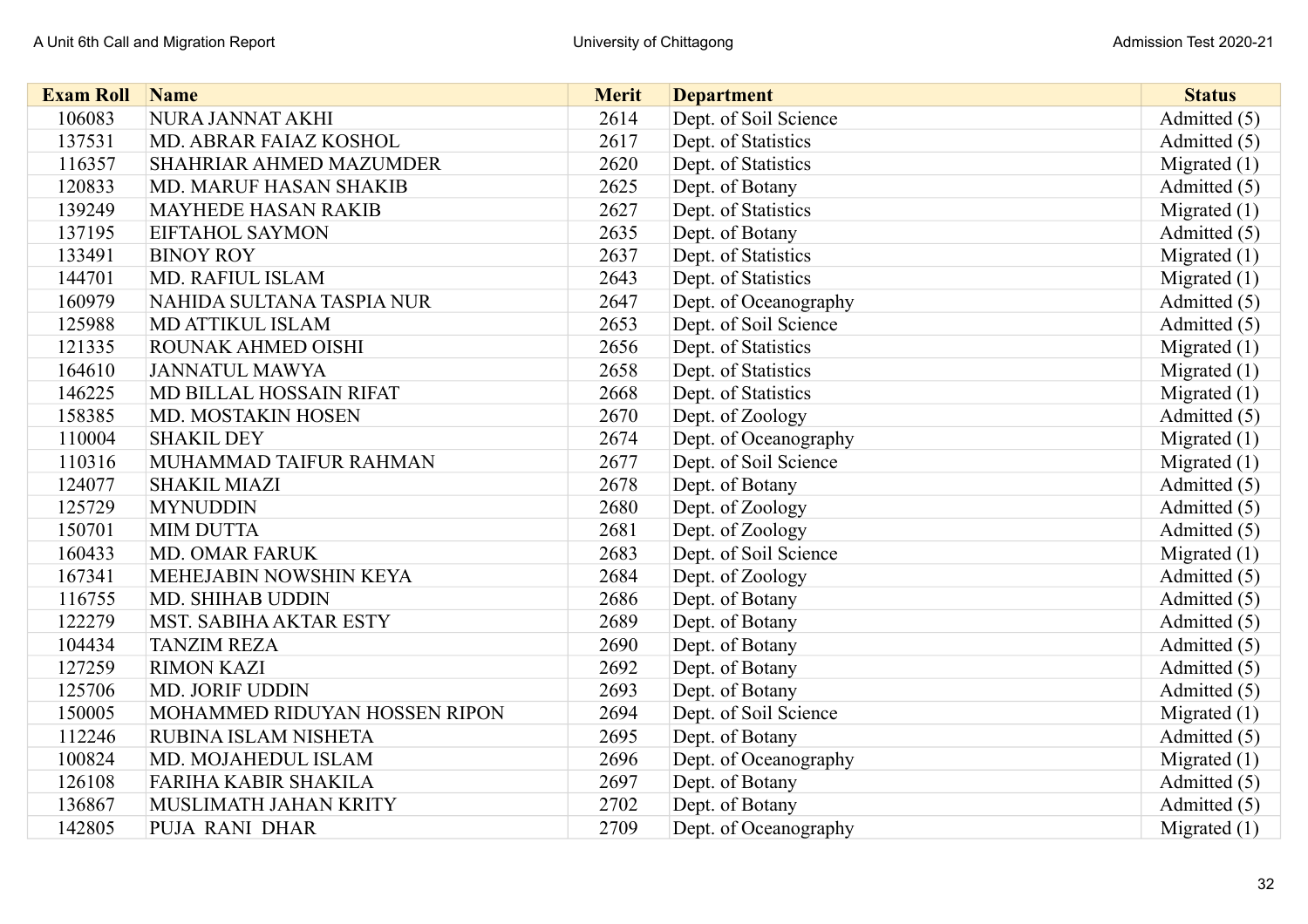| Exam Roll | Name | Merit | Department | Status |
|---|---|---|---|---|
| 106083 | NURA JANNAT AKHI | 2614 | Dept. of Soil Science | Admitted (5) |
| 137531 | MD. ABRAR FAIAZ KOSHOL | 2617 | Dept. of Statistics | Admitted (5) |
| 116357 | SHAHRIAR AHMED MAZUMDER | 2620 | Dept. of Statistics | Migrated (1) |
| 120833 | MD. MARUF HASAN SHAKIB | 2625 | Dept. of Botany | Admitted (5) |
| 139249 | MAYHEDE HASAN RAKIB | 2627 | Dept. of Statistics | Migrated (1) |
| 137195 | EIFTAHOL SAYMON | 2635 | Dept. of Botany | Admitted (5) |
| 133491 | BINOY ROY | 2637 | Dept. of Statistics | Migrated (1) |
| 144701 | MD. RAFIUL ISLAM | 2643 | Dept. of Statistics | Migrated (1) |
| 160979 | NAHIDA SULTANA TASPIA NUR | 2647 | Dept. of Oceanography | Admitted (5) |
| 125988 | MD ATTIKUL ISLAM | 2653 | Dept. of Soil Science | Admitted (5) |
| 121335 | ROUNAK AHMED OISHI | 2656 | Dept. of Statistics | Migrated (1) |
| 164610 | JANNATUL MAWYA | 2658 | Dept. of Statistics | Migrated (1) |
| 146225 | MD BILLAL HOSSAIN RIFAT | 2668 | Dept. of Statistics | Migrated (1) |
| 158385 | MD. MOSTAKIN HOSEN | 2670 | Dept. of Zoology | Admitted (5) |
| 110004 | SHAKIL DEY | 2674 | Dept. of Oceanography | Migrated (1) |
| 110316 | MUHAMMAD TAIFUR RAHMAN | 2677 | Dept. of Soil Science | Migrated (1) |
| 124077 | SHAKIL MIAZI | 2678 | Dept. of Botany | Admitted (5) |
| 125729 | MYNUDDIN | 2680 | Dept. of Zoology | Admitted (5) |
| 150701 | MIM DUTTA | 2681 | Dept. of Zoology | Admitted (5) |
| 160433 | MD. OMAR FARUK | 2683 | Dept. of Soil Science | Migrated (1) |
| 167341 | MEHEJABIN NOWSHIN KEYA | 2684 | Dept. of Zoology | Admitted (5) |
| 116755 | MD. SHIHAB UDDIN | 2686 | Dept. of Botany | Admitted (5) |
| 122279 | MST. SABIHA AKTAR ESTY | 2689 | Dept. of Botany | Admitted (5) |
| 104434 | TANZIM REZA | 2690 | Dept. of Botany | Admitted (5) |
| 127259 | RIMON KAZI | 2692 | Dept. of Botany | Admitted (5) |
| 125706 | MD. JORIF UDDIN | 2693 | Dept. of Botany | Admitted (5) |
| 150005 | MOHAMMED RIDUYAN HOSSEN RIPON | 2694 | Dept. of Soil Science | Migrated (1) |
| 112246 | RUBINA ISLAM NISHETA | 2695 | Dept. of Botany | Admitted (5) |
| 100824 | MD. MOJAHEDUL ISLAM | 2696 | Dept. of Oceanography | Migrated (1) |
| 126108 | FARIHA KABIR SHAKILA | 2697 | Dept. of Botany | Admitted (5) |
| 136867 | MUSLIMATH JAHAN KRITY | 2702 | Dept. of Botany | Admitted (5) |
| 142805 | PUJA RANI DHAR | 2709 | Dept. of Oceanography | Migrated (1) |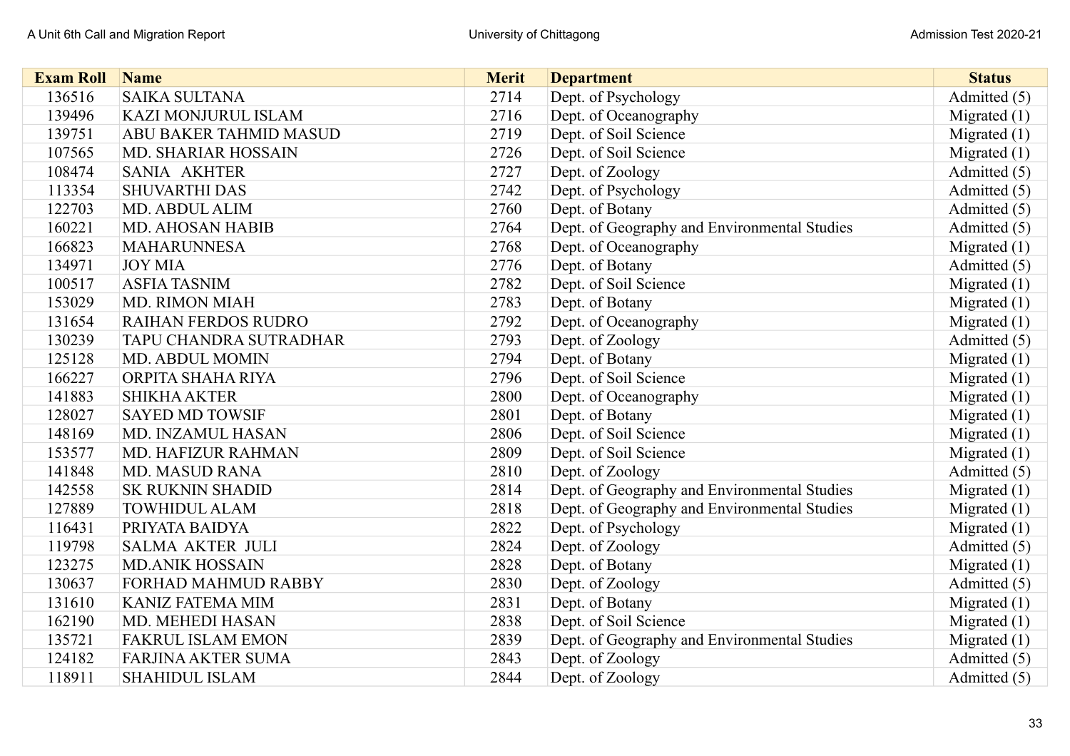| Exam Roll | Name | Merit | Department | Status |
|---|---|---|---|---|
| 136516 | SAIKA SULTANA | 2714 | Dept. of Psychology | Admitted (5) |
| 139496 | KAZI MONJURUL ISLAM | 2716 | Dept. of Oceanography | Migrated (1) |
| 139751 | ABU BAKER TAHMID MASUD | 2719 | Dept. of Soil Science | Migrated (1) |
| 107565 | MD. SHARIAR HOSSAIN | 2726 | Dept. of Soil Science | Migrated (1) |
| 108474 | SANIA AKHTER | 2727 | Dept. of Zoology | Admitted (5) |
| 113354 | SHUVARTHI DAS | 2742 | Dept. of Psychology | Admitted (5) |
| 122703 | MD. ABDUL ALIM | 2760 | Dept. of Botany | Admitted (5) |
| 160221 | MD. AHOSAN HABIB | 2764 | Dept. of Geography and Environmental Studies | Admitted (5) |
| 166823 | MAHARUNNESA | 2768 | Dept. of Oceanography | Migrated (1) |
| 134971 | JOY MIA | 2776 | Dept. of Botany | Admitted (5) |
| 100517 | ASFIA TASNIM | 2782 | Dept. of Soil Science | Migrated (1) |
| 153029 | MD. RIMON MIAH | 2783 | Dept. of Botany | Migrated (1) |
| 131654 | RAIHAN FERDOS RUDRO | 2792 | Dept. of Oceanography | Migrated (1) |
| 130239 | TAPU CHANDRA SUTRADHAR | 2793 | Dept. of Zoology | Admitted (5) |
| 125128 | MD. ABDUL MOMIN | 2794 | Dept. of Botany | Migrated (1) |
| 166227 | ORPITA SHAHA RIYA | 2796 | Dept. of Soil Science | Migrated (1) |
| 141883 | SHIKHA AKTER | 2800 | Dept. of Oceanography | Migrated (1) |
| 128027 | SAYED MD TOWSIF | 2801 | Dept. of Botany | Migrated (1) |
| 148169 | MD. INZAMUL HASAN | 2806 | Dept. of Soil Science | Migrated (1) |
| 153577 | MD. HAFIZUR RAHMAN | 2809 | Dept. of Soil Science | Migrated (1) |
| 141848 | MD. MASUD RANA | 2810 | Dept. of Zoology | Admitted (5) |
| 142558 | SK RUKNIN SHADID | 2814 | Dept. of Geography and Environmental Studies | Migrated (1) |
| 127889 | TOWHIDUL ALAM | 2818 | Dept. of Geography and Environmental Studies | Migrated (1) |
| 116431 | PRIYATA BAIDYA | 2822 | Dept. of Psychology | Migrated (1) |
| 119798 | SALMA AKTER JULI | 2824 | Dept. of Zoology | Admitted (5) |
| 123275 | MD.ANIK HOSSAIN | 2828 | Dept. of Botany | Migrated (1) |
| 130637 | FORHAD MAHMUD RABBY | 2830 | Dept. of Zoology | Admitted (5) |
| 131610 | KANIZ FATEMA MIM | 2831 | Dept. of Botany | Migrated (1) |
| 162190 | MD. MEHEDI HASAN | 2838 | Dept. of Soil Science | Migrated (1) |
| 135721 | FAKRUL ISLAM EMON | 2839 | Dept. of Geography and Environmental Studies | Migrated (1) |
| 124182 | FARJINA AKTER SUMA | 2843 | Dept. of Zoology | Admitted (5) |
| 118911 | SHAHIDUL ISLAM | 2844 | Dept. of Zoology | Admitted (5) |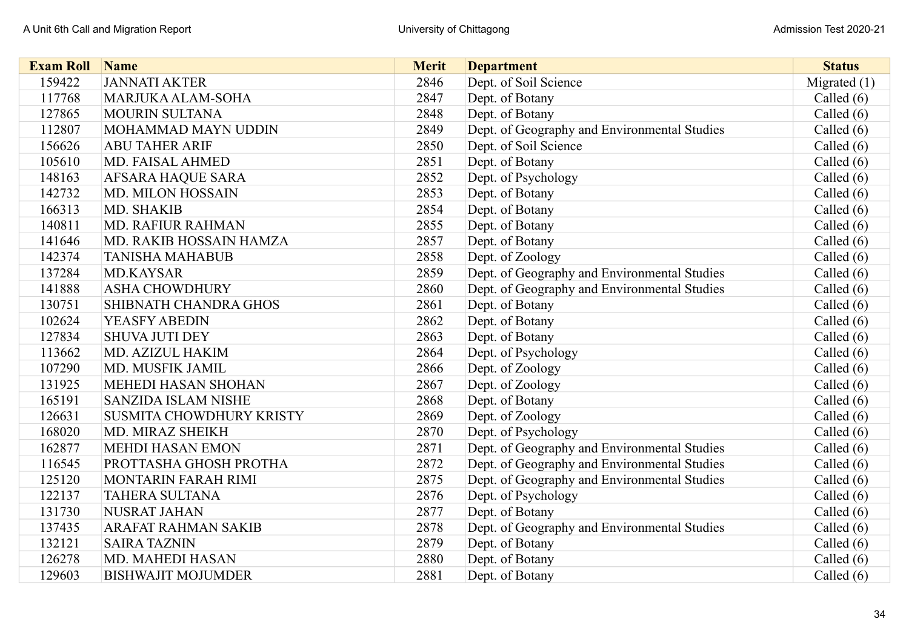| Exam Roll | Name | Merit | Department | Status |
|---|---|---|---|---|
| 159422 | JANNATI AKTER | 2846 | Dept. of Soil Science | Migrated (1) |
| 117768 | MARJUKA ALAM-SOHA | 2847 | Dept. of Botany | Called (6) |
| 127865 | MOURIN SULTANA | 2848 | Dept. of Botany | Called (6) |
| 112807 | MOHAMMAD MAYN UDDIN | 2849 | Dept. of Geography and Environmental Studies | Called (6) |
| 156626 | ABU TAHER ARIF | 2850 | Dept. of Soil Science | Called (6) |
| 105610 | MD. FAISAL AHMED | 2851 | Dept. of Botany | Called (6) |
| 148163 | AFSARA HAQUE SARA | 2852 | Dept. of Psychology | Called (6) |
| 142732 | MD. MILON HOSSAIN | 2853 | Dept. of Botany | Called (6) |
| 166313 | MD. SHAKIB | 2854 | Dept. of Botany | Called (6) |
| 140811 | MD. RAFIUR RAHMAN | 2855 | Dept. of Botany | Called (6) |
| 141646 | MD. RAKIB HOSSAIN HAMZA | 2857 | Dept. of Botany | Called (6) |
| 142374 | TANISHA MAHABUB | 2858 | Dept. of Zoology | Called (6) |
| 137284 | MD.KAYSAR | 2859 | Dept. of Geography and Environmental Studies | Called (6) |
| 141888 | ASHA CHOWDHURY | 2860 | Dept. of Geography and Environmental Studies | Called (6) |
| 130751 | SHIBNATH CHANDRA GHOS | 2861 | Dept. of Botany | Called (6) |
| 102624 | YEASFY ABEDIN | 2862 | Dept. of Botany | Called (6) |
| 127834 | SHUVA JUTI DEY | 2863 | Dept. of Botany | Called (6) |
| 113662 | MD. AZIZUL HAKIM | 2864 | Dept. of Psychology | Called (6) |
| 107290 | MD. MUSFIK JAMIL | 2866 | Dept. of Zoology | Called (6) |
| 131925 | MEHEDI HASAN SHOHAN | 2867 | Dept. of Zoology | Called (6) |
| 165191 | SANZIDA ISLAM NISHE | 2868 | Dept. of Botany | Called (6) |
| 126631 | SUSMITA CHOWDHURY KRISTY | 2869 | Dept. of Zoology | Called (6) |
| 168020 | MD. MIRAZ SHEIKH | 2870 | Dept. of Psychology | Called (6) |
| 162877 | MEHDI HASAN EMON | 2871 | Dept. of Geography and Environmental Studies | Called (6) |
| 116545 | PROTTASHA GHOSH PROTHA | 2872 | Dept. of Geography and Environmental Studies | Called (6) |
| 125120 | MONTARIN FARAH RIMI | 2875 | Dept. of Geography and Environmental Studies | Called (6) |
| 122137 | TAHERA SULTANA | 2876 | Dept. of Psychology | Called (6) |
| 131730 | NUSRAT JAHAN | 2877 | Dept. of Botany | Called (6) |
| 137435 | ARAFAT RAHMAN SAKIB | 2878 | Dept. of Geography and Environmental Studies | Called (6) |
| 132121 | SAIRA TAZNIN | 2879 | Dept. of Botany | Called (6) |
| 126278 | MD. MAHEDI HASAN | 2880 | Dept. of Botany | Called (6) |
| 129603 | BISHWAJIT MOJUMDER | 2881 | Dept. of Botany | Called (6) |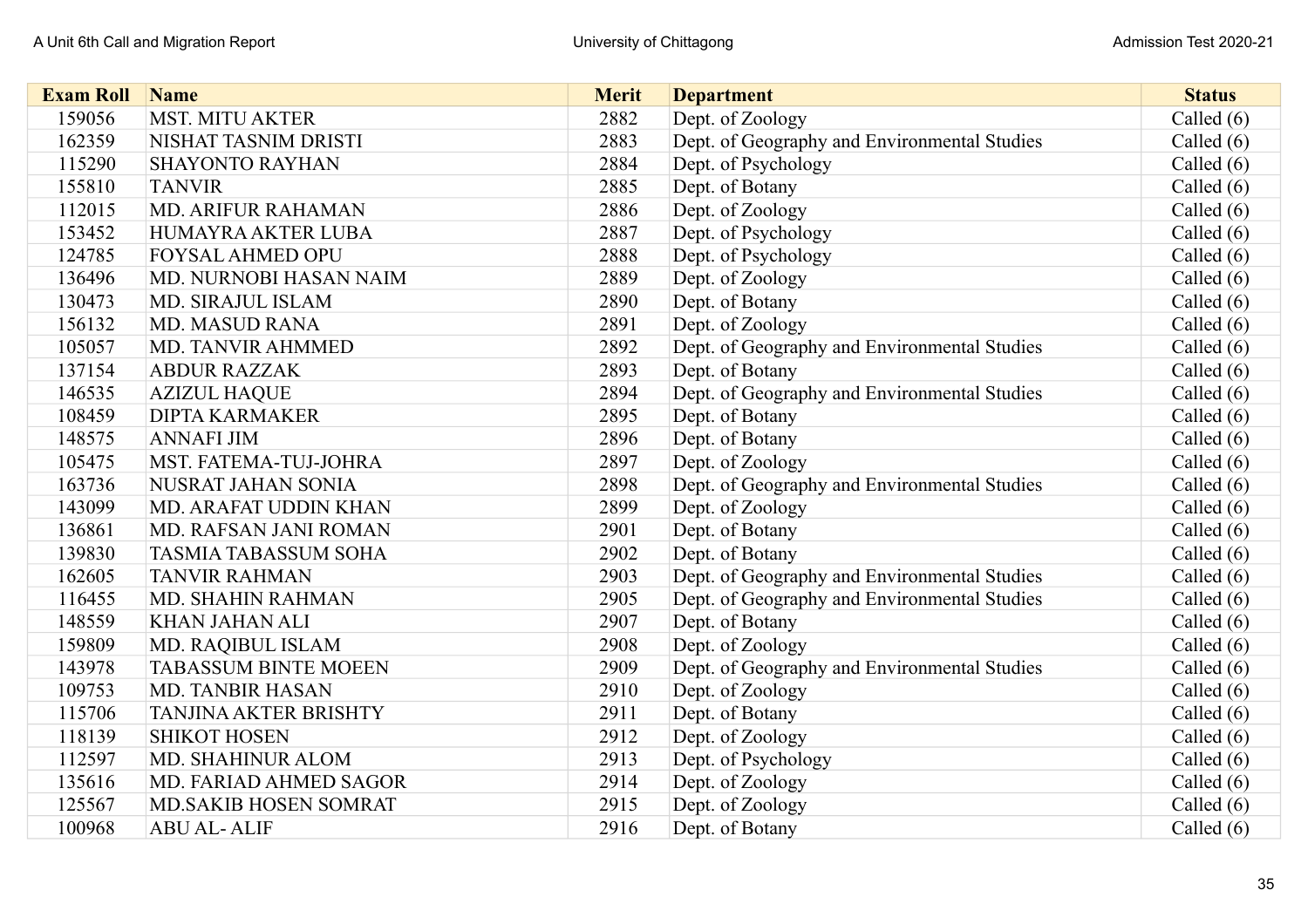| Exam Roll | Name | Merit | Department | Status |
|---|---|---|---|---|
| 159056 | MST. MITU AKTER | 2882 | Dept. of Zoology | Called (6) |
| 162359 | NISHAT TASNIM DRISTI | 2883 | Dept. of Geography and Environmental Studies | Called (6) |
| 115290 | SHAYONTO RAYHAN | 2884 | Dept. of Psychology | Called (6) |
| 155810 | TANVIR | 2885 | Dept. of Botany | Called (6) |
| 112015 | MD. ARIFUR RAHAMAN | 2886 | Dept. of Zoology | Called (6) |
| 153452 | HUMAYRA AKTER LUBA | 2887 | Dept. of Psychology | Called (6) |
| 124785 | FOYSAL AHMED OPU | 2888 | Dept. of Psychology | Called (6) |
| 136496 | MD. NURNOBI HASAN NAIM | 2889 | Dept. of Zoology | Called (6) |
| 130473 | MD. SIRAJUL ISLAM | 2890 | Dept. of Botany | Called (6) |
| 156132 | MD. MASUD RANA | 2891 | Dept. of Zoology | Called (6) |
| 105057 | MD. TANVIR AHMMED | 2892 | Dept. of Geography and Environmental Studies | Called (6) |
| 137154 | ABDUR RAZZAK | 2893 | Dept. of Botany | Called (6) |
| 146535 | AZIZUL HAQUE | 2894 | Dept. of Geography and Environmental Studies | Called (6) |
| 108459 | DIPTA KARMAKER | 2895 | Dept. of Botany | Called (6) |
| 148575 | ANNAFI JIM | 2896 | Dept. of Botany | Called (6) |
| 105475 | MST. FATEMA-TUJ-JOHRA | 2897 | Dept. of Zoology | Called (6) |
| 163736 | NUSRAT JAHAN SONIA | 2898 | Dept. of Geography and Environmental Studies | Called (6) |
| 143099 | MD. ARAFAT UDDIN KHAN | 2899 | Dept. of Zoology | Called (6) |
| 136861 | MD. RAFSAN JANI ROMAN | 2901 | Dept. of Botany | Called (6) |
| 139830 | TASMIA TABASSUM SOHA | 2902 | Dept. of Botany | Called (6) |
| 162605 | TANVIR RAHMAN | 2903 | Dept. of Geography and Environmental Studies | Called (6) |
| 116455 | MD. SHAHIN RAHMAN | 2905 | Dept. of Geography and Environmental Studies | Called (6) |
| 148559 | KHAN JAHAN ALI | 2907 | Dept. of Botany | Called (6) |
| 159809 | MD. RAQIBUL ISLAM | 2908 | Dept. of Zoology | Called (6) |
| 143978 | TABASSUM BINTE MOEEN | 2909 | Dept. of Geography and Environmental Studies | Called (6) |
| 109753 | MD. TANBIR HASAN | 2910 | Dept. of Zoology | Called (6) |
| 115706 | TANJINA AKTER BRISHTY | 2911 | Dept. of Botany | Called (6) |
| 118139 | SHIKOT HOSEN | 2912 | Dept. of Zoology | Called (6) |
| 112597 | MD. SHAHINUR ALOM | 2913 | Dept. of Psychology | Called (6) |
| 135616 | MD. FARIAD AHMED SAGOR | 2914 | Dept. of Zoology | Called (6) |
| 125567 | MD.SAKIB HOSEN SOMRAT | 2915 | Dept. of Zoology | Called (6) |
| 100968 | ABU AL- ALIF | 2916 | Dept. of Botany | Called (6) |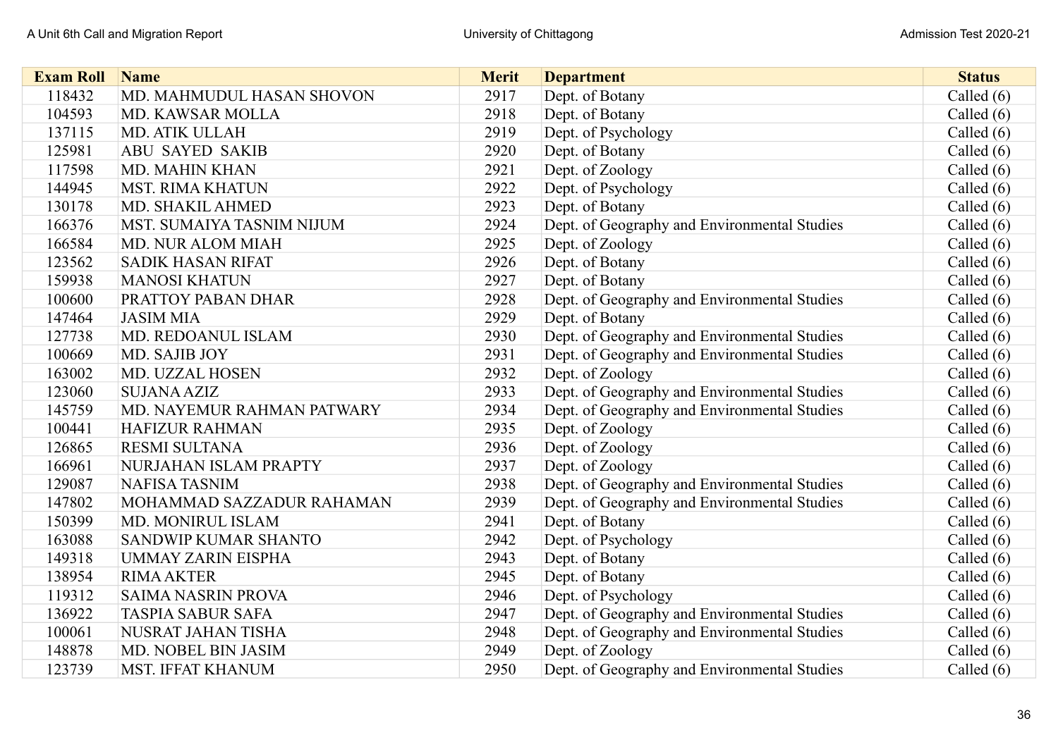| Exam Roll | Name | Merit | Department | Status |
|---|---|---|---|---|
| 118432 | MD. MAHMUDUL HASAN SHOVON | 2917 | Dept. of Botany | Called (6) |
| 104593 | MD. KAWSAR MOLLA | 2918 | Dept. of Botany | Called (6) |
| 137115 | MD. ATIK ULLAH | 2919 | Dept. of Psychology | Called (6) |
| 125981 | ABU SAYED SAKIB | 2920 | Dept. of Botany | Called (6) |
| 117598 | MD. MAHIN KHAN | 2921 | Dept. of Zoology | Called (6) |
| 144945 | MST. RIMA KHATUN | 2922 | Dept. of Psychology | Called (6) |
| 130178 | MD. SHAKIL AHMED | 2923 | Dept. of Botany | Called (6) |
| 166376 | MST. SUMAIYA TASNIM NIJUM | 2924 | Dept. of Geography and Environmental Studies | Called (6) |
| 166584 | MD. NUR ALOM MIAH | 2925 | Dept. of Zoology | Called (6) |
| 123562 | SADIK HASAN RIFAT | 2926 | Dept. of Botany | Called (6) |
| 159938 | MANOSI KHATUN | 2927 | Dept. of Botany | Called (6) |
| 100600 | PRATTOY PABAN DHAR | 2928 | Dept. of Geography and Environmental Studies | Called (6) |
| 147464 | JASIM MIA | 2929 | Dept. of Botany | Called (6) |
| 127738 | MD. REDOANUL ISLAM | 2930 | Dept. of Geography and Environmental Studies | Called (6) |
| 100669 | MD. SAJIB JOY | 2931 | Dept. of Geography and Environmental Studies | Called (6) |
| 163002 | MD. UZZAL HOSEN | 2932 | Dept. of Zoology | Called (6) |
| 123060 | SUJANA AZIZ | 2933 | Dept. of Geography and Environmental Studies | Called (6) |
| 145759 | MD. NAYEMUR RAHMAN PATWARY | 2934 | Dept. of Geography and Environmental Studies | Called (6) |
| 100441 | HAFIZUR RAHMAN | 2935 | Dept. of Zoology | Called (6) |
| 126865 | RESMI SULTANA | 2936 | Dept. of Zoology | Called (6) |
| 166961 | NURJAHAN ISLAM PRAPTY | 2937 | Dept. of Zoology | Called (6) |
| 129087 | NAFISA TASNIM | 2938 | Dept. of Geography and Environmental Studies | Called (6) |
| 147802 | MOHAMMAD SAZZADUR RAHAMAN | 2939 | Dept. of Geography and Environmental Studies | Called (6) |
| 150399 | MD. MONIRUL ISLAM | 2941 | Dept. of Botany | Called (6) |
| 163088 | SANDWIP KUMAR SHANTO | 2942 | Dept. of Psychology | Called (6) |
| 149318 | UMMAY ZARIN EISPHA | 2943 | Dept. of Botany | Called (6) |
| 138954 | RIMA AKTER | 2945 | Dept. of Botany | Called (6) |
| 119312 | SAIMA NASRIN PROVA | 2946 | Dept. of Psychology | Called (6) |
| 136922 | TASPIA SABUR SAFA | 2947 | Dept. of Geography and Environmental Studies | Called (6) |
| 100061 | NUSRAT JAHAN TISHA | 2948 | Dept. of Geography and Environmental Studies | Called (6) |
| 148878 | MD. NOBEL BIN JASIM | 2949 | Dept. of Zoology | Called (6) |
| 123739 | MST. IFFAT KHANUM | 2950 | Dept. of Geography and Environmental Studies | Called (6) |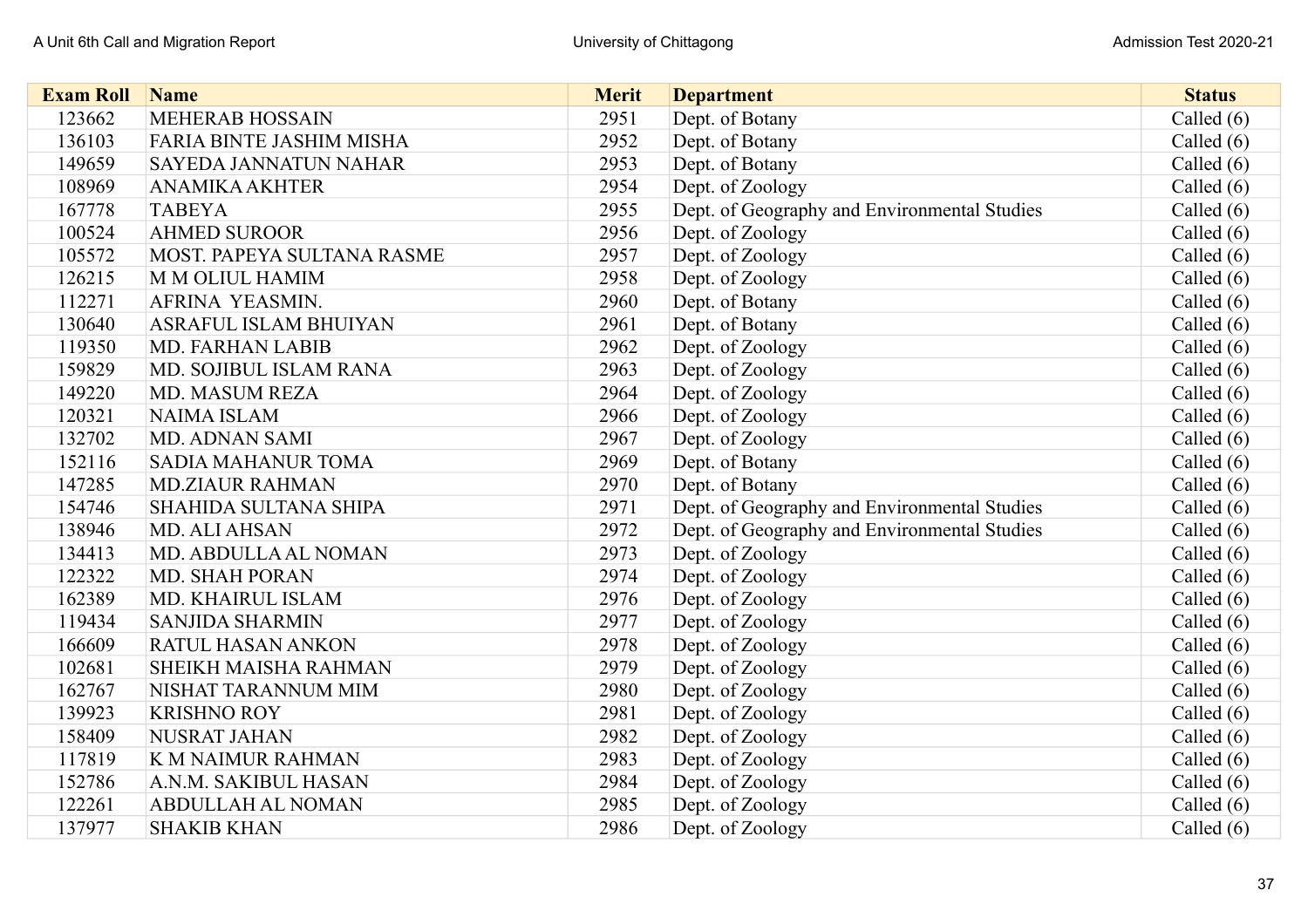| Exam Roll | Name | Merit | Department | Status |
|---|---|---|---|---|
| 123662 | MEHERAB HOSSAIN | 2951 | Dept. of Botany | Called (6) |
| 136103 | FARIA BINTE JASHIM MISHA | 2952 | Dept. of Botany | Called (6) |
| 149659 | SAYEDA JANNATUN NAHAR | 2953 | Dept. of Botany | Called (6) |
| 108969 | ANAMIKA AKHTER | 2954 | Dept. of Zoology | Called (6) |
| 167778 | TABEYA | 2955 | Dept. of Geography and Environmental Studies | Called (6) |
| 100524 | AHMED SUROOR | 2956 | Dept. of Zoology | Called (6) |
| 105572 | MOST. PAPEYA SULTANA RASME | 2957 | Dept. of Zoology | Called (6) |
| 126215 | M M OLIUL HAMIM | 2958 | Dept. of Zoology | Called (6) |
| 112271 | AFRINA YEASMIN. | 2960 | Dept. of Botany | Called (6) |
| 130640 | ASRAFUL ISLAM BHUIYAN | 2961 | Dept. of Botany | Called (6) |
| 119350 | MD. FARHAN LABIB | 2962 | Dept. of Zoology | Called (6) |
| 159829 | MD. SOJIBUL ISLAM RANA | 2963 | Dept. of Zoology | Called (6) |
| 149220 | MD. MASUM REZA | 2964 | Dept. of Zoology | Called (6) |
| 120321 | NAIMA ISLAM | 2966 | Dept. of Zoology | Called (6) |
| 132702 | MD. ADNAN SAMI | 2967 | Dept. of Zoology | Called (6) |
| 152116 | SADIA MAHANUR TOMA | 2969 | Dept. of Botany | Called (6) |
| 147285 | MD.ZIAUR RAHMAN | 2970 | Dept. of Botany | Called (6) |
| 154746 | SHAHIDA SULTANA SHIPA | 2971 | Dept. of Geography and Environmental Studies | Called (6) |
| 138946 | MD. ALI AHSAN | 2972 | Dept. of Geography and Environmental Studies | Called (6) |
| 134413 | MD. ABDULLA AL NOMAN | 2973 | Dept. of Zoology | Called (6) |
| 122322 | MD. SHAH PORAN | 2974 | Dept. of Zoology | Called (6) |
| 162389 | MD. KHAIRUL ISLAM | 2976 | Dept. of Zoology | Called (6) |
| 119434 | SANJIDA SHARMIN | 2977 | Dept. of Zoology | Called (6) |
| 166609 | RATUL HASAN ANKON | 2978 | Dept. of Zoology | Called (6) |
| 102681 | SHEIKH MAISHA RAHMAN | 2979 | Dept. of Zoology | Called (6) |
| 162767 | NISHAT TARANNUM MIM | 2980 | Dept. of Zoology | Called (6) |
| 139923 | KRISHNO ROY | 2981 | Dept. of Zoology | Called (6) |
| 158409 | NUSRAT JAHAN | 2982 | Dept. of Zoology | Called (6) |
| 117819 | K M NAIMUR RAHMAN | 2983 | Dept. of Zoology | Called (6) |
| 152786 | A.N.M. SAKIBUL HASAN | 2984 | Dept. of Zoology | Called (6) |
| 122261 | ABDULLAH AL NOMAN | 2985 | Dept. of Zoology | Called (6) |
| 137977 | SHAKIB KHAN | 2986 | Dept. of Zoology | Called (6) |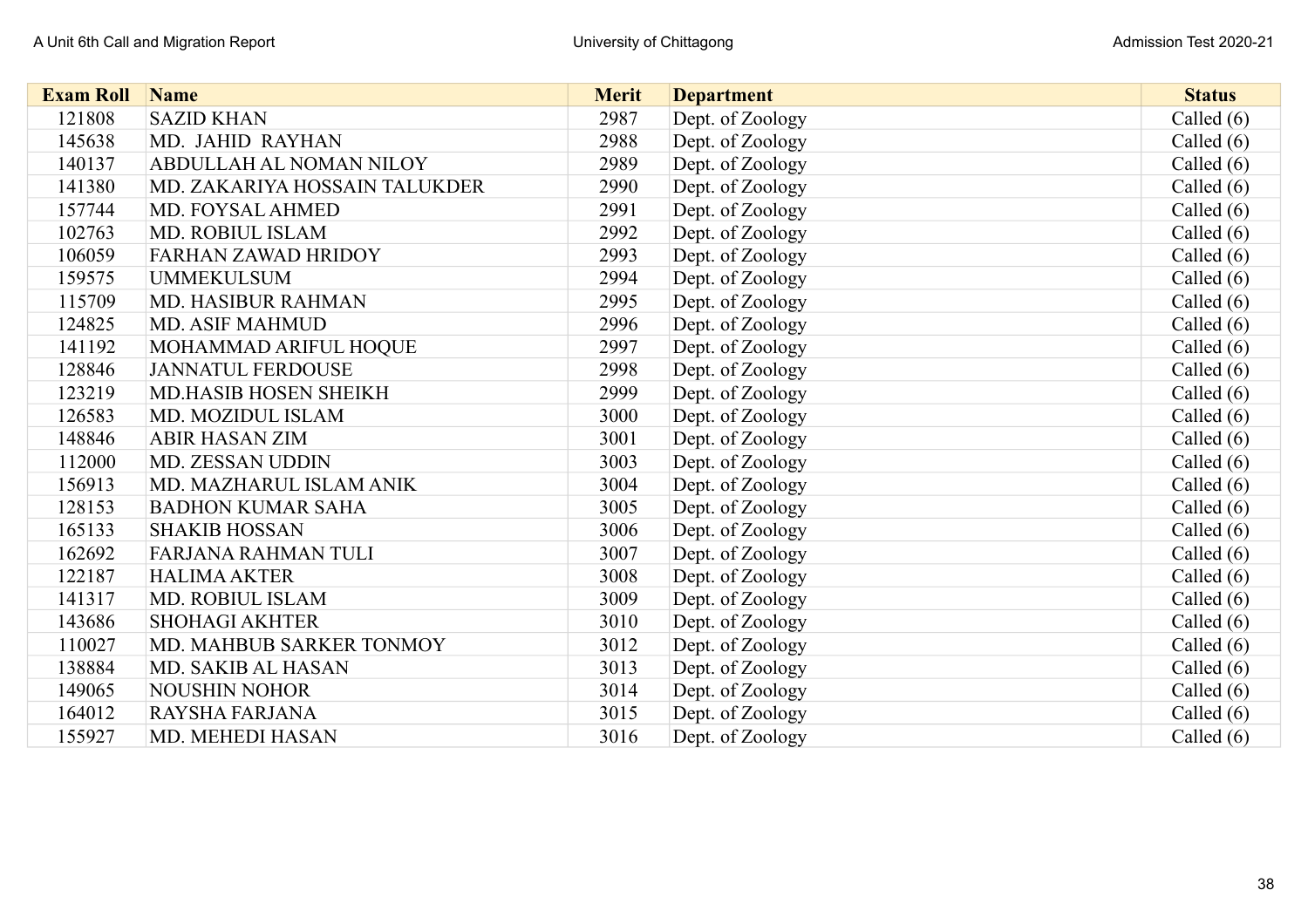| Exam Roll | Name | Merit | Department | Status |
|---|---|---|---|---|
| 121808 | SAZID KHAN | 2987 | Dept. of Zoology | Called (6) |
| 145638 | MD. JAHID RAYHAN | 2988 | Dept. of Zoology | Called (6) |
| 140137 | ABDULLAH AL NOMAN NILOY | 2989 | Dept. of Zoology | Called (6) |
| 141380 | MD. ZAKARIYA HOSSAIN TALUKDER | 2990 | Dept. of Zoology | Called (6) |
| 157744 | MD. FOYSAL AHMED | 2991 | Dept. of Zoology | Called (6) |
| 102763 | MD. ROBIUL ISLAM | 2992 | Dept. of Zoology | Called (6) |
| 106059 | FARHAN ZAWAD HRIDOY | 2993 | Dept. of Zoology | Called (6) |
| 159575 | UMMEKULSUM | 2994 | Dept. of Zoology | Called (6) |
| 115709 | MD. HASIBUR RAHMAN | 2995 | Dept. of Zoology | Called (6) |
| 124825 | MD. ASIF MAHMUD | 2996 | Dept. of Zoology | Called (6) |
| 141192 | MOHAMMAD ARIFUL HOQUE | 2997 | Dept. of Zoology | Called (6) |
| 128846 | JANNATUL FERDOUSE | 2998 | Dept. of Zoology | Called (6) |
| 123219 | MD.HASIB HOSEN SHEIKH | 2999 | Dept. of Zoology | Called (6) |
| 126583 | MD. MOZIDUL ISLAM | 3000 | Dept. of Zoology | Called (6) |
| 148846 | ABIR HASAN ZIM | 3001 | Dept. of Zoology | Called (6) |
| 112000 | MD. ZESSAN UDDIN | 3003 | Dept. of Zoology | Called (6) |
| 156913 | MD. MAZHARUL ISLAM ANIK | 3004 | Dept. of Zoology | Called (6) |
| 128153 | BADHON KUMAR SAHA | 3005 | Dept. of Zoology | Called (6) |
| 165133 | SHAKIB HOSSAN | 3006 | Dept. of Zoology | Called (6) |
| 162692 | FARJANA RAHMAN TULI | 3007 | Dept. of Zoology | Called (6) |
| 122187 | HALIMA AKTER | 3008 | Dept. of Zoology | Called (6) |
| 141317 | MD. ROBIUL ISLAM | 3009 | Dept. of Zoology | Called (6) |
| 143686 | SHOHAGI AKHTER | 3010 | Dept. of Zoology | Called (6) |
| 110027 | MD. MAHBUB SARKER TONMOY | 3012 | Dept. of Zoology | Called (6) |
| 138884 | MD. SAKIB AL HASAN | 3013 | Dept. of Zoology | Called (6) |
| 149065 | NOUSHIN NOHOR | 3014 | Dept. of Zoology | Called (6) |
| 164012 | RAYSHA FARJANA | 3015 | Dept. of Zoology | Called (6) |
| 155927 | MD. MEHEDI HASAN | 3016 | Dept. of Zoology | Called (6) |